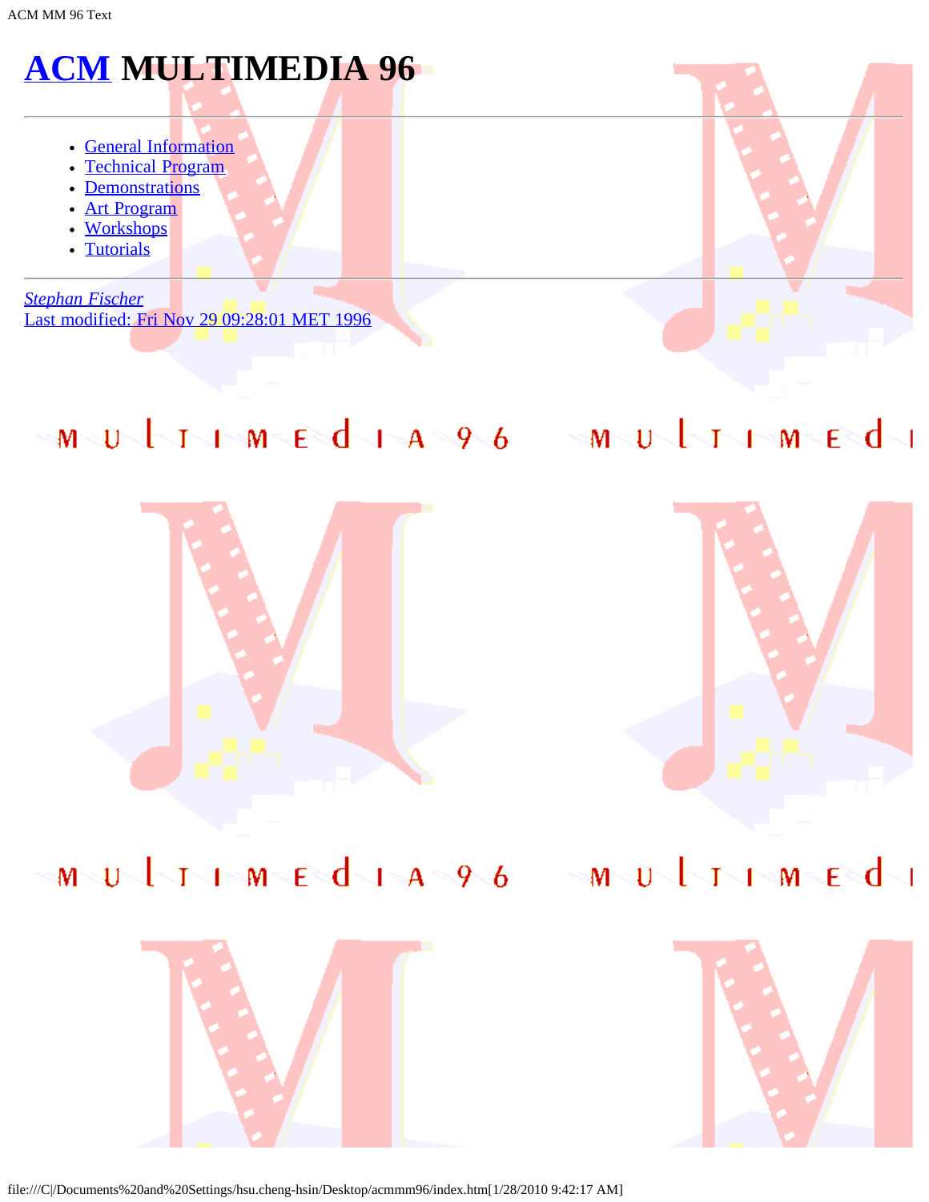# ACM MULTIMEDIA 96

---

- General Information
- Technical Program
- Demonstrations
- Art Program
- Workshops
- Tutorials

---

*Stephan Fischer*
Last modified: Fri Nov 29 09:28:01 MET 1996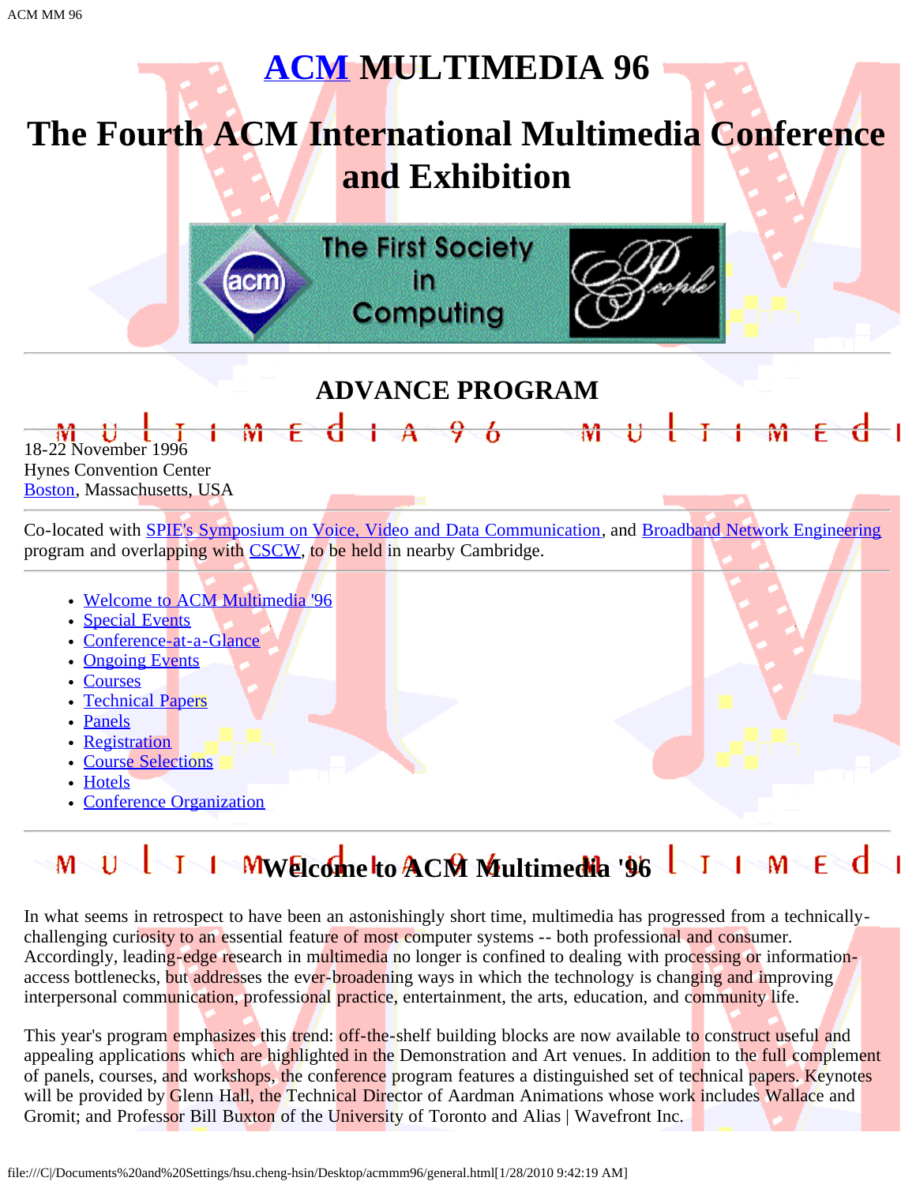# ACM MULTIMEDIA 96

# The Fourth ACM International Multimedia Conference and Exhibition

---

## ADVANCE PROGRAM

18-22 November 1996
Hynes Convention Center
Boston, Massachusetts, USA

---

Co-located with SPIE's Symposium on Voice, Video and Data Communication, and Broadband Network Engineering program and overlapping with CSCW, to be held in nearby Cambridge.

---

- Welcome to ACM Multimedia '96
- Special Events
- Conference-at-a-Glance
- Ongoing Events
- Courses
- Technical Papers
- Panels
- Registration
- Course Selections
- Hotels
- Conference Organization

---

## Welcome to ACM Multimedia '96

In what seems in retrospect to have been an astonishingly short time, multimedia has progressed from a technically-challenging curiosity to an essential feature of most computer systems -- both professional and consumer. Accordingly, leading-edge research in multimedia no longer is confined to dealing with processing or information-access bottlenecks, but addresses the ever-broadening ways in which the technology is changing and improving interpersonal communication, professional practice, entertainment, the arts, education, and community life.

This year's program emphasizes this trend: off-the-shelf building blocks are now available to construct useful and appealing applications which are highlighted in the Demonstration and Art venues. In addition to the full complement of panels, courses, and workshops, the conference program features a distinguished set of technical papers. Keynotes will be provided by Glenn Hall, the Technical Director of Aardman Animations whose work includes Wallace and Gromit; and Professor Bill Buxton of the University of Toronto and Alias | Wavefront Inc.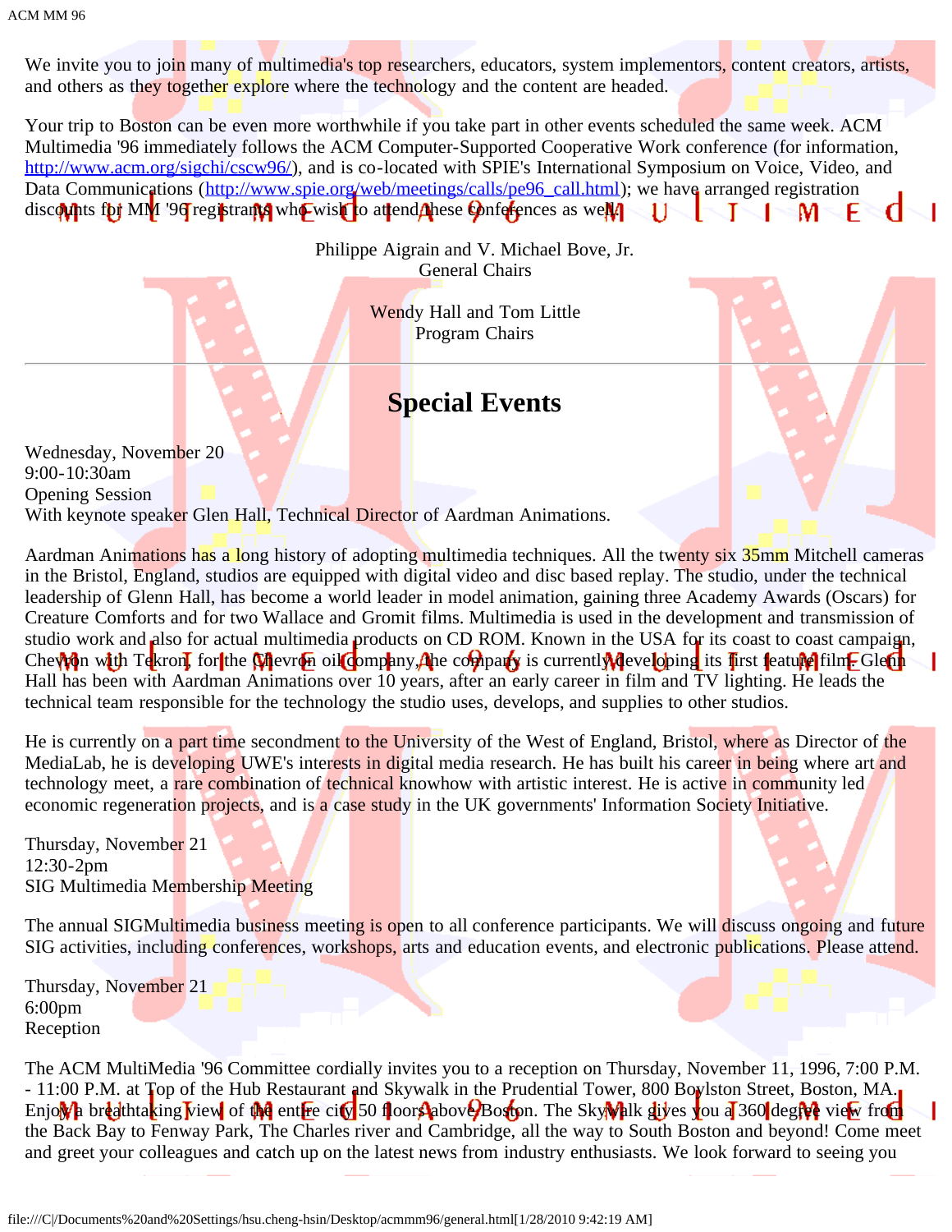We invite you to join many of multimedia's top researchers, educators, system implementors, content creators, artists, and others as they together explore where the technology and the content are headed.

Your trip to Boston can be even more worthwhile if you take part in other events scheduled the same week. ACM Multimedia '96 immediately follows the ACM Computer-Supported Cooperative Work conference (for information, http://www.acm.org/sigchi/cscw96/), and is co-located with SPIE's International Symposium on Voice, Video, and Data Communications (http://www.spie.org/web/meetings/calls/pe96_call.html); we have arranged registration discounts for MM '96 registrants who wish to attend these conferences as well.

Philippe Aigrain and V. Michael Bove, Jr.
General Chairs

Wendy Hall and Tom Little
Program Chairs

---

## Special Events

Wednesday, November 20
9:00-10:30am
Opening Session
With keynote speaker Glen Hall, Technical Director of Aardman Animations.

Aardman Animations has a long history of adopting multimedia techniques. All the twenty six 35mm Mitchell cameras in the Bristol, England, studios are equipped with digital video and disc based replay. The studio, under the technical leadership of Glenn Hall, has become a world leader in model animation, gaining three Academy Awards (Oscars) for Creature Comforts and for two Wallace and Gromit films. Multimedia is used in the development and transmission of studio work and also for actual multimedia products on CD ROM. Known in the USA for its coast to coast campaign, Chevron with Tekron, for the Chevron oil company, the company is currently developing its first feature film. Glenn Hall has been with Aardman Animations over 10 years, after an early career in film and TV lighting. He leads the technical team responsible for the technology the studio uses, develops, and supplies to other studios.

He is currently on a part time secondment to the University of the West of England, Bristol, where as Director of the MediaLab, he is developing UWE's interests in digital media research. He has built his career in being where art and technology meet, a rare combination of technical knowhow with artistic interest. He is active in community led economic regeneration projects, and is a case study in the UK governments' Information Society Initiative.

Thursday, November 21
12:30-2pm
SIG Multimedia Membership Meeting

The annual SIGMultimedia business meeting is open to all conference participants. We will discuss ongoing and future SIG activities, including conferences, workshops, arts and education events, and electronic publications. Please attend.

Thursday, November 21
6:00pm
Reception

The ACM MultiMedia '96 Committee cordially invites you to a reception on Thursday, November 11, 1996, 7:00 P.M. - 11:00 P.M. at Top of the Hub Restaurant and Skywalk in the Prudential Tower, 800 Boylston Street, Boston, MA. Enjoy a breathtaking view of the entire city 50 floors above Boston. The Skywalk gives you a 360 degree view from the Back Bay to Fenway Park, The Charles river and Cambridge, all the way to South Boston and beyond! Come meet and greet your colleagues and catch up on the latest news from industry enthusiasts. We look forward to seeing you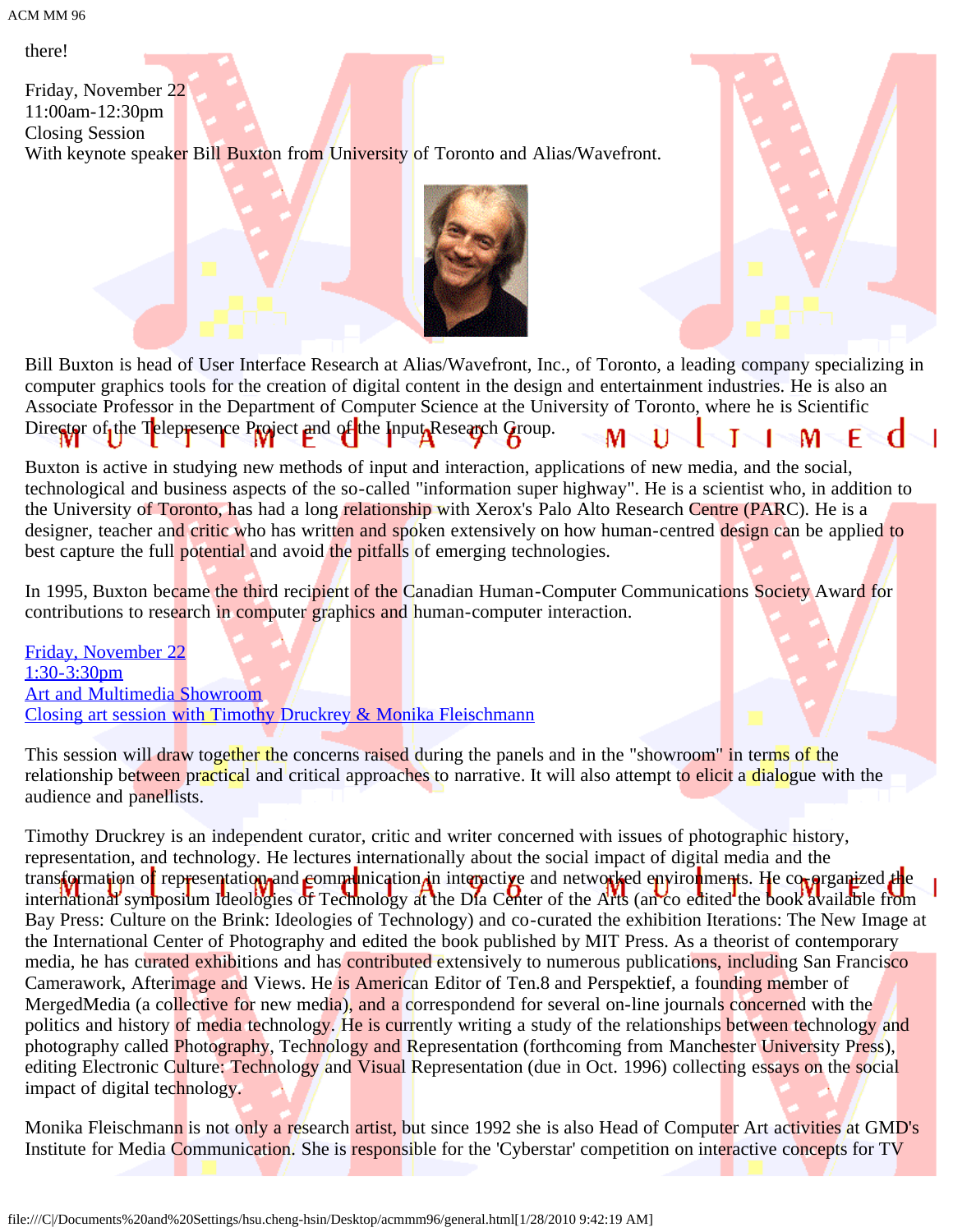there!

Friday, November 22
11:00am-12:30pm
Closing Session
With keynote speaker Bill Buxton from University of Toronto and Alias/Wavefront.

Bill Buxton is head of User Interface Research at Alias/Wavefront, Inc., of Toronto, a leading company specializing in computer graphics tools for the creation of digital content in the design and entertainment industries. He is also an Associate Professor in the Department of Computer Science at the University of Toronto, where he is Scientific Director of the Telepresence Project and of the Input Research Group.

Buxton is active in studying new methods of input and interaction, applications of new media, and the social, technological and business aspects of the so-called "information super highway". He is a scientist who, in addition to the University of Toronto, has had a long relationship with Xerox's Palo Alto Research Centre (PARC). He is a designer, teacher and critic who has written and spoken extensively on how human-centred design can be applied to best capture the full potential and avoid the pitfalls of emerging technologies.

In 1995, Buxton became the third recipient of the Canadian Human-Computer Communications Society Award for contributions to research in computer graphics and human-computer interaction.

Friday, November 22
1:30-3:30pm
Art and Multimedia Showroom
Closing art session with Timothy Druckrey & Monika Fleischmann

This session will draw together the concerns raised during the panels and in the "showroom" in terms of the relationship between practical and critical approaches to narrative. It will also attempt to elicit a dialogue with the audience and panellists.

Timothy Druckrey is an independent curator, critic and writer concerned with issues of photographic history, representation, and technology. He lectures internationally about the social impact of digital media and the transformation of representation and communication in interactive and networked environments. He co-organized the international symposium Ideologies of Technology at the Dia Center of the Arts (an co edited the book available from Bay Press: Culture on the Brink: Ideologies of Technology) and co-curated the exhibition Iterations: The New Image at the International Center of Photography and edited the book published by MIT Press. As a theorist of contemporary media, he has curated exhibitions and has contributed extensively to numerous publications, including San Francisco Camerawork, Afterimage and Views. He is American Editor of Ten.8 and Perspektief, a founding member of MergedMedia (a collective for new media), and a correspondend for several on-line journals concerned with the politics and history of media technology. He is currently writing a study of the relationships between technology and photography called Photography, Technology and Representation (forthcoming from Manchester University Press), editing Electronic Culture: Technology and Visual Representation (due in Oct. 1996) collecting essays on the social impact of digital technology.

Monika Fleischmann is not only a research artist, but since 1992 she is also Head of Computer Art activities at GMD's Institute for Media Communication. She is responsible for the 'Cyberstar' competition on interactive concepts for TV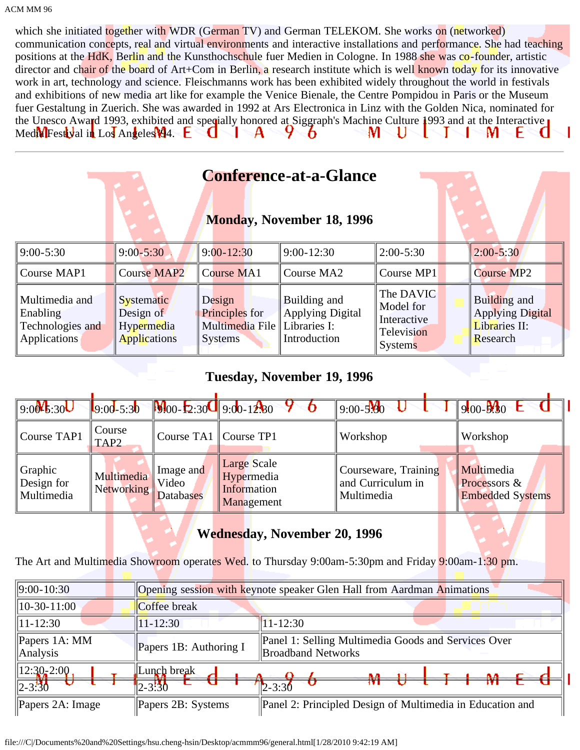which she initiated together with WDR (German TV) and German TELEKOM. She works on (networked) communication concepts, real and virtual environments and interactive installations and performance. She had teaching positions at the HdK, Berlin and the Kunsthochschule fuer Medien in Cologne. In 1988 she was co-founder, artistic director and chair of the board of Art+Com in Berlin, a research institute which is well known today for its innovative work in art, technology and science. Fleischmanns work has been exhibited widely throughout the world in festivals and exhibitions of new media art like for example the Venice Bienale, the Centre Pompidou in Paris or the Museum fuer Gestaltung in Zuerich. She was awarded in 1992 at Ars Electronica in Linz with the Golden Nica, nominated for the Unesco Award 1993, exhibited and specially honored at Siggraph's Machine Culture 1993 and at the Interactive Media Festival in Los Angeles 94.

---

# Conference-at-a-Glance

### Monday, November 18, 1996

| 9:00-5:30 | 9:00-5:30 | 9:00-12:30 | 9:00-12:30 | 2:00-5:30 | 2:00-5:30 |
|---|---|---|---|---|---|
| Course MAP1 | Course MAP2 | Course MA1 | Course MA2 | Course MP1 | Course MP2 |
| Multimedia and Enabling Technologies and Applications | Systematic Design of Hypermedia Applications | Design Principles for Multimedia File Systems | Building and Applying Digital Libraries I: Introduction | The DAVIC Model for Interactive Television Systems | Building and Applying Digital Libraries II: Research |

### Tuesday, November 19, 1996

| 9:00-5:30 | 9:00-5:30 | 9:00-12:30 | 9:00-12:30 | 9:00-5:30 | 9:00-5:30 |
|---|---|---|---|---|---|
| Course TAP1 | Course TAP2 | Course TA1 | Course TP1 | Workshop | Workshop |
| Graphic Design for Multimedia | Multimedia Networking | Image and Video Databases | Large Scale Hypermedia Information Management | Courseware, Training and Curriculum in Multimedia | Multimedia Processors & Embedded Systems |

### Wednesday, November 20, 1996

The Art and Multimedia Showroom operates Wed. to Thursday 9:00am-5:30pm and Friday 9:00am-1:30 pm.

| 9:00-10:30 | Opening session with keynote speaker Glen Hall from Aardman Animations | |
|---|---|---|
| 10-30-11:00 | Coffee break | |
| 11-12:30 | 11-12:30 | 11-12:30 |
| Papers 1A: MM Analysis | Papers 1B: Authoring I | Panel 1: Selling Multimedia Goods and Services Over Broadband Networks |
| 12:30-2:00 | Lunch break | |
| 2-3:30 | 2-3:30 | 2-3:30 |
| Papers 2A: Image | Papers 2B: Systems | Panel 2: Principled Design of Multimedia in Education and |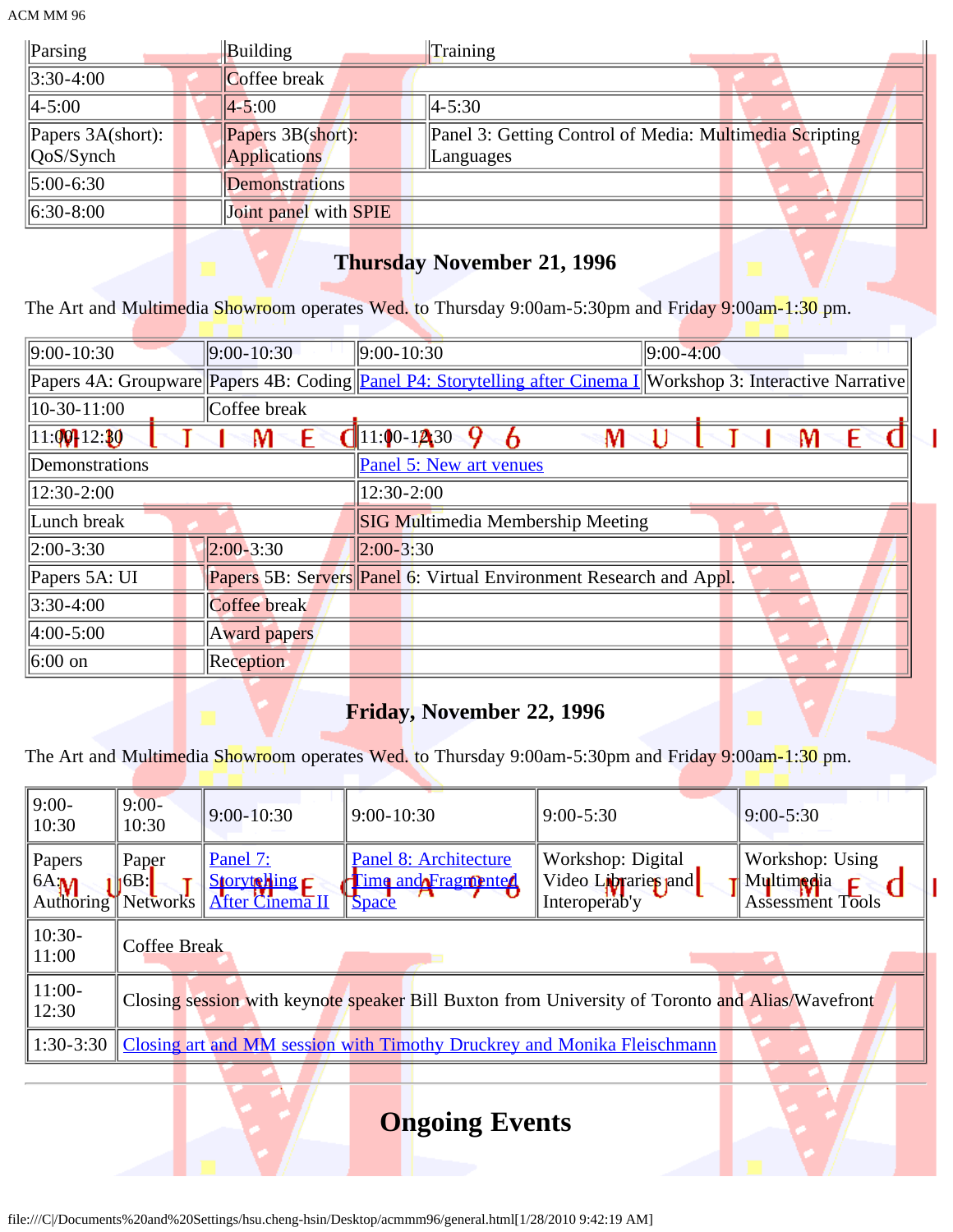| Parsing | Building | Training |
|---|---|---|
| 3:30-4:00 | Coffee break | |
| 4-5:00 | 4-5:00 | 4-5:30 |
| Papers 3A(short): QoS/Synch | Papers 3B(short): Applications | Panel 3: Getting Control of Media: Multimedia Scripting Languages |
| 5:00-6:30 | Demonstrations | |
| 6:30-8:00 | Joint panel with SPIE | |

### Thursday November 21, 1996

The Art and Multimedia Showroom operates Wed. to Thursday 9:00am-5:30pm and Friday 9:00am-1:30 pm.

| 9:00-10:30 | 9:00-10:30 | 9:00-10:30 | 9:00-4:00 |
|---|---|---|---|
| Papers 4A: Groupware | Papers 4B: Coding | Panel P4: Storytelling after Cinema I | Workshop 3: Interactive Narrative |
| 10-30-11:00 | Coffee break | | |
| 11:00-12:30 | | 11:00-12:30 | |
| Demonstrations | | Panel 5: New art venues | |
| 12:30-2:00 | | 12:30-2:00 | |
| Lunch break | | SIG Multimedia Membership Meeting | |
| 2:00-3:30 | 2:00-3:30 | 2:00-3:30 | |
| Papers 5A: UI | Papers 5B: Servers | Panel 6: Virtual Environment Research and Appl. | |
| 3:30-4:00 | Coffee break | | |
| 4:00-5:00 | Award papers | | |
| 6:00 on | Reception | | |

### Friday, November 22, 1996

The Art and Multimedia Showroom operates Wed. to Thursday 9:00am-5:30pm and Friday 9:00am-1:30 pm.

| 9:00-10:30 | 9:00-10:30 | 9:00-10:30 | 9:00-10:30 | 9:00-5:30 | 9:00-5:30 |
|---|---|---|---|---|---|
| Papers 6A: Authoring | Paper 6B: Networks | Panel 7: Storytelling After Cinema II | Panel 8: Architecture Time and Fragmented Space | Workshop: Digital Video Libraries and Interoperab'y | Workshop: Using Multimedia Assessment Tools |
| 10:30-11:00 | Coffee Break | | | | |
| 11:00-12:30 | Closing session with keynote speaker Bill Buxton from University of Toronto and Alias/Wavefront | | | | |
| 1:30-3:30 | Closing art and MM session with Timothy Druckrey and Monika Fleischmann | | | | |

---

# Ongoing Events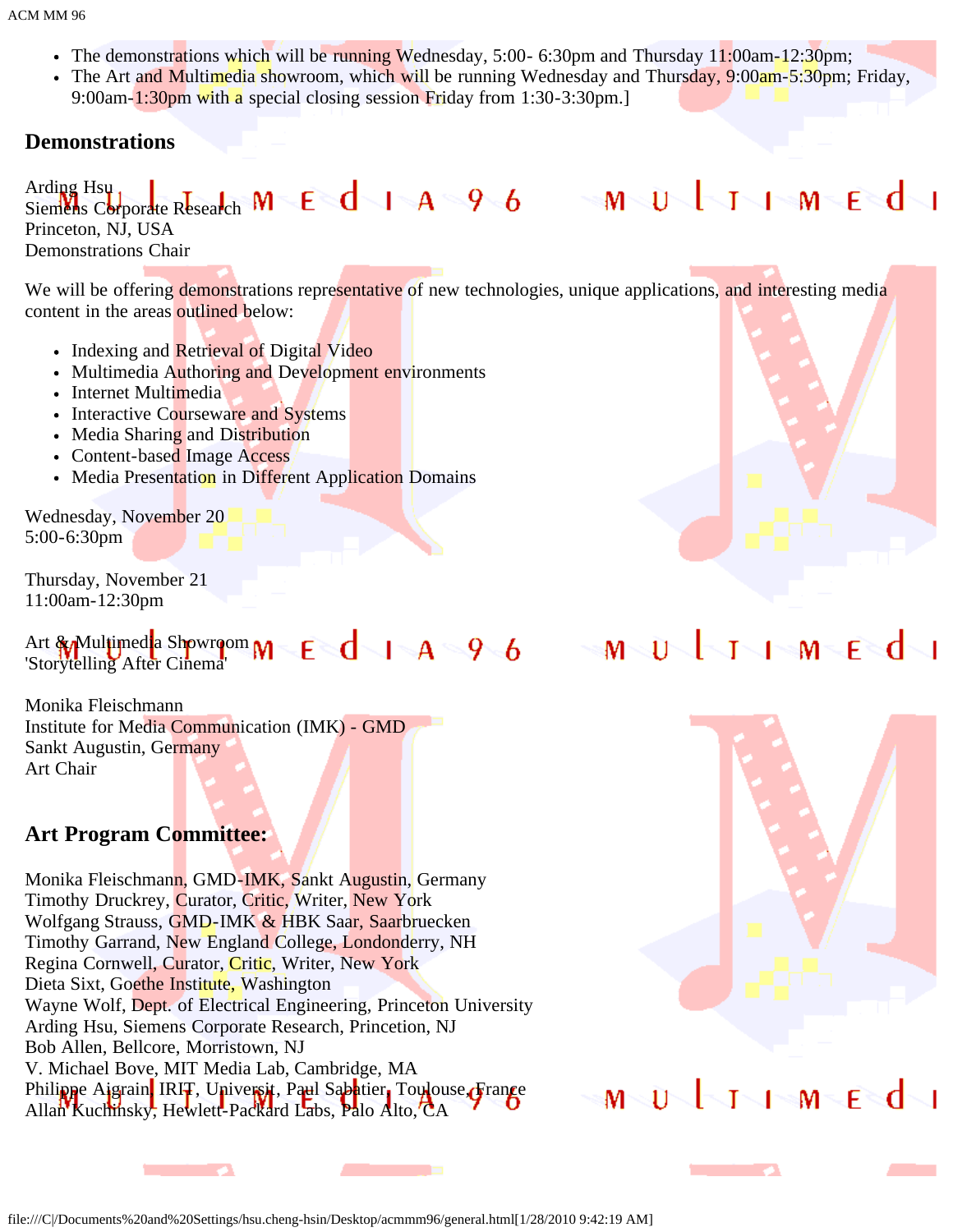- The demonstrations which will be running Wednesday, 5:00- 6:30pm and Thursday 11:00am-12:30pm;
- The Art and Multimedia showroom, which will be running Wednesday and Thursday, 9:00am-5:30pm; Friday, 9:00am-1:30pm with a special closing session Friday from 1:30-3:30pm.]

### Demonstrations

Arding Hsu
Siemens Corporate Research
Princeton, NJ, USA
Demonstrations Chair

We will be offering demonstrations representative of new technologies, unique applications, and interesting media content in the areas outlined below:

- Indexing and Retrieval of Digital Video
- Multimedia Authoring and Development environments
- Internet Multimedia
- Interactive Courseware and Systems
- Media Sharing and Distribution
- Content-based Image Access
- Media Presentation in Different Application Domains

Wednesday, November 20
5:00-6:30pm

Thursday, November 21
11:00am-12:30pm

Art & Multimedia Showroom
'Storytelling After Cinema'

Monika Fleischmann
Institute for Media Communication (IMK) - GMD
Sankt Augustin, Germany
Art Chair

### Art Program Committee:

Monika Fleischmann, GMD-IMK, Sankt Augustin, Germany
Timothy Druckrey, Curator, Critic, Writer, New York
Wolfgang Strauss, GMD-IMK & HBK Saar, Saarbruecken
Timothy Garrand, New England College, Londonderry, NH
Regina Cornwell, Curator, Critic, Writer, New York
Dieta Sixt, Goethe Institute, Washington
Wayne Wolf, Dept. of Electrical Engineering, Princeton University
Arding Hsu, Siemens Corporate Research, Princetion, NJ
Bob Allen, Bellcore, Morristown, NJ
V. Michael Bove, MIT Media Lab, Cambridge, MA
Philippe Aigrain, IRIT, Universit, Paul Sabatier, Toulouse, France
Allan Kuchinsky, Hewlett-Packard Labs, Palo Alto, CA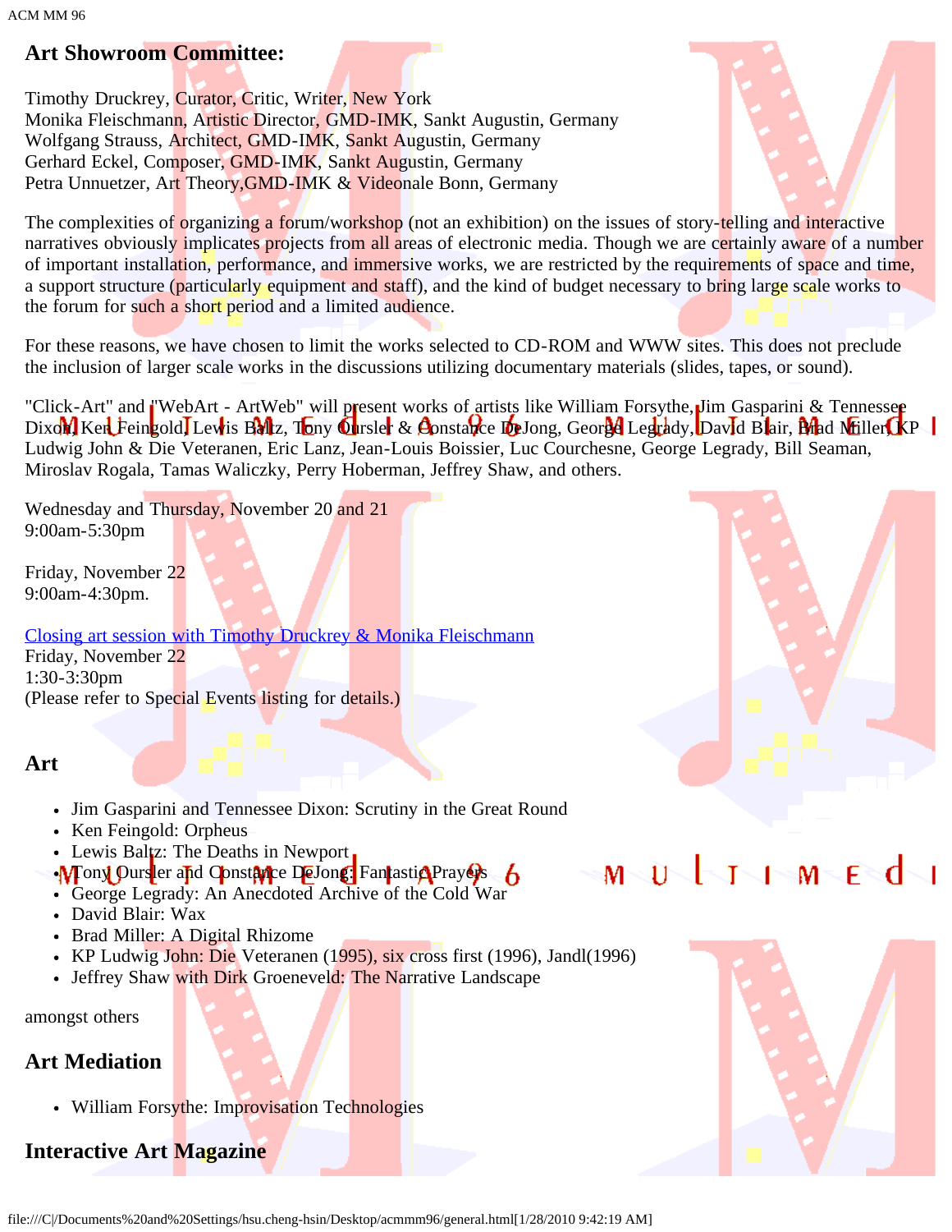## Art Showroom Committee:

Timothy Druckrey, Curator, Critic, Writer, New York
Monika Fleischmann, Artistic Director, GMD-IMK, Sankt Augustin, Germany
Wolfgang Strauss, Architect, GMD-IMK, Sankt Augustin, Germany
Gerhard Eckel, Composer, GMD-IMK, Sankt Augustin, Germany
Petra Unnuetzer, Art Theory,GMD-IMK & Videonale Bonn, Germany

The complexities of organizing a forum/workshop (not an exhibition) on the issues of story-telling and interactive narratives obviously implicates projects from all areas of electronic media. Though we are certainly aware of a number of important installation, performance, and immersive works, we are restricted by the requirements of space and time, a support structure (particularly equipment and staff), and the kind of budget necessary to bring large scale works to the forum for such a short period and a limited audience.

For these reasons, we have chosen to limit the works selected to CD-ROM and WWW sites. This does not preclude the inclusion of larger scale works in the discussions utilizing documentary materials (slides, tapes, or sound).

"Click-Art" and "WebArt - ArtWeb" will present works of artists like William Forsythe, Jim Gasparini & Tennessee Dixon, Ken Feingold, Lewis Baltz, Tony Oursler & Constance DeJong, George Legrady, David Blair, Brad Miller, KP Ludwig John & Die Veteranen, Eric Lanz, Jean-Louis Boissier, Luc Courchesne, George Legrady, Bill Seaman, Miroslav Rogala, Tamas Waliczky, Perry Hoberman, Jeffrey Shaw, and others.

Wednesday and Thursday, November 20 and 21
9:00am-5:30pm

Friday, November 22
9:00am-4:30pm.

Closing art session with Timothy Druckrey & Monika Fleischmann
Friday, November 22
1:30-3:30pm
(Please refer to Special Events listing for details.)

## Art

- Jim Gasparini and Tennessee Dixon: Scrutiny in the Great Round
- Ken Feingold: Orpheus
- Lewis Baltz: The Deaths in Newport
- Tony Oursler and Constance DeJong: Fantastic Prayers
- George Legrady: An Anecdoted Archive of the Cold War
- David Blair: Wax
- Brad Miller: A Digital Rhizome
- KP Ludwig John: Die Veteranen (1995), six cross first (1996), Jandl(1996)
- Jeffrey Shaw with Dirk Groeneveld: The Narrative Landscape

amongst others

## Art Mediation

- William Forsythe: Improvisation Technologies

## Interactive Art Magazine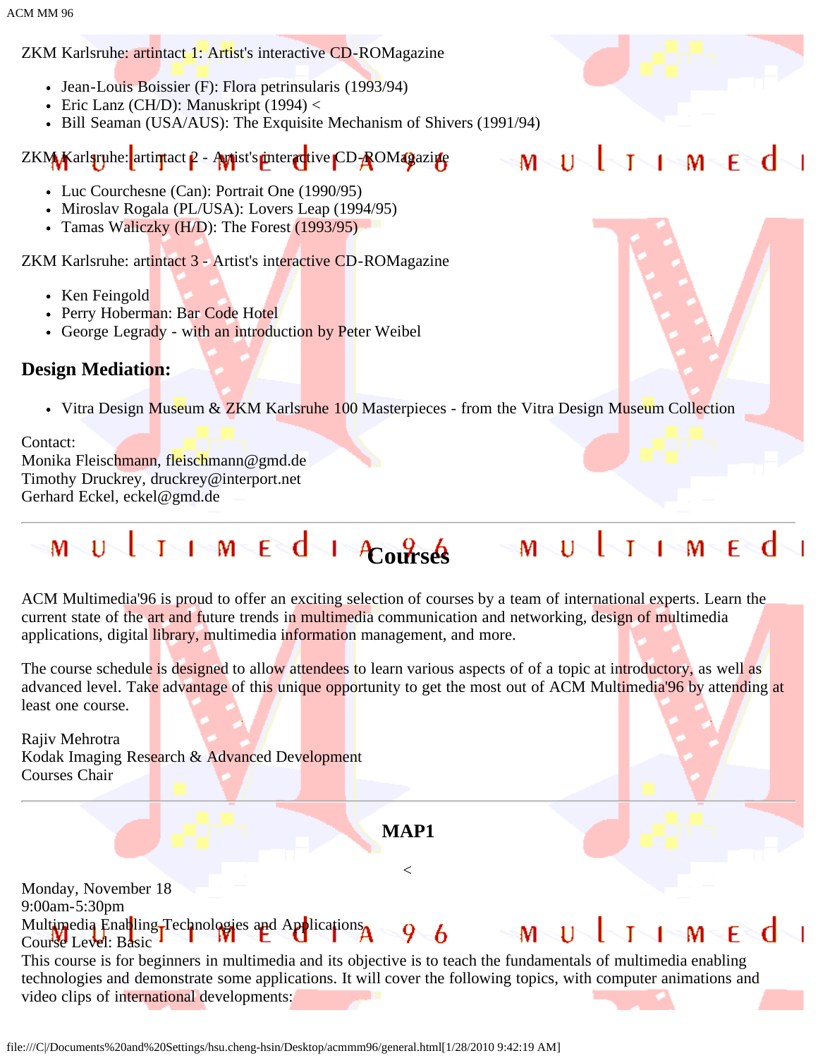ZKM Karlsruhe: artintact 1: Artist's interactive CD-ROMagazine

- Jean-Louis Boissier (F): Flora petrinsularis (1993/94)
- Eric Lanz (CH/D): Manuskript (1994) <
- Bill Seaman (USA/AUS): The Exquisite Mechanism of Shivers (1991/94)

ZKM Karlsruhe: artintact 2 - Artist's interactive CD-ROMagazine

- Luc Courchesne (Can): Portrait One (1990/95)
- Miroslav Rogala (PL/USA): Lovers Leap (1994/95)
- Tamas Waliczky (H/D): The Forest (1993/95)

ZKM Karlsruhe: artintact 3 - Artist's interactive CD-ROMagazine

- Ken Feingold
- Perry Hoberman: Bar Code Hotel
- George Legrady - with an introduction by Peter Weibel

### Design Mediation:

- Vitra Design Museum & ZKM Karlsruhe 100 Masterpieces - from the Vitra Design Museum Collection

Contact:
Monika Fleischmann, fleischmann@gmd.de
Timothy Druckrey, druckrey@interport.net
Gerhard Eckel, eckel@gmd.de

---

## Courses

ACM Multimedia'96 is proud to offer an exciting selection of courses by a team of international experts. Learn the current state of the art and future trends in multimedia communication and networking, design of multimedia applications, digital library, multimedia information management, and more.

The course schedule is designed to allow attendees to learn various aspects of of a topic at introductory, as well as advanced level. Take advantage of this unique opportunity to get the most out of ACM Multimedia'96 by attending at least one course.

Rajiv Mehrotra
Kodak Imaging Research & Advanced Development
Courses Chair

---

### MAP1

<

Monday, November 18
9:00am-5:30pm
Multimedia Enabling Technologies and Applications
Course Level: Basic
This course is for beginners in multimedia and its objective is to teach the fundamentals of multimedia enabling technologies and demonstrate some applications. It will cover the following topics, with computer animations and video clips of international developments: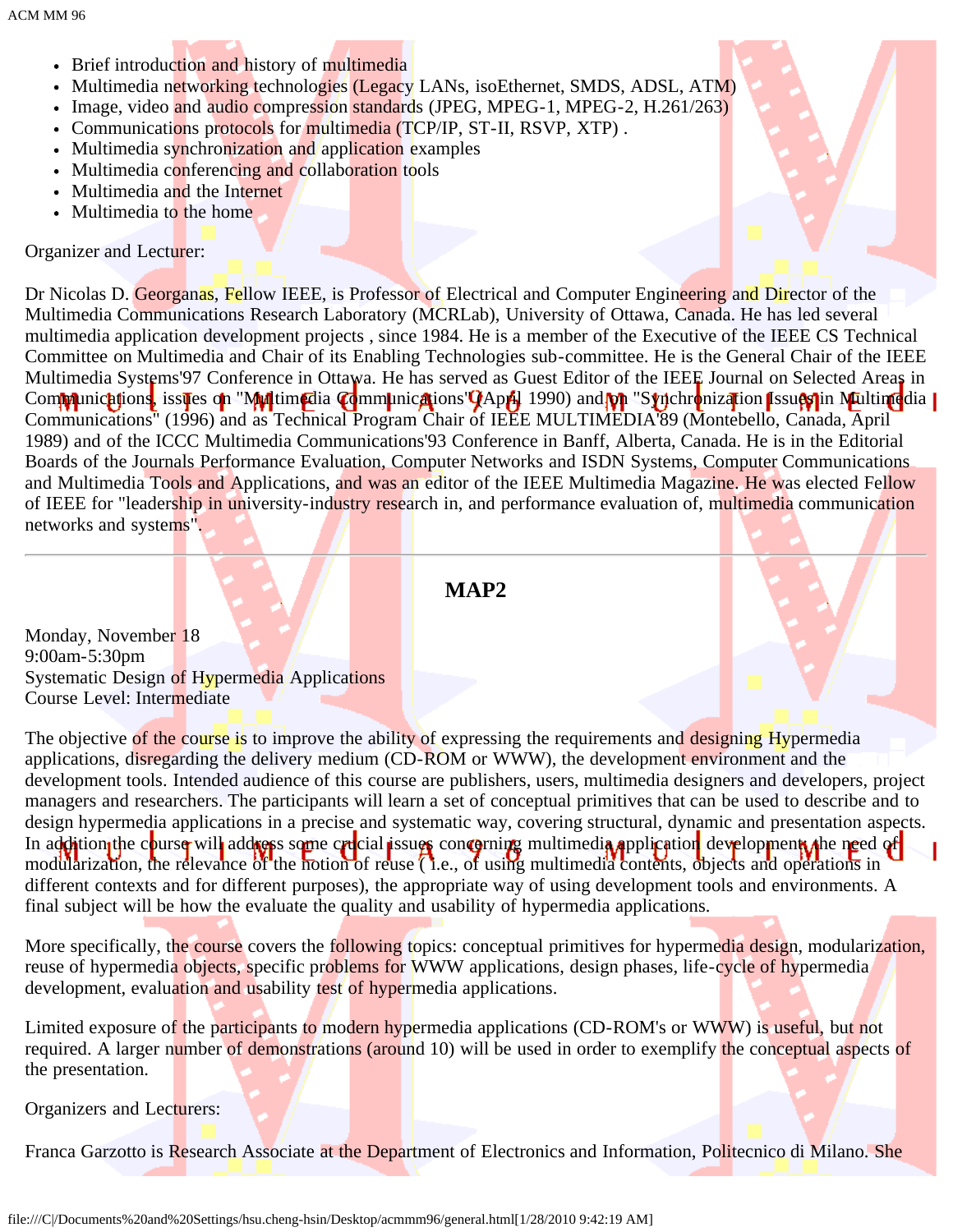- Brief introduction and history of multimedia
- Multimedia networking technologies (Legacy LANs, isoEthernet, SMDS, ADSL, ATM)
- Image, video and audio compression standards (JPEG, MPEG-1, MPEG-2, H.261/263)
- Communications protocols for multimedia (TCP/IP, ST-II, RSVP, XTP) .
- Multimedia synchronization and application examples
- Multimedia conferencing and collaboration tools
- Multimedia and the Internet
- Multimedia to the home

Organizer and Lecturer:

Dr Nicolas D. Georganas, Fellow IEEE, is Professor of Electrical and Computer Engineering and Director of the Multimedia Communications Research Laboratory (MCRLab), University of Ottawa, Canada. He has led several multimedia application development projects , since 1984. He is a member of the Executive of the IEEE CS Technical Committee on Multimedia and Chair of its Enabling Technologies sub-committee. He is the General Chair of the IEEE Multimedia Systems'97 Conference in Ottawa. He has served as Guest Editor of the IEEE Journal on Selected Areas in Communications, issues on "Multimedia Communications" (April 1990) and on "Synchronization Issues in Multimedia Communications" (1996) and as Technical Program Chair of IEEE MULTIMEDIA'89 (Montebello, Canada, April 1989) and of the ICCC Multimedia Communications'93 Conference in Banff, Alberta, Canada. He is in the Editorial Boards of the Journals Performance Evaluation, Computer Networks and ISDN Systems, Computer Communications and Multimedia Tools and Applications, and was an editor of the IEEE Multimedia Magazine. He was elected Fellow of IEEE for "leadership in university-industry research in, and performance evaluation of, multimedia communication networks and systems".

---

## MAP2

Monday, November 18
9:00am-5:30pm
Systematic Design of Hypermedia Applications
Course Level: Intermediate

The objective of the course is to improve the ability of expressing the requirements and designing Hypermedia applications, disregarding the delivery medium (CD-ROM or WWW), the development environment and the development tools. Intended audience of this course are publishers, users, multimedia designers and developers, project managers and researchers. The participants will learn a set of conceptual primitives that can be used to describe and to design hypermedia applications in a precise and systematic way, covering structural, dynamic and presentation aspects. In addition the course will address some crucial issues concerning multimedia application development: the need of modularization, the relevance of the notion of reuse ( i.e., of using multimedia contents, objects and operations in different contexts and for different purposes), the appropriate way of using development tools and environments. A final subject will be how the evaluate the quality and usability of hypermedia applications.

More specifically, the course covers the following topics: conceptual primitives for hypermedia design, modularization, reuse of hypermedia objects, specific problems for WWW applications, design phases, life-cycle of hypermedia development, evaluation and usability test of hypermedia applications.

Limited exposure of the participants to modern hypermedia applications (CD-ROM's or WWW) is useful, but not required. A larger number of demonstrations (around 10) will be used in order to exemplify the conceptual aspects of the presentation.

Organizers and Lecturers:

Franca Garzotto is Research Associate at the Department of Electronics and Information, Politecnico di Milano. She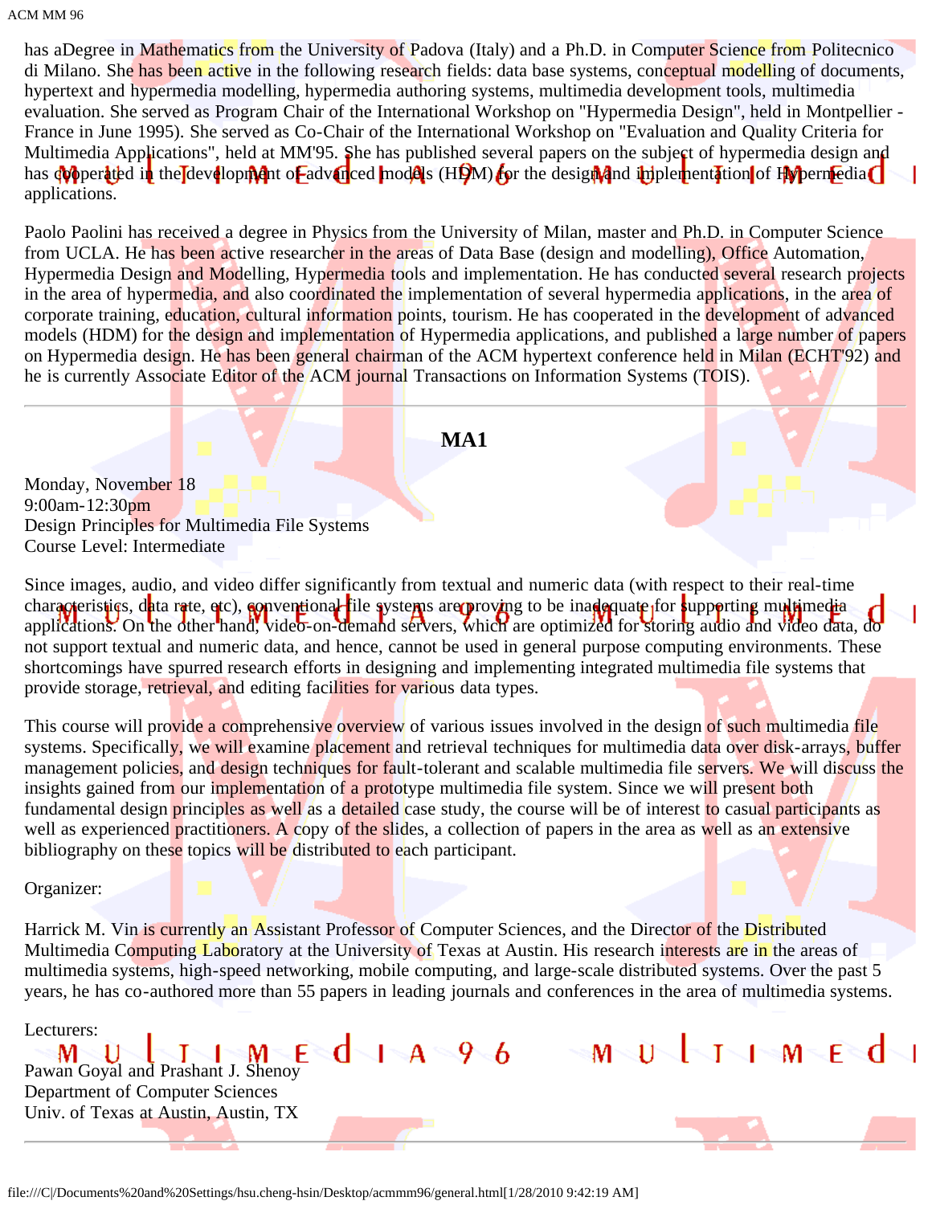has aDegree in Mathematics from the University of Padova (Italy) and a Ph.D. in Computer Science from Politecnico di Milano. She has been active in the following research fields: data base systems, conceptual modelling of documents, hypertext and hypermedia modelling, hypermedia authoring systems, multimedia development tools, multimedia evaluation. She served as Program Chair of the International Workshop on "Hypermedia Design", held in Montpellier - France in June 1995). She served as Co-Chair of the International Workshop on "Evaluation and Quality Criteria for Multimedia Applications", held at MM'95. She has published several papers on the subject of hypermedia design and has cooperated in the development of advanced models (HDM) for the design and implementation of Hypermedia applications.

Paolo Paolini has received a degree in Physics from the University of Milan, master and Ph.D. in Computer Science from UCLA. He has been active researcher in the areas of Data Base (design and modelling), Office Automation, Hypermedia Design and Modelling, Hypermedia tools and implementation. He has conducted several research projects in the area of hypermedia, and also coordinated the implementation of several hypermedia applications, in the area of corporate training, education, cultural information points, tourism. He has cooperated in the development of advanced models (HDM) for the design and implementation of Hypermedia applications, and published a large number of papers on Hypermedia design. He has been general chairman of the ACM hypertext conference held in Milan (ECHT'92) and he is currently Associate Editor of the ACM journal Transactions on Information Systems (TOIS).

---

## MA1

Monday, November 18
9:00am-12:30pm
Design Principles for Multimedia File Systems
Course Level: Intermediate

Since images, audio, and video differ significantly from textual and numeric data (with respect to their real-time characteristics, data rate, etc), conventional file systems are proving to be inadequate for supporting multimedia applications. On the other hand, video-on-demand servers, which are optimized for storing audio and video data, do not support textual and numeric data, and hence, cannot be used in general purpose computing environments. These shortcomings have spurred research efforts in designing and implementing integrated multimedia file systems that provide storage, retrieval, and editing facilities for various data types.

This course will provide a comprehensive overview of various issues involved in the design of such multimedia file systems. Specifically, we will examine placement and retrieval techniques for multimedia data over disk-arrays, buffer management policies, and design techniques for fault-tolerant and scalable multimedia file servers. We will discuss the insights gained from our implementation of a prototype multimedia file system. Since we will present both fundamental design principles as well as a detailed case study, the course will be of interest to casual participants as well as experienced practitioners. A copy of the slides, a collection of papers in the area as well as an extensive bibliography on these topics will be distributed to each participant.

Organizer:

Harrick M. Vin is currently an Assistant Professor of Computer Sciences, and the Director of the Distributed Multimedia Computing Laboratory at the University of Texas at Austin. His research interests are in the areas of multimedia systems, high-speed networking, mobile computing, and large-scale distributed systems. Over the past 5 years, he has co-authored more than 55 papers in leading journals and conferences in the area of multimedia systems.

Lecturers:

Pawan Goyal and Prashant J. Shenoy
Department of Computer Sciences
Univ. of Texas at Austin, Austin, TX

---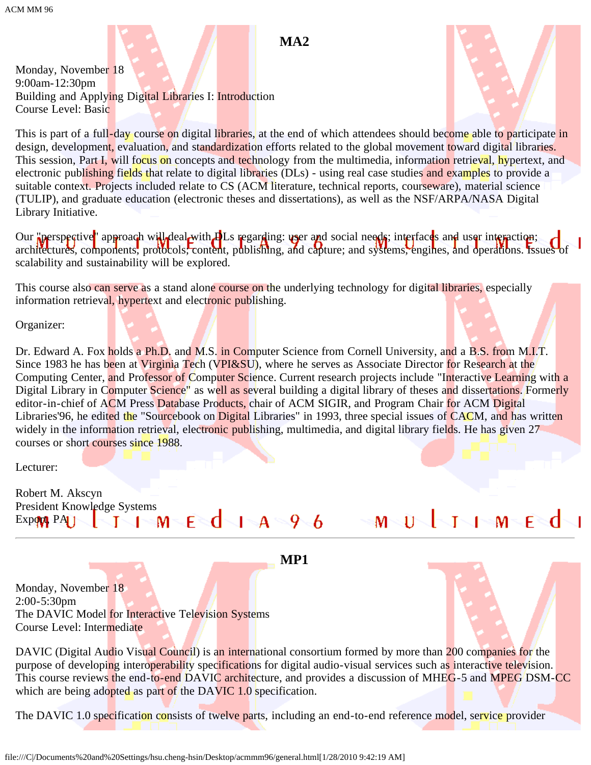## MA2

Monday, November 18
9:00am-12:30pm
Building and Applying Digital Libraries I: Introduction
Course Level: Basic

This is part of a full-day course on digital libraries, at the end of which attendees should become able to participate in design, development, evaluation, and standardization efforts related to the global movement toward digital libraries. This session, Part I, will focus on concepts and technology from the multimedia, information retrieval, hypertext, and electronic publishing fields that relate to digital libraries (DLs) - using real case studies and examples to provide a suitable context. Projects included relate to CS (ACM literature, technical reports, courseware), material science (TULIP), and graduate education (electronic theses and dissertations), as well as the NSF/ARPA/NASA Digital Library Initiative.

Our "perspective" approach will deal with DLs regarding: user and social needs; interfaces and user interaction; architectures, components, protocols, content, publishing, and capture; and systems, engines, and operations. Issues of scalability and sustainability will be explored.

This course also can serve as a stand alone course on the underlying technology for digital libraries, especially information retrieval, hypertext and electronic publishing.

Organizer:

Dr. Edward A. Fox holds a Ph.D. and M.S. in Computer Science from Cornell University, and a B.S. from M.I.T. Since 1983 he has been at Virginia Tech (VPI&SU), where he serves as Associate Director for Research at the Computing Center, and Professor of Computer Science. Current research projects include "Interactive Learning with a Digital Library in Computer Science" as well as several building a digital library of theses and dissertations. Formerly editor-in-chief of ACM Press Database Products, chair of ACM SIGIR, and Program Chair for ACM Digital Libraries'96, he edited the "Sourcebook on Digital Libraries" in 1993, three special issues of CACM, and has written widely in the information retrieval, electronic publishing, multimedia, and digital library fields. He has given 27 courses or short courses since 1988.

Lecturer:

Robert M. Akscyn
President Knowledge Systems
Export, PA

---

## MP1

Monday, November 18
2:00-5:30pm
The DAVIC Model for Interactive Television Systems
Course Level: Intermediate

DAVIC (Digital Audio Visual Council) is an international consortium formed by more than 200 companies for the purpose of developing interoperability specifications for digital audio-visual services such as interactive television. This course reviews the end-to-end DAVIC architecture, and provides a discussion of MHEG-5 and MPEG DSM-CC which are being adopted as part of the DAVIC 1.0 specification.

The DAVIC 1.0 specification consists of twelve parts, including an end-to-end reference model, service provider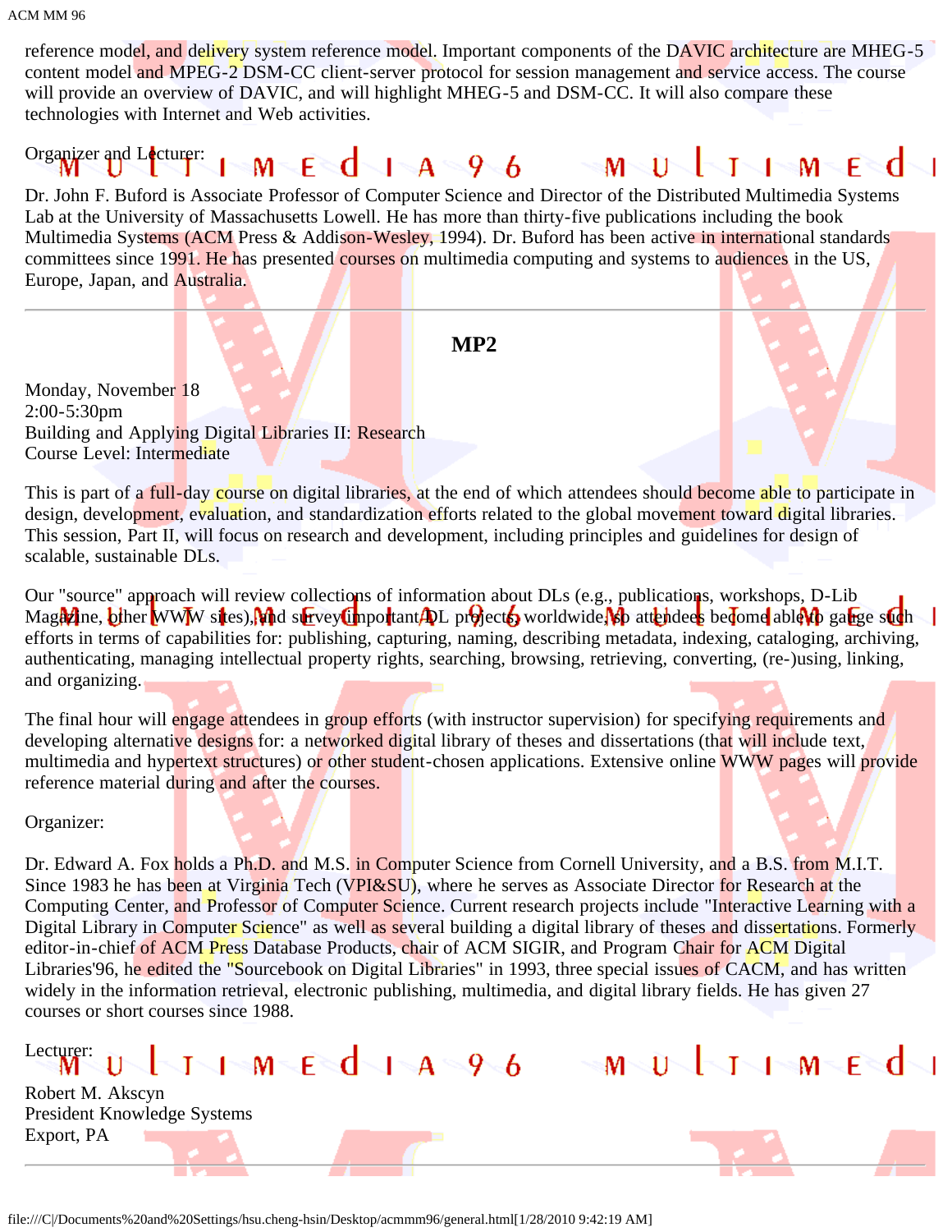reference model, and delivery system reference model. Important components of the DAVIC architecture are MHEG-5 content model and MPEG-2 DSM-CC client-server protocol for session management and service access. The course will provide an overview of DAVIC, and will highlight MHEG-5 and DSM-CC. It will also compare these technologies with Internet and Web activities.

Organizer and Lecturer:

Dr. John F. Buford is Associate Professor of Computer Science and Director of the Distributed Multimedia Systems Lab at the University of Massachusetts Lowell. He has more than thirty-five publications including the book Multimedia Systems (ACM Press & Addison-Wesley, 1994). Dr. Buford has been active in international standards committees since 1991. He has presented courses on multimedia computing and systems to audiences in the US, Europe, Japan, and Australia.

---

## MP2

Monday, November 18
2:00-5:30pm
Building and Applying Digital Libraries II: Research
Course Level: Intermediate

This is part of a full-day course on digital libraries, at the end of which attendees should become able to participate in design, development, evaluation, and standardization efforts related to the global movement toward digital libraries. This session, Part II, will focus on research and development, including principles and guidelines for design of scalable, sustainable DLs.

Our "source" approach will review collections of information about DLs (e.g., publications, workshops, D-Lib Magazine, other WWW sites), and survey important DL projects worldwide, so attendees become able to gauge such efforts in terms of capabilities for: publishing, capturing, naming, describing metadata, indexing, cataloging, archiving, authenticating, managing intellectual property rights, searching, browsing, retrieving, converting, (re-)using, linking, and organizing.

The final hour will engage attendees in group efforts (with instructor supervision) for specifying requirements and developing alternative designs for: a networked digital library of theses and dissertations (that will include text, multimedia and hypertext structures) or other student-chosen applications. Extensive online WWW pages will provide reference material during and after the courses.

Organizer:

Dr. Edward A. Fox holds a Ph.D. and M.S. in Computer Science from Cornell University, and a B.S. from M.I.T. Since 1983 he has been at Virginia Tech (VPI&SU), where he serves as Associate Director for Research at the Computing Center, and Professor of Computer Science. Current research projects include "Interactive Learning with a Digital Library in Computer Science" as well as several building a digital library of theses and dissertations. Formerly editor-in-chief of ACM Press Database Products, chair of ACM SIGIR, and Program Chair for ACM Digital Libraries'96, he edited the "Sourcebook on Digital Libraries" in 1993, three special issues of CACM, and has written widely in the information retrieval, electronic publishing, multimedia, and digital library fields. He has given 27 courses or short courses since 1988.

Lecturer:

Robert M. Akscyn
President Knowledge Systems
Export, PA

---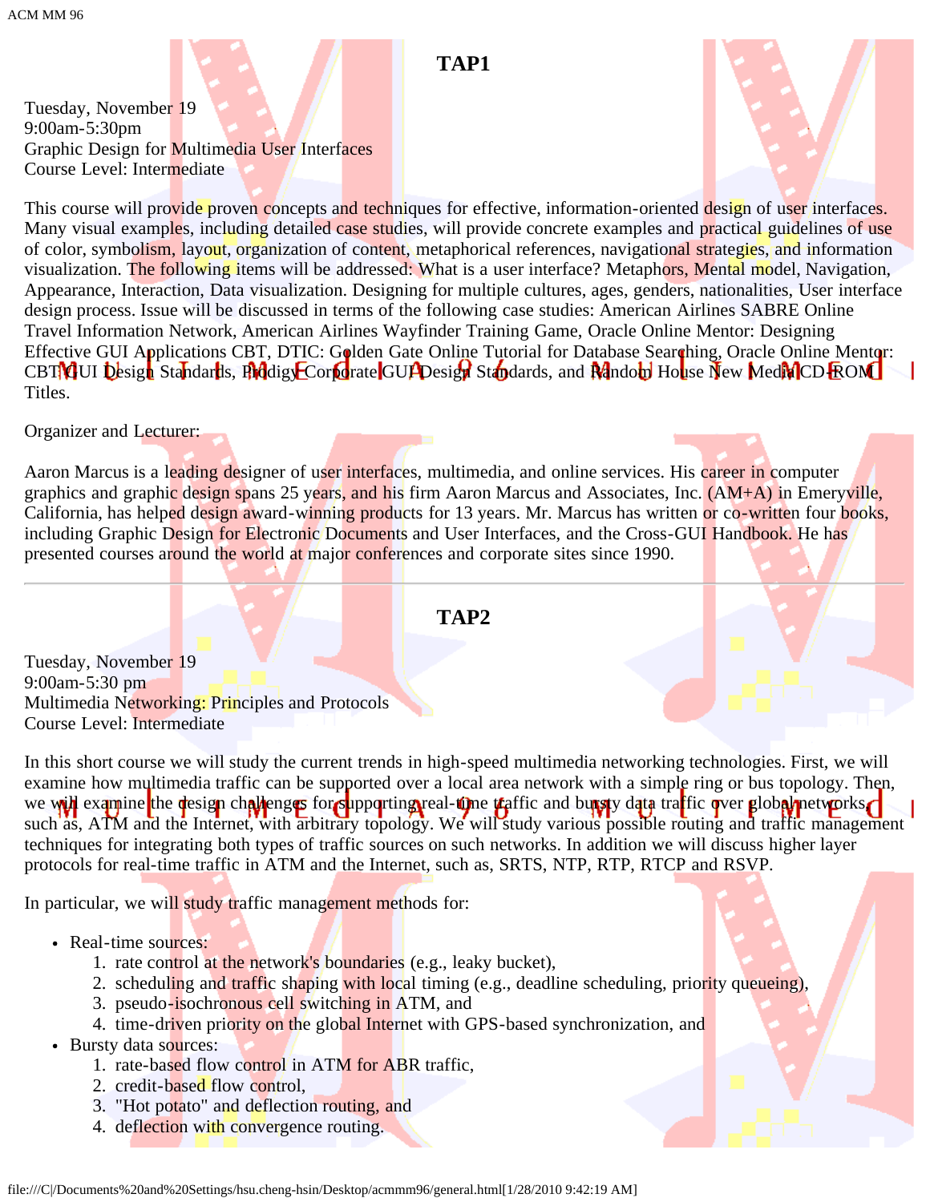## TAP1

Tuesday, November 19
9:00am-5:30pm
Graphic Design for Multimedia User Interfaces
Course Level: Intermediate

This course will provide proven concepts and techniques for effective, information-oriented design of user interfaces. Many visual examples, including detailed case studies, will provide concrete examples and practical guidelines of use of color, symbolism, layout, organization of content, metaphorical references, navigational strategies, and information visualization. The following items will be addressed: What is a user interface? Metaphors, Mental model, Navigation, Appearance, Interaction, Data visualization. Designing for multiple cultures, ages, genders, nationalities, User interface design process. Issue will be discussed in terms of the following case studies: American Airlines SABRE Online Travel Information Network, American Airlines Wayfinder Training Game, Oracle Online Mentor: Designing Effective GUI Applications CBT, DTIC: Golden Gate Online Tutorial for Database Searching, Oracle Online Mentor: CBT/GUI Design Standards, Prodigy Corporate GUI Design Standards, and Random House New Media CD-ROM Titles.

Organizer and Lecturer:

Aaron Marcus is a leading designer of user interfaces, multimedia, and online services. His career in computer graphics and graphic design spans 25 years, and his firm Aaron Marcus and Associates, Inc. (AM+A) in Emeryville, California, has helped design award-winning products for 13 years. Mr. Marcus has written or co-written four books, including Graphic Design for Electronic Documents and User Interfaces, and the Cross-GUI Handbook. He has presented courses around the world at major conferences and corporate sites since 1990.

---

## TAP2

Tuesday, November 19
9:00am-5:30 pm
Multimedia Networking: Principles and Protocols
Course Level: Intermediate

In this short course we will study the current trends in high-speed multimedia networking technologies. First, we will examine how multimedia traffic can be supported over a local area network with a simple ring or bus topology. Then, we will examine the design challenges for supporting real-time traffic and bursty data traffic over global networks, such as, ATM and the Internet, with arbitrary topology. We will study various possible routing and traffic management techniques for integrating both types of traffic sources on such networks. In addition we will discuss higher layer protocols for real-time traffic in ATM and the Internet, such as, SRTS, NTP, RTP, RTCP and RSVP.

In particular, we will study traffic management methods for:

- Real-time sources:
  1. rate control at the network's boundaries (e.g., leaky bucket),
  2. scheduling and traffic shaping with local timing (e.g., deadline scheduling, priority queueing),
  3. pseudo-isochronous cell switching in ATM, and
  4. time-driven priority on the global Internet with GPS-based synchronization, and
- Bursty data sources:
  1. rate-based flow control in ATM for ABR traffic,
  2. credit-based flow control,
  3. "Hot potato" and deflection routing, and
  4. deflection with convergence routing.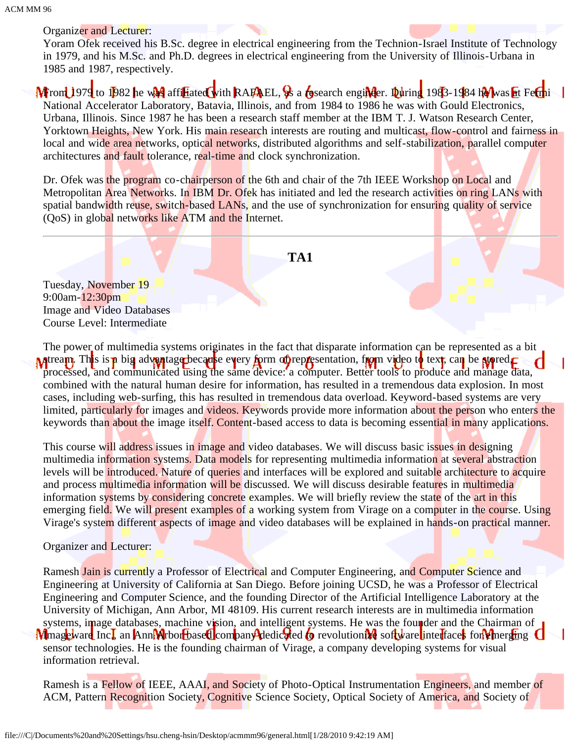Organizer and Lecturer:

Yoram Ofek received his B.Sc. degree in electrical engineering from the Technion-Israel Institute of Technology in 1979, and his M.Sc. and Ph.D. degrees in electrical engineering from the University of Illinois-Urbana in 1985 and 1987, respectively.

From 1979 to 1982 he was affiliated with RAFAEL, as a research engineer. During 1983-1984 he was at Fermi National Accelerator Laboratory, Batavia, Illinois, and from 1984 to 1986 he was with Gould Electronics, Urbana, Illinois. Since 1987 he has been a research staff member at the IBM T. J. Watson Research Center, Yorktown Heights, New York. His main research interests are routing and multicast, flow-control and fairness in local and wide area networks, optical networks, distributed algorithms and self-stabilization, parallel computer architectures and fault tolerance, real-time and clock synchronization.

Dr. Ofek was the program co-chairperson of the 6th and chair of the 7th IEEE Workshop on Local and Metropolitan Area Networks. In IBM Dr. Ofek has initiated and led the research activities on ring LANs with spatial bandwidth reuse, switch-based LANs, and the use of synchronization for ensuring quality of service (QoS) in global networks like ATM and the Internet.

---

## TA1

Tuesday, November 19
9:00am-12:30pm
Image and Video Databases
Course Level: Intermediate

The power of multimedia systems originates in the fact that disparate information can be represented as a bit stream. This is a big advantage because every form of representation, from video to text, can be stored, processed, and communicated using the same device: a computer. Better tools to produce and manage data, combined with the natural human desire for information, has resulted in a tremendous data explosion. In most cases, including web-surfing, this has resulted in tremendous data overload. Keyword-based systems are very limited, particularly for images and videos. Keywords provide more information about the person who enters the keywords than about the image itself. Content-based access to data is becoming essential in many applications.

This course will address issues in image and video databases. We will discuss basic issues in designing multimedia information systems. Data models for representing multimedia information at several abstraction levels will be introduced. Nature of queries and interfaces will be explored and suitable architecture to acquire and process multimedia information will be discussed. We will discuss desirable features in multimedia information systems by considering concrete examples. We will briefly review the state of the art in this emerging field. We will present examples of a working system from Virage on a computer in the course. Using Virage's system different aspects of image and video databases will be explained in hands-on practical manner.

Organizer and Lecturer:

Ramesh Jain is currently a Professor of Electrical and Computer Engineering, and Computer Science and Engineering at University of California at San Diego. Before joining UCSD, he was a Professor of Electrical Engineering and Computer Science, and the founding Director of the Artificial Intelligence Laboratory at the University of Michigan, Ann Arbor, MI 48109. His current research interests are in multimedia information systems, image databases, machine vision, and intelligent systems. He was the founder and the Chairman of Imageware Inc, an Ann Arbor based company dedicated to revolutionize software interfaces for emerging sensor technologies. He is the founding chairman of Virage, a company developing systems for visual information retrieval.

Ramesh is a Fellow of IEEE, AAAI, and Society of Photo-Optical Instrumentation Engineers, and member of ACM, Pattern Recognition Society, Cognitive Science Society, Optical Society of America, and Society of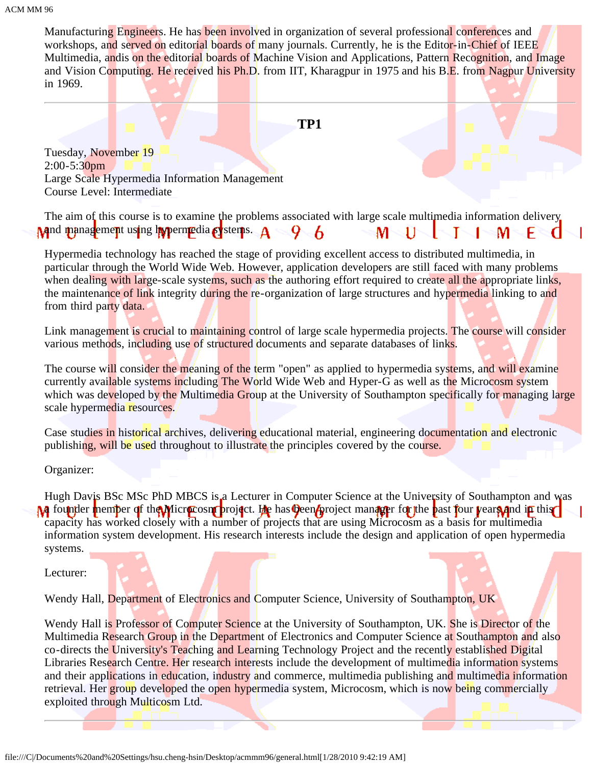Manufacturing Engineers. He has been involved in organization of several professional conferences and workshops, and served on editorial boards of many journals. Currently, he is the Editor-in-Chief of IEEE Multimedia, andis on the editorial boards of Machine Vision and Applications, Pattern Recognition, and Image and Vision Computing. He received his Ph.D. from IIT, Kharagpur in 1975 and his B.E. from Nagpur University in 1969.

---

## TP1

Tuesday, November 19
2:00-5:30pm
Large Scale Hypermedia Information Management
Course Level: Intermediate

The aim of this course is to examine the problems associated with large scale multimedia information delivery and management using hypermedia systems.

Hypermedia technology has reached the stage of providing excellent access to distributed multimedia, in particular through the World Wide Web. However, application developers are still faced with many problems when dealing with large-scale systems, such as the authoring effort required to create all the appropriate links, the maintenance of link integrity during the re-organization of large structures and hypermedia linking to and from third party data.

Link management is crucial to maintaining control of large scale hypermedia projects. The course will consider various methods, including use of structured documents and separate databases of links.

The course will consider the meaning of the term "open" as applied to hypermedia systems, and will examine currently available systems including The World Wide Web and Hyper-G as well as the Microcosm system which was developed by the Multimedia Group at the University of Southampton specifically for managing large scale hypermedia resources.

Case studies in historical archives, delivering educational material, engineering documentation and electronic publishing, will be used throughout to illustrate the principles covered by the course.

Organizer:

Hugh Davis BSc MSc PhD MBCS is a Lecturer in Computer Science at the University of Southampton and was a founder member of the Microcosm project. He has been project manager for the past four years, and in this capacity has worked closely with a number of projects that are using Microcosm as a basis for multimedia information system development. His research interests include the design and application of open hypermedia systems.

Lecturer:

Wendy Hall, Department of Electronics and Computer Science, University of Southampton, UK

Wendy Hall is Professor of Computer Science at the University of Southampton, UK. She is Director of the Multimedia Research Group in the Department of Electronics and Computer Science at Southampton and also co-directs the University's Teaching and Learning Technology Project and the recently established Digital Libraries Research Centre. Her research interests include the development of multimedia information systems and their applications in education, industry and commerce, multimedia publishing and multimedia information retrieval. Her group developed the open hypermedia system, Microcosm, which is now being commercially exploited through Multicosm Ltd.

---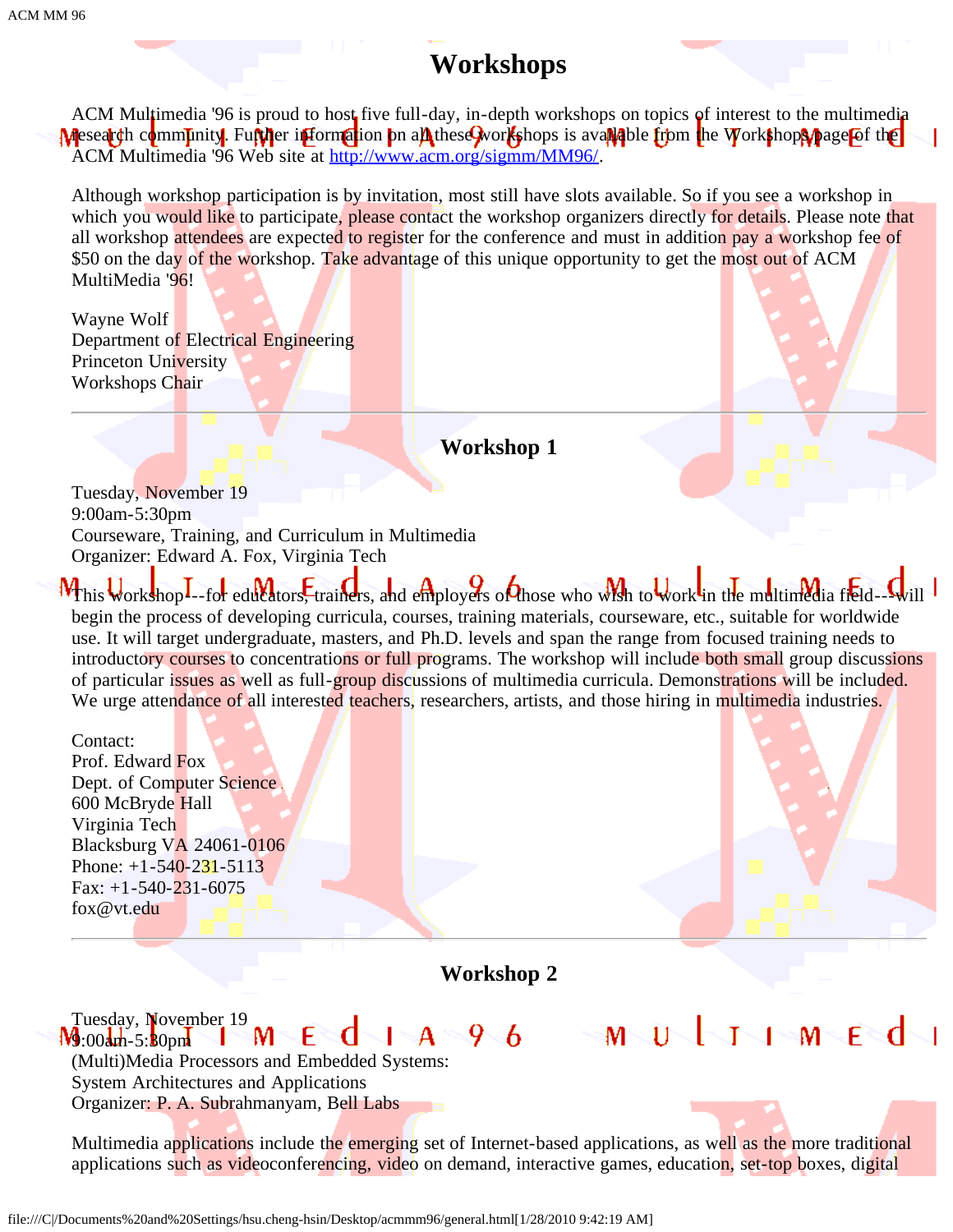# Workshops

ACM Multimedia '96 is proud to host five full-day, in-depth workshops on topics of interest to the multimedia research community. Further information on all these workshops is available from the Workshops page of the ACM Multimedia '96 Web site at http://www.acm.org/sigmm/MM96/.

Although workshop participation is by invitation, most still have slots available. So if you see a workshop in which you would like to participate, please contact the workshop organizers directly for details. Please note that all workshop attendees are expected to register for the conference and must in addition pay a workshop fee of $50 on the day of the workshop. Take advantage of this unique opportunity to get the most out of ACM MultiMedia '96!

Wayne Wolf
Department of Electrical Engineering
Princeton University
Workshops Chair

---

## Workshop 1

Tuesday, November 19
9:00am-5:30pm
Courseware, Training, and Curriculum in Multimedia
Organizer: Edward A. Fox, Virginia Tech

This workshop---for educators, trainers, and employers of those who wish to work in the multimedia field---will begin the process of developing curricula, courses, training materials, courseware, etc., suitable for worldwide use. It will target undergraduate, masters, and Ph.D. levels and span the range from focused training needs to introductory courses to concentrations or full programs. The workshop will include both small group discussions of particular issues as well as full-group discussions of multimedia curricula. Demonstrations will be included. We urge attendance of all interested teachers, researchers, artists, and those hiring in multimedia industries.

Contact:
Prof. Edward Fox
Dept. of Computer Science
600 McBryde Hall
Virginia Tech
Blacksburg VA 24061-0106
Phone: +1-540-231-5113
Fax: +1-540-231-6075
fox@vt.edu

---

## Workshop 2

Tuesday, November 19
9:00am-5:30pm
(Multi)Media Processors and Embedded Systems:
System Architectures and Applications
Organizer: P. A. Subrahmanyam, Bell Labs

Multimedia applications include the emerging set of Internet-based applications, as well as the more traditional applications such as videoconferencing, video on demand, interactive games, education, set-top boxes, digital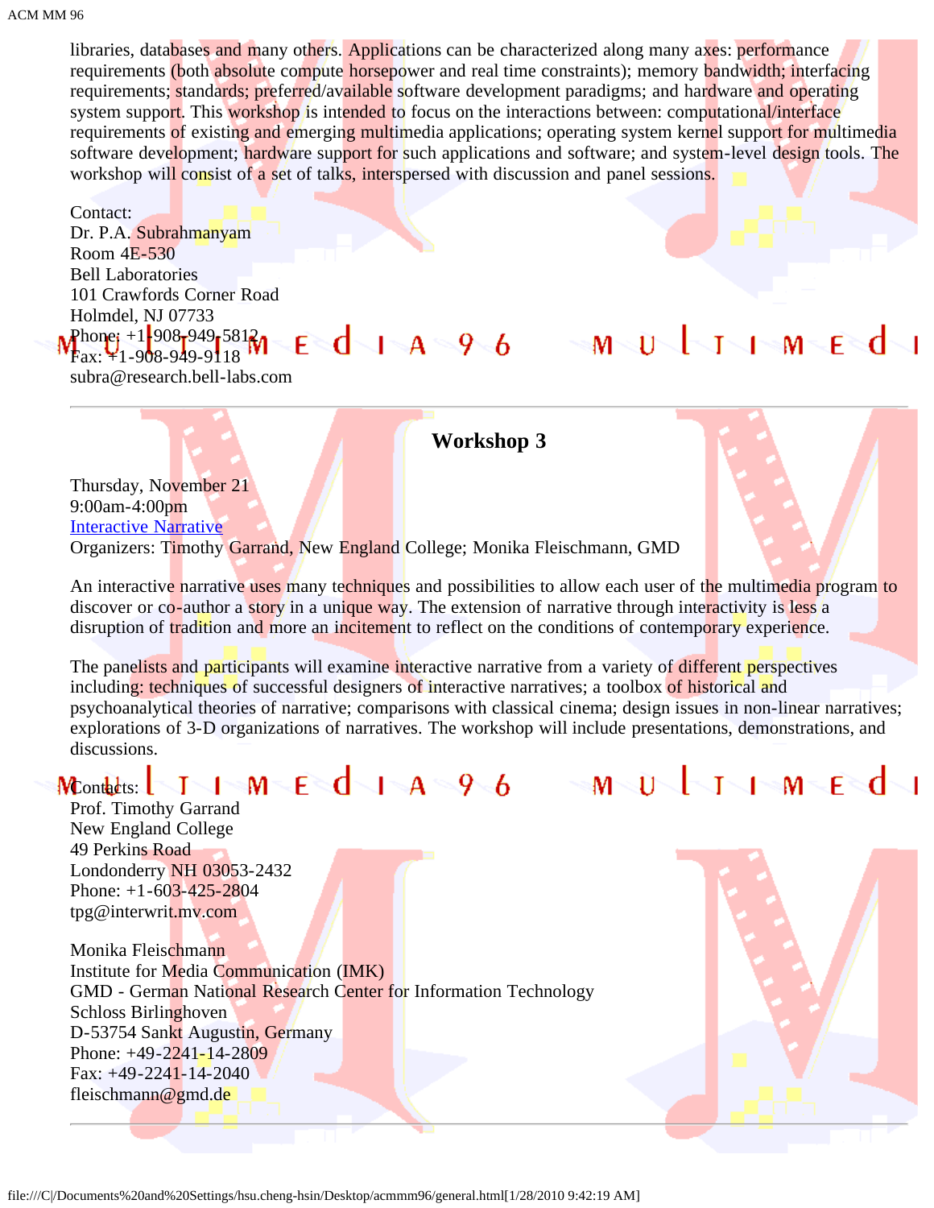libraries, databases and many others. Applications can be characterized along many axes: performance requirements (both absolute compute horsepower and real time constraints); memory bandwidth; interfacing requirements; standards; preferred/available software development paradigms; and hardware and operating system support. This workshop is intended to focus on the interactions between: computational/interface requirements of existing and emerging multimedia applications; operating system kernel support for multimedia software development; hardware support for such applications and software; and system-level design tools. The workshop will consist of a set of talks, interspersed with discussion and panel sessions.

Contact:
Dr. P.A. Subrahmanyam
Room 4E-530
Bell Laboratories
101 Crawfords Corner Road
Holmdel, NJ 07733
Phone: +1-908-949-5812
Fax: +1-908-949-9118
subra@research.bell-labs.com

---

## Workshop 3

Thursday, November 21
9:00am-4:00pm
Interactive Narrative
Organizers: Timothy Garrand, New England College; Monika Fleischmann, GMD

An interactive narrative uses many techniques and possibilities to allow each user of the multimedia program to discover or co-author a story in a unique way. The extension of narrative through interactivity is less a disruption of tradition and more an incitement to reflect on the conditions of contemporary experience.

The panelists and participants will examine interactive narrative from a variety of different perspectives including: techniques of successful designers of interactive narratives; a toolbox of historical and psychoanalytical theories of narrative; comparisons with classical cinema; design issues in non-linear narratives; explorations of 3-D organizations of narratives. The workshop will include presentations, demonstrations, and discussions.

Contacts:
Prof. Timothy Garrand
New England College
49 Perkins Road
Londonderry NH 03053-2432
Phone: +1-603-425-2804
tpg@interwrit.mv.com

Monika Fleischmann
Institute for Media Communication (IMK)
GMD - German National Research Center for Information Technology
Schloss Birlinghoven
D-53754 Sankt Augustin, Germany
Phone: +49-2241-14-2809
Fax: +49-2241-14-2040
fleischmann@gmd.de

---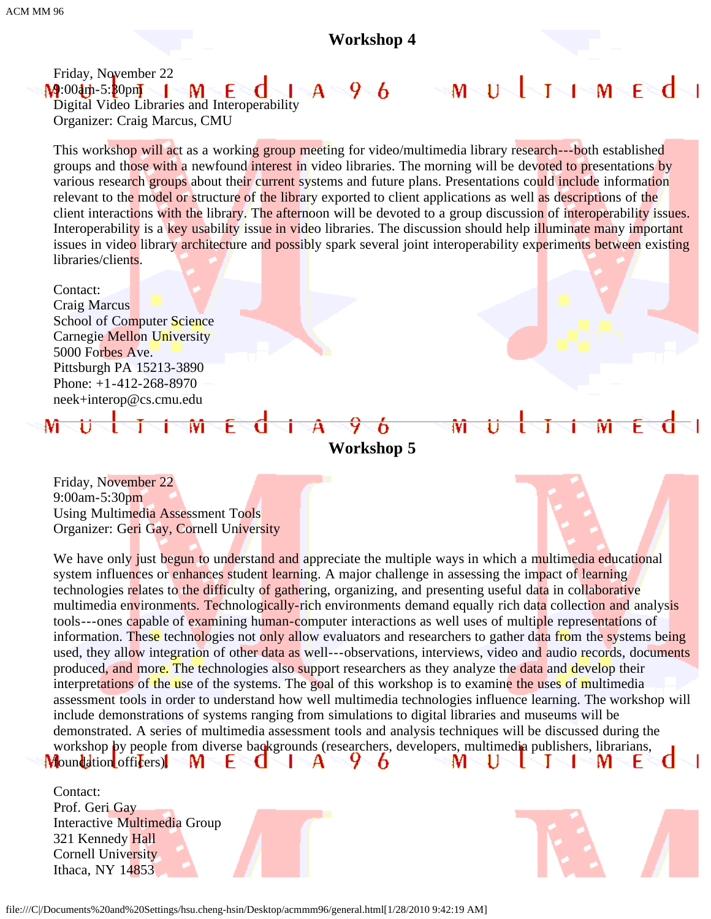## Workshop 4

Friday, November 22
9:00am-5:30pm
Digital Video Libraries and Interoperability
Organizer: Craig Marcus, CMU

This workshop will act as a working group meeting for video/multimedia library research---both established groups and those with a newfound interest in video libraries. The morning will be devoted to presentations by various research groups about their current systems and future plans. Presentations could include information relevant to the model or structure of the library exported to client applications as well as descriptions of the client interactions with the library. The afternoon will be devoted to a group discussion of interoperability issues. Interoperability is a key usability issue in video libraries. The discussion should help illuminate many important issues in video library architecture and possibly spark several joint interoperability experiments between existing libraries/clients.

Contact:
Craig Marcus
School of Computer Science
Carnegie Mellon University
5000 Forbes Ave.
Pittsburgh PA 15213-3890
Phone: +1-412-268-8970
neek+interop@cs.cmu.edu

---

## Workshop 5

Friday, November 22
9:00am-5:30pm
Using Multimedia Assessment Tools
Organizer: Geri Gay, Cornell University

We have only just begun to understand and appreciate the multiple ways in which a multimedia educational system influences or enhances student learning. A major challenge in assessing the impact of learning technologies relates to the difficulty of gathering, organizing, and presenting useful data in collaborative multimedia environments. Technologically-rich environments demand equally rich data collection and analysis tools---ones capable of examining human-computer interactions as well uses of multiple representations of information. These technologies not only allow evaluators and researchers to gather data from the systems being used, they allow integration of other data as well---observations, interviews, video and audio records, documents produced, and more. The technologies also support researchers as they analyze the data and develop their interpretations of the use of the systems. The goal of this workshop is to examine the uses of multimedia assessment tools in order to understand how well multimedia technologies influence learning. The workshop will include demonstrations of systems ranging from simulations to digital libraries and museums will be demonstrated. A series of multimedia assessment tools and analysis techniques will be discussed during the workshop by people from diverse backgrounds (researchers, developers, multimedia publishers, librarians, foundation officers).

Contact:
Prof. Geri Gay
Interactive Multimedia Group
321 Kennedy Hall
Cornell University
Ithaca, NY 14853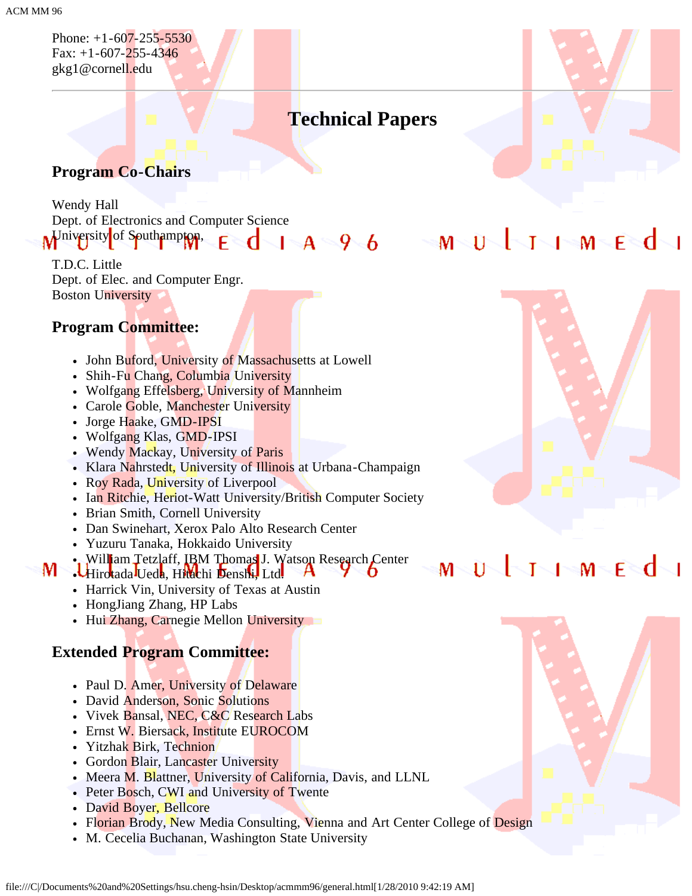Phone: +1-607-255-5530
Fax: +1-607-255-4346
gkg1@cornell.edu

---

## Technical Papers

### Program Co-Chairs

Wendy Hall
Dept. of Electronics and Computer Science
University of Southampton,

T.D.C. Little
Dept. of Elec. and Computer Engr.
Boston University

### Program Committee:

- John Buford, University of Massachusetts at Lowell
- Shih-Fu Chang, Columbia University
- Wolfgang Effelsberg, University of Mannheim
- Carole Goble, Manchester University
- Jorge Haake, GMD-IPSI
- Wolfgang Klas, GMD-IPSI
- Wendy Mackay, University of Paris
- Klara Nahrstedt, University of Illinois at Urbana-Champaign
- Roy Rada, University of Liverpool
- Ian Ritchie, Heriot-Watt University/British Computer Society
- Brian Smith, Cornell University
- Dan Swinehart, Xerox Palo Alto Research Center
- Yuzuru Tanaka, Hokkaido University
- William Tetzlaff, IBM Thomas J. Watson Research Center
- Hirotada Ueda, Hitachi Denshi, Ltd.
- Harrick Vin, University of Texas at Austin
- HongJiang Zhang, HP Labs
- Hui Zhang, Carnegie Mellon University

### Extended Program Committee:

- Paul D. Amer, University of Delaware
- David Anderson, Sonic Solutions
- Vivek Bansal, NEC, C&C Research Labs
- Ernst W. Biersack, Institute EUROCOM
- Yitzhak Birk, Technion
- Gordon Blair, Lancaster University
- Meera M. Blattner, University of California, Davis, and LLNL
- Peter Bosch, CWI and University of Twente
- David Boyer, Bellcore
- Florian Brody, New Media Consulting, Vienna and Art Center College of Design
- M. Cecelia Buchanan, Washington State University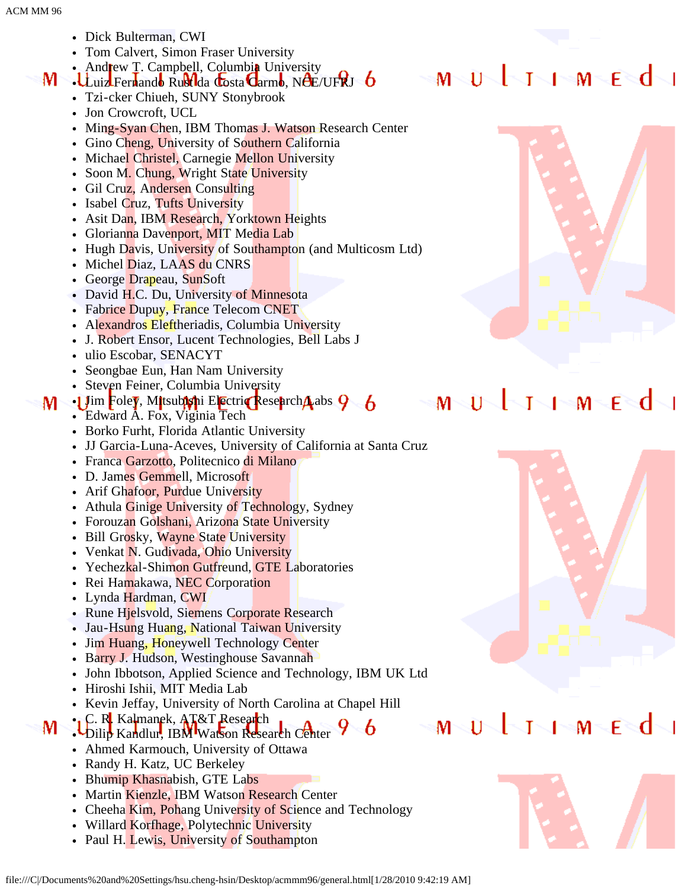- Dick Bulterman, CWI
- Tom Calvert, Simon Fraser University
- Andrew T. Campbell, Columbia University
- Luiz Fernando Rust da Costa Carmo, NCE/UFRJ
- Tzi-cker Chiueh, SUNY Stonybrook
- Jon Crowcroft, UCL
- Ming-Syan Chen, IBM Thomas J. Watson Research Center
- Gino Cheng, University of Southern California
- Michael Christel, Carnegie Mellon University
- Soon M. Chung, Wright State University
- Gil Cruz, Andersen Consulting
- Isabel Cruz, Tufts University
- Asit Dan, IBM Research, Yorktown Heights
- Glorianna Davenport, MIT Media Lab
- Hugh Davis, University of Southampton (and Multicosm Ltd)
- Michel Diaz, LAAS du CNRS
- George Drapeau, SunSoft
- David H.C. Du, University of Minnesota
- Fabrice Dupuy, France Telecom CNET
- Alexandros Eleftheriadis, Columbia University
- J. Robert Ensor, Lucent Technologies, Bell Labs J
- ulio Escobar, SENACYT
- Seongbae Eun, Han Nam University
- Steven Feiner, Columbia University
- Jim Foley, Mitsubishi Electric Research Labs
- Edward A. Fox, Viginia Tech
- Borko Furht, Florida Atlantic University
- JJ Garcia-Luna-Aceves, University of California at Santa Cruz
- Franca Garzotto, Politecnico di Milano
- D. James Gemmell, Microsoft
- Arif Ghafoor, Purdue University
- Athula Ginige University of Technology, Sydney
- Forouzan Golshani, Arizona State University
- Bill Grosky, Wayne State University
- Venkat N. Gudivada, Ohio University
- Yechezkal-Shimon Gutfreund, GTE Laboratories
- Rei Hamakawa, NEC Corporation
- Lynda Hardman, CWI
- Rune Hjelsvold, Siemens Corporate Research
- Jau-Hsung Huang, National Taiwan University
- Jim Huang, Honeywell Technology Center
- Barry J. Hudson, Westinghouse Savannah
- John Ibbotson, Applied Science and Technology, IBM UK Ltd
- Hiroshi Ishii, MIT Media Lab
- Kevin Jeffay, University of North Carolina at Chapel Hill
- C. R. Kalmanek, AT&T Research
- Dilip Kandlur, IBM Watson Research Center
- Ahmed Karmouch, University of Ottawa
- Randy H. Katz, UC Berkeley
- Bhumip Khasnabish, GTE Labs
- Martin Kienzle, IBM Watson Research Center
- Cheeha Kim, Pohang University of Science and Technology
- Willard Korfhage, Polytechnic University
- Paul H. Lewis, University of Southampton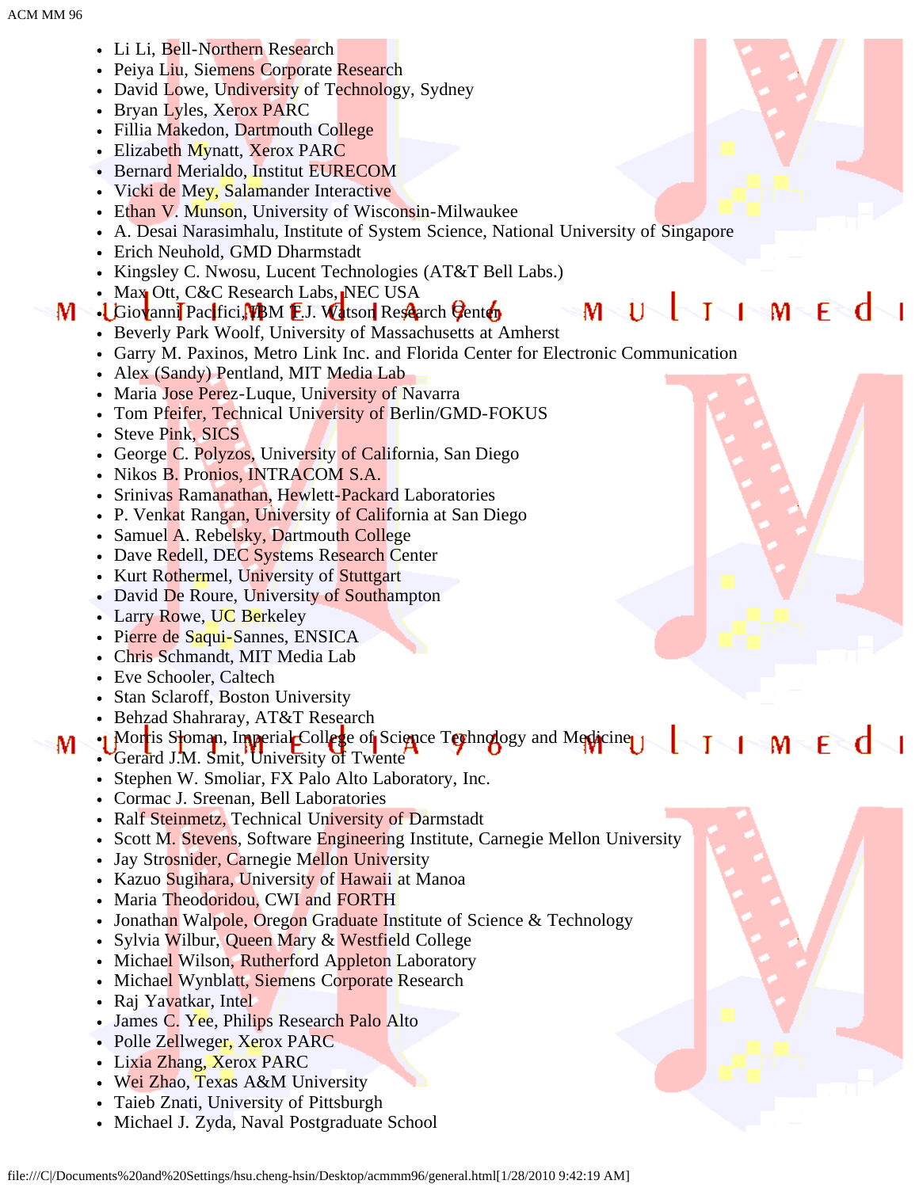- Li Li, Bell-Northern Research
- Peiya Liu, Siemens Corporate Research
- David Lowe, Undiversity of Technology, Sydney
- Bryan Lyles, Xerox PARC
- Fillia Makedon, Dartmouth College
- Elizabeth Mynatt, Xerox PARC
- Bernard Merialdo, Institut EURECOM
- Vicki de Mey, Salamander Interactive
- Ethan V. Munson, University of Wisconsin-Milwaukee
- A. Desai Narasimhalu, Institute of System Science, National University of Singapore
- Erich Neuhold, GMD Dharmstadt
- Kingsley C. Nwosu, Lucent Technologies (AT&T Bell Labs.)
- Max Ott, C&C Research Labs, NEC USA
- Giovanni Pacifici, IBM T.J. Watson Research Center
- Beverly Park Woolf, University of Massachusetts at Amherst
- Garry M. Paxinos, Metro Link Inc. and Florida Center for Electronic Communication
- Alex (Sandy) Pentland, MIT Media Lab
- Maria Jose Perez-Luque, University of Navarra
- Tom Pfeifer, Technical University of Berlin/GMD-FOKUS
- Steve Pink, SICS
- George C. Polyzos, University of California, San Diego
- Nikos B. Pronios, INTRACOM S.A.
- Srinivas Ramanathan, Hewlett-Packard Laboratories
- P. Venkat Rangan, University of California at San Diego
- Samuel A. Rebelsky, Dartmouth College
- Dave Redell, DEC Systems Research Center
- Kurt Rothermel, University of Stuttgart
- David De Roure, University of Southampton
- Larry Rowe, UC Berkeley
- Pierre de Saqui-Sannes, ENSICA
- Chris Schmandt, MIT Media Lab
- Eve Schooler, Caltech
- Stan Sclaroff, Boston University
- Behzad Shahraray, AT&T Research
- Morris Sloman, Imperial College of Science Technology and Medicine
- Gerard J.M. Smit, University of Twente
- Stephen W. Smoliar, FX Palo Alto Laboratory, Inc.
- Cormac J. Sreenan, Bell Laboratories
- Ralf Steinmetz, Technical University of Darmstadt
- Scott M. Stevens, Software Engineering Institute, Carnegie Mellon University
- Jay Strosnider, Carnegie Mellon University
- Kazuo Sugihara, University of Hawaii at Manoa
- Maria Theodoridou, CWI and FORTH
- Jonathan Walpole, Oregon Graduate Institute of Science & Technology
- Sylvia Wilbur, Queen Mary & Westfield College
- Michael Wilson, Rutherford Appleton Laboratory
- Michael Wynblatt, Siemens Corporate Research
- Raj Yavatkar, Intel
- James C. Yee, Philips Research Palo Alto
- Polle Zellweger, Xerox PARC
- Lixia Zhang, Xerox PARC
- Wei Zhao, Texas A&M University
- Taieb Znati, University of Pittsburgh
- Michael J. Zyda, Naval Postgraduate School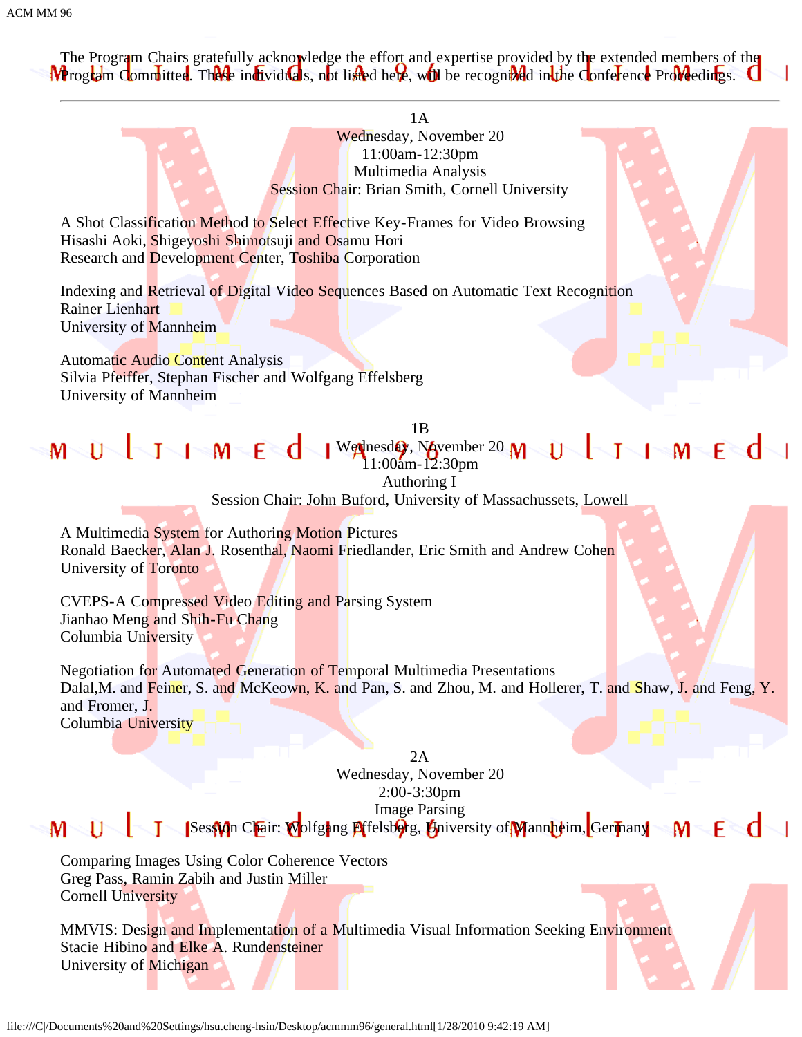The Program Chairs gratefully acknowledge the effort and expertise provided by the extended members of the Program Committed. These individuals, not listed here, will be recognized in the Conference Proceedings.

---

1A
Wednesday, November 20
11:00am-12:30pm
Multimedia Analysis
Session Chair: Brian Smith, Cornell University

A Shot Classification Method to Select Effective Key-Frames for Video Browsing
Hisashi Aoki, Shigeyoshi Shimotsuji and Osamu Hori
Research and Development Center, Toshiba Corporation

Indexing and Retrieval of Digital Video Sequences Based on Automatic Text Recognition
Rainer Lienhart
University of Mannheim

Automatic Audio Content Analysis
Silvia Pfeiffer, Stephan Fischer and Wolfgang Effelsberg
University of Mannheim

1B
Wednesday, November 20
11:00am-12:30pm
Authoring I
Session Chair: John Buford, University of Massachussets, Lowell

A Multimedia System for Authoring Motion Pictures
Ronald Baecker, Alan J. Rosenthal, Naomi Friedlander, Eric Smith and Andrew Cohen
University of Toronto

CVEPS-A Compressed Video Editing and Parsing System
Jianhao Meng and Shih-Fu Chang
Columbia University

Negotiation for Automated Generation of Temporal Multimedia Presentations
Dalal,M. and Feiner, S. and McKeown, K. and Pan, S. and Zhou, M. and Hollerer, T. and Shaw, J. and Feng, Y. and Fromer, J.
Columbia University

2A
Wednesday, November 20
2:00-3:30pm
Image Parsing
Session Chair: Wolfgang Effelsberg, University of Mannheim, Germany

Comparing Images Using Color Coherence Vectors
Greg Pass, Ramin Zabih and Justin Miller
Cornell University

MMVIS: Design and Implementation of a Multimedia Visual Information Seeking Environment
Stacie Hibino and Elke A. Rundensteiner
University of Michigan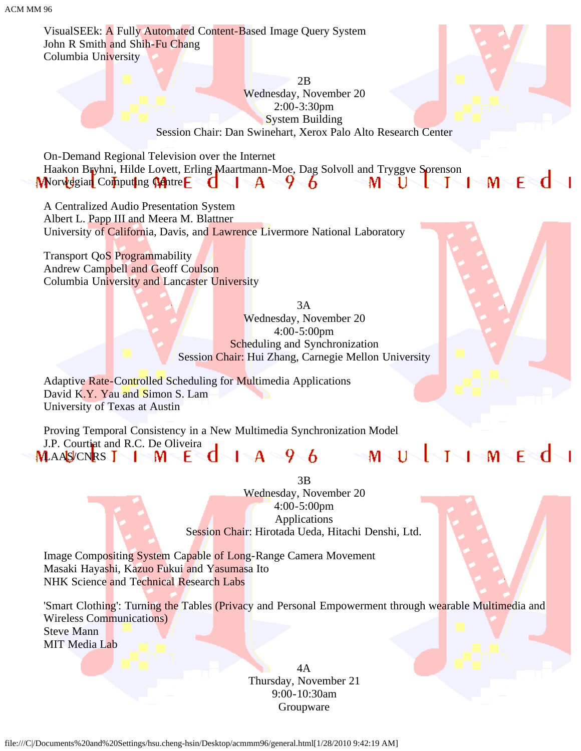VisualSEEk: A Fully Automated Content-Based Image Query System
John R Smith and Shih-Fu Chang
Columbia University

2B
Wednesday, November 20
2:00-3:30pm
System Building
Session Chair: Dan Swinehart, Xerox Palo Alto Research Center

On-Demand Regional Television over the Internet
Haakon Bryhni, Hilde Lovett, Erling Maartmann-Moe, Dag Solvoll and Tryggve Sorenson
Norwegian Computing Centre

A Centralized Audio Presentation System
Albert L. Papp III and Meera M. Blattner
University of California, Davis, and Lawrence Livermore National Laboratory

Transport QoS Programmability
Andrew Campbell and Geoff Coulson
Columbia University and Lancaster University

3A
Wednesday, November 20
4:00-5:00pm
Scheduling and Synchronization
Session Chair: Hui Zhang, Carnegie Mellon University

Adaptive Rate-Controlled Scheduling for Multimedia Applications
David K.Y. Yau and Simon S. Lam
University of Texas at Austin

Proving Temporal Consistency in a New Multimedia Synchronization Model
J.P. Courtiat and R.C. De Oliveira
LAAS/CNRS

3B
Wednesday, November 20
4:00-5:00pm
Applications
Session Chair: Hirotada Ueda, Hitachi Denshi, Ltd.

Image Compositing System Capable of Long-Range Camera Movement
Masaki Hayashi, Kazuo Fukui and Yasumasa Ito
NHK Science and Technical Research Labs

'Smart Clothing': Turning the Tables (Privacy and Personal Empowerment through wearable Multimedia and Wireless Communications)
Steve Mann
MIT Media Lab

4A
Thursday, November 21
9:00-10:30am
Groupware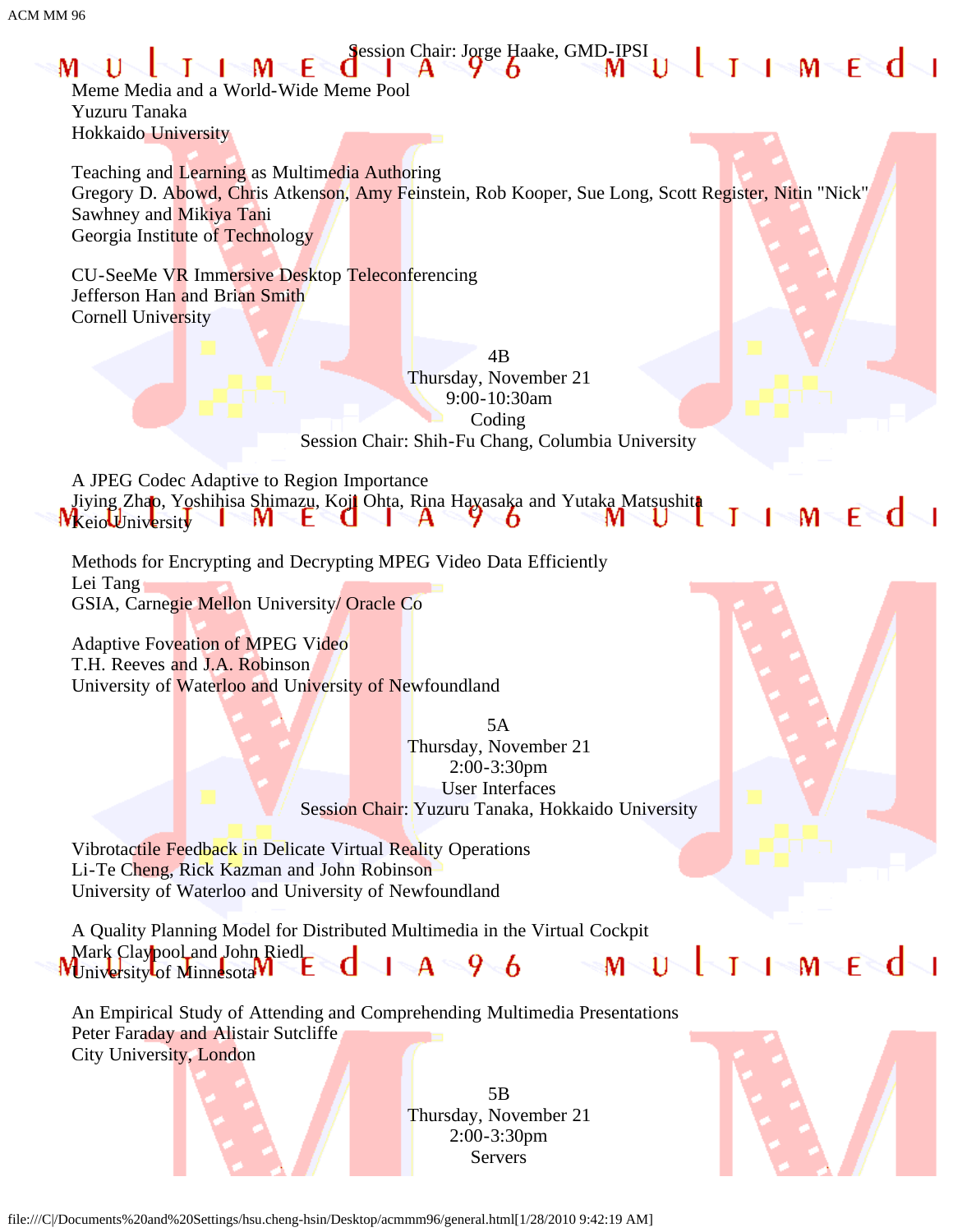Session Chair: Jorge Haake, GMD-IPSI

Meme Media and a World-Wide Meme Pool
Yuzuru Tanaka
Hokkaido University

Teaching and Learning as Multimedia Authoring
Gregory D. Abowd, Chris Atkenson, Amy Feinstein, Rob Kooper, Sue Long, Scott Register, Nitin "Nick" Sawhney and Mikiya Tani
Georgia Institute of Technology

CU-SeeMe VR Immersive Desktop Teleconferencing
Jefferson Han and Brian Smith
Cornell University

4B
Thursday, November 21
9:00-10:30am
Coding
Session Chair: Shih-Fu Chang, Columbia University

A JPEG Codec Adaptive to Region Importance
Jiying Zhao, Yoshihisa Shimazu, Koji Ohta, Rina Hayasaka and Yutaka Matsushita
Keio University

Methods for Encrypting and Decrypting MPEG Video Data Efficiently
Lei Tang
GSIA, Carnegie Mellon University/ Oracle Co

Adaptive Foveation of MPEG Video
T.H. Reeves and J.A. Robinson
University of Waterloo and University of Newfoundland

5A
Thursday, November 21
2:00-3:30pm
User Interfaces
Session Chair: Yuzuru Tanaka, Hokkaido University

Vibrotactile Feedback in Delicate Virtual Reality Operations
Li-Te Cheng, Rick Kazman and John Robinson
University of Waterloo and University of Newfoundland

A Quality Planning Model for Distributed Multimedia in the Virtual Cockpit
Mark Claypool and John Riedl
University of Minnesota

An Empirical Study of Attending and Comprehending Multimedia Presentations
Peter Faraday and Alistair Sutcliffe
City University, London

5B
Thursday, November 21
2:00-3:30pm
Servers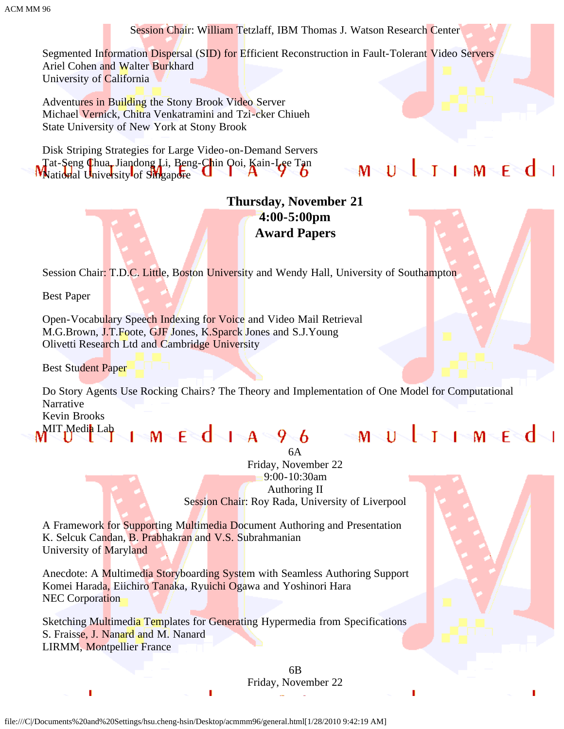Session Chair: William Tetzlaff, IBM Thomas J. Watson Research Center

Segmented Information Dispersal (SID) for Efficient Reconstruction in Fault-Tolerant Video Servers
Ariel Cohen and Walter Burkhard
University of California

Adventures in Building the Stony Brook Video Server
Michael Vernick, Chitra Venkatramini and Tzi-cker Chiueh
State University of New York at Stony Brook

Disk Striping Strategies for Large Video-on-Demand Servers
Tat-Seng Chua, Jiandong Li, Beng-Chin Ooi, Kain-Lee Tan
National University of Singapore

**Thursday, November 21**
**4:00-5:00pm**
**Award Papers**

Session Chair: T.D.C. Little, Boston University and Wendy Hall, University of Southampton

Best Paper

Open-Vocabulary Speech Indexing for Voice and Video Mail Retrieval
M.G.Brown, J.T.Foote, GJF Jones, K.Sparck Jones and S.J.Young
Olivetti Research Ltd and Cambridge University

Best Student Paper

Do Story Agents Use Rocking Chairs? The Theory and Implementation of One Model for Computational Narrative
Kevin Brooks
MIT Media Lab

6A
Friday, November 22
9:00-10:30am
Authoring II
Session Chair: Roy Rada, University of Liverpool

A Framework for Supporting Multimedia Document Authoring and Presentation
K. Selcuk Candan, B. Prabhakran and V.S. Subrahmanian
University of Maryland

Anecdote: A Multimedia Storyboarding System with Seamless Authoring Support
Komei Harada, Eiichiro Tanaka, Ryuichi Ogawa and Yoshinori Hara
NEC Corporation

Sketching Multimedia Templates for Generating Hypermedia from Specifications
S. Fraisse, J. Nanard and M. Nanard
LIRMM, Montpellier France

6B
Friday, November 22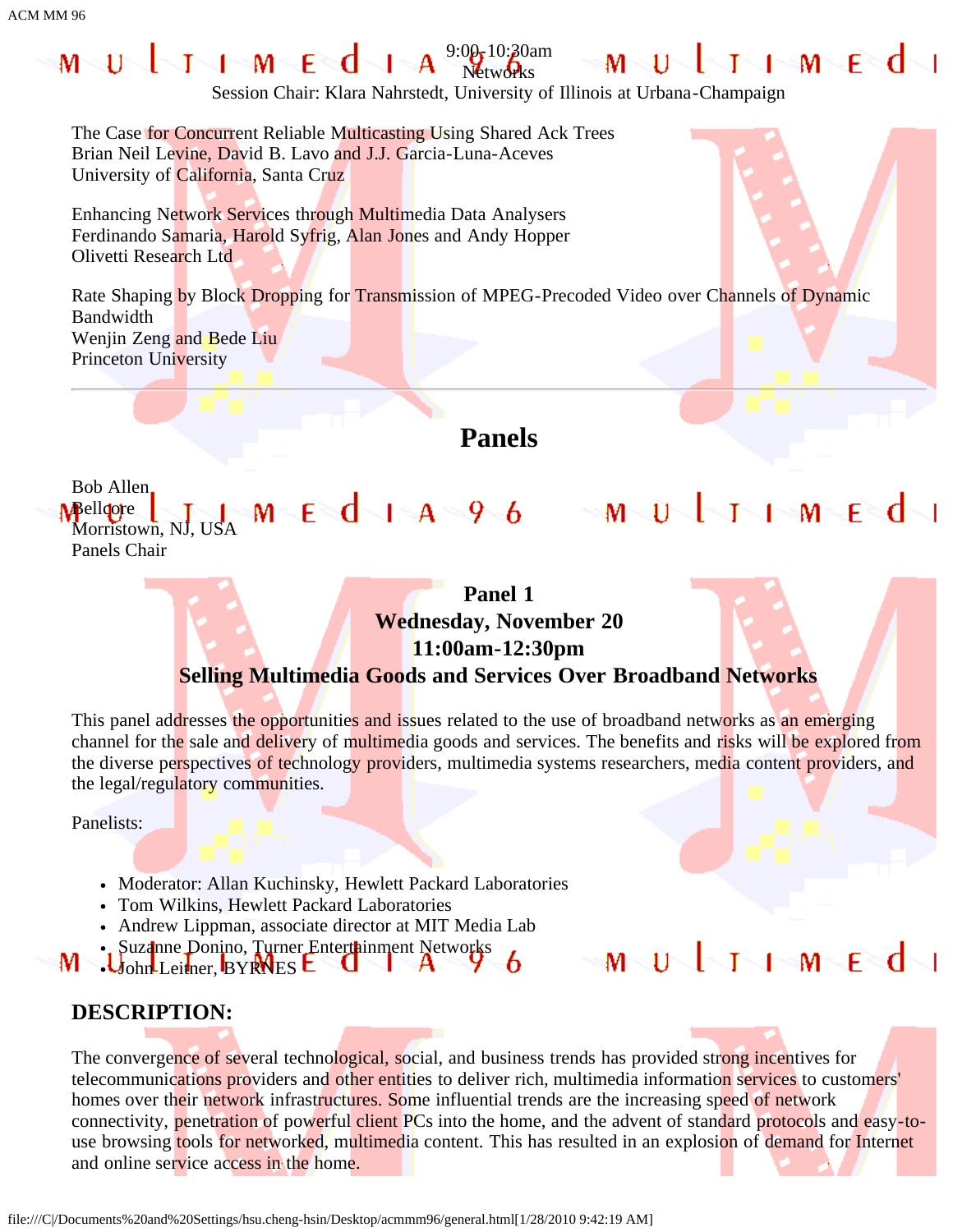9:00-10:30am
Networks
Session Chair: Klara Nahrstedt, University of Illinois at Urbana-Champaign

The Case for Concurrent Reliable Multicasting Using Shared Ack Trees
Brian Neil Levine, David B. Lavo and J.J. Garcia-Luna-Aceves
University of California, Santa Cruz

Enhancing Network Services through Multimedia Data Analysers
Ferdinando Samaria, Harold Syfrig, Alan Jones and Andy Hopper
Olivetti Research Ltd

Rate Shaping by Block Dropping for Transmission of MPEG-Precoded Video over Channels of Dynamic Bandwidth
Wenjin Zeng and Bede Liu
Princeton University

---

## Panels

Bob Allen
Bellcore
Morristown, NJ, USA
Panels Chair

### Panel 1
### Wednesday, November 20
### 11:00am-12:30pm
### Selling Multimedia Goods and Services Over Broadband Networks

This panel addresses the opportunities and issues related to the use of broadband networks as an emerging channel for the sale and delivery of multimedia goods and services. The benefits and risks will be explored from the diverse perspectives of technology providers, multimedia systems researchers, media content providers, and the legal/regulatory communities.

Panelists:

- Moderator: Allan Kuchinsky, Hewlett Packard Laboratories
- Tom Wilkins, Hewlett Packard Laboratories
- Andrew Lippman, associate director at MIT Media Lab
- Suzanne Donino, Turner Entertainment Networks
- John Leitner, BYRNES

## DESCRIPTION:

The convergence of several technological, social, and business trends has provided strong incentives for telecommunications providers and other entities to deliver rich, multimedia information services to customers' homes over their network infrastructures. Some influential trends are the increasing speed of network connectivity, penetration of powerful client PCs into the home, and the advent of standard protocols and easy-to-use browsing tools for networked, multimedia content. This has resulted in an explosion of demand for Internet and online service access in the home.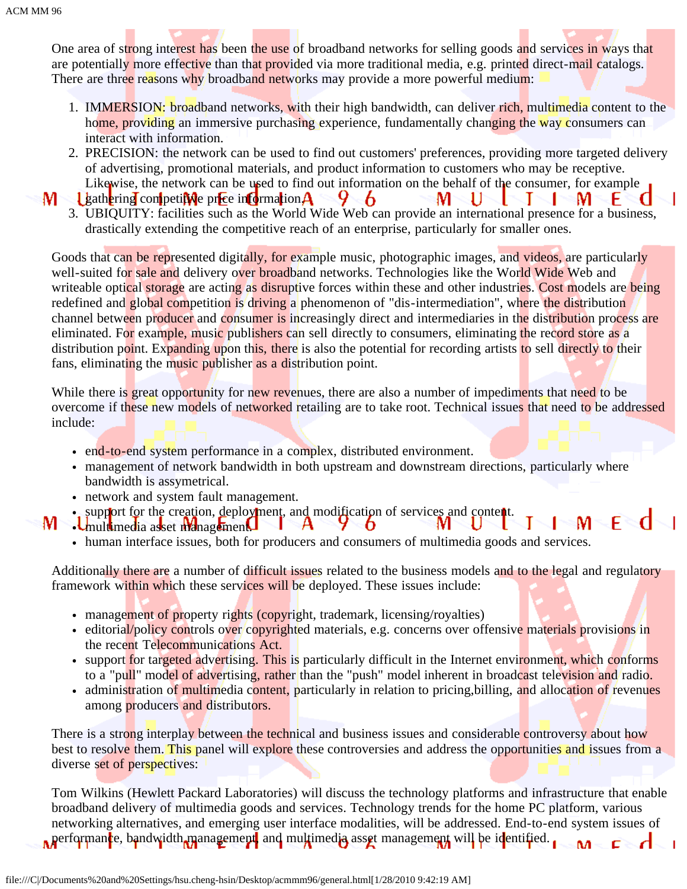One area of strong interest has been the use of broadband networks for selling goods and services in ways that are potentially more effective than that provided via more traditional media, e.g. printed direct-mail catalogs. There are three reasons why broadband networks may provide a more powerful medium:

1. IMMERSION: broadband networks, with their high bandwidth, can deliver rich, multimedia content to the home, providing an immersive purchasing experience, fundamentally changing the way consumers can interact with information.
2. PRECISION: the network can be used to find out customers' preferences, providing more targeted delivery of advertising, promotional materials, and product information to customers who may be receptive. Likewise, the network can be used to find out information on the behalf of the consumer, for example gathering competitive price information.
3. UBIQUITY: facilities such as the World Wide Web can provide an international presence for a business, drastically extending the competitive reach of an enterprise, particularly for smaller ones.

Goods that can be represented digitally, for example music, photographic images, and videos, are particularly well-suited for sale and delivery over broadband networks. Technologies like the World Wide Web and writeable optical storage are acting as disruptive forces within these and other industries. Cost models are being redefined and global competition is driving a phenomenon of "dis-intermediation", where the distribution channel between producer and consumer is increasingly direct and intermediaries in the distribution process are eliminated. For example, music publishers can sell directly to consumers, eliminating the record store as a distribution point. Expanding upon this, there is also the potential for recording artists to sell directly to their fans, eliminating the music publisher as a distribution point.

While there is great opportunity for new revenues, there are also a number of impediments that need to be overcome if these new models of networked retailing are to take root. Technical issues that need to be addressed include:

- end-to-end system performance in a complex, distributed environment.
- management of network bandwidth in both upstream and downstream directions, particularly where bandwidth is assymetrical.
- network and system fault management.
- support for the creation, deployment, and modification of services and content.
- multimedia asset management.
- human interface issues, both for producers and consumers of multimedia goods and services.

Additionally there are a number of difficult issues related to the business models and to the legal and regulatory framework within which these services will be deployed. These issues include:

- management of property rights (copyright, trademark, licensing/royalties)
- editorial/policy controls over copyrighted materials, e.g. concerns over offensive materials provisions in the recent Telecommunications Act.
- support for targeted advertising. This is particularly difficult in the Internet environment, which conforms to a "pull" model of advertising, rather than the "push" model inherent in broadcast television and radio.
- administration of multimedia content, particularly in relation to pricing,billing, and allocation of revenues among producers and distributors.

There is a strong interplay between the technical and business issues and considerable controversy about how best to resolve them. This panel will explore these controversies and address the opportunities and issues from a diverse set of perspectives:

Tom Wilkins (Hewlett Packard Laboratories) will discuss the technology platforms and infrastructure that enable broadband delivery of multimedia goods and services. Technology trends for the home PC platform, various networking alternatives, and emerging user interface modalities, will be addressed. End-to-end system issues of performance, bandwidth management, and multimedia asset management will be identified.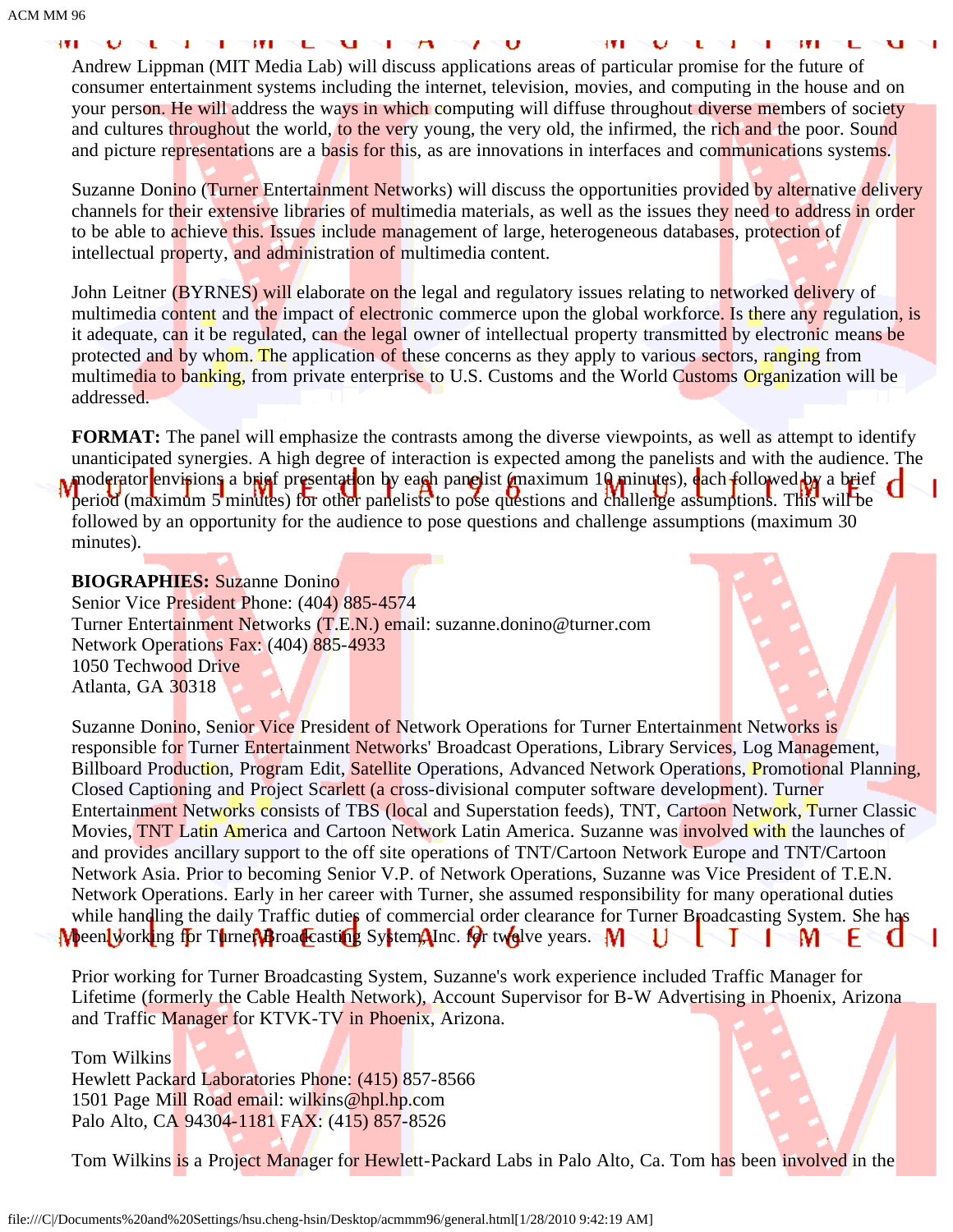Andrew Lippman (MIT Media Lab) will discuss applications areas of particular promise for the future of consumer entertainment systems including the internet, television, movies, and computing in the house and on your person. He will address the ways in which computing will diffuse throughout diverse members of society and cultures throughout the world, to the very young, the very old, the infirmed, the rich and the poor. Sound and picture representations are a basis for this, as are innovations in interfaces and communications systems.

Suzanne Donino (Turner Entertainment Networks) will discuss the opportunities provided by alternative delivery channels for their extensive libraries of multimedia materials, as well as the issues they need to address in order to be able to achieve this. Issues include management of large, heterogeneous databases, protection of intellectual property, and administration of multimedia content.

John Leitner (BYRNES) will elaborate on the legal and regulatory issues relating to networked delivery of multimedia content and the impact of electronic commerce upon the global workforce. Is there any regulation, is it adequate, can it be regulated, can the legal owner of intellectual property transmitted by electronic means be protected and by whom. The application of these concerns as they apply to various sectors, ranging from multimedia to banking, from private enterprise to U.S. Customs and the World Customs Organization will be addressed.

**FORMAT:** The panel will emphasize the contrasts among the diverse viewpoints, as well as attempt to identify unanticipated synergies. A high degree of interaction is expected among the panelists and with the audience. The moderator envisions a brief presentation by each panelist (maximum 10 minutes), each followed by a brief period (maximum 5 minutes) for other panelists to pose questions and challenge assumptions. This will be followed by an opportunity for the audience to pose questions and challenge assumptions (maximum 30 minutes).

**BIOGRAPHIES:** Suzanne Donino
Senior Vice President Phone: (404) 885-4574
Turner Entertainment Networks (T.E.N.) email: suzanne.donino@turner.com
Network Operations Fax: (404) 885-4933
1050 Techwood Drive
Atlanta, GA 30318

Suzanne Donino, Senior Vice President of Network Operations for Turner Entertainment Networks is responsible for Turner Entertainment Networks' Broadcast Operations, Library Services, Log Management, Billboard Production, Program Edit, Satellite Operations, Advanced Network Operations, Promotional Planning, Closed Captioning and Project Scarlett (a cross-divisional computer software development). Turner Entertainment Networks consists of TBS (local and Superstation feeds), TNT, Cartoon Network, Turner Classic Movies, TNT Latin America and Cartoon Network Latin America. Suzanne was involved with the launches of and provides ancillary support to the off site operations of TNT/Cartoon Network Europe and TNT/Cartoon Network Asia. Prior to becoming Senior V.P. of Network Operations, Suzanne was Vice President of T.E.N. Network Operations. Early in her career with Turner, she assumed responsibility for many operational duties while handling the daily Traffic duties of commercial order clearance for Turner Broadcasting System. She has been working for Turner Broadcasting System, Inc. for twelve years.

Prior working for Turner Broadcasting System, Suzanne's work experience included Traffic Manager for Lifetime (formerly the Cable Health Network), Account Supervisor for B-W Advertising in Phoenix, Arizona and Traffic Manager for KTVK-TV in Phoenix, Arizona.

Tom Wilkins
Hewlett Packard Laboratories Phone: (415) 857-8566
1501 Page Mill Road email: wilkins@hpl.hp.com
Palo Alto, CA 94304-1181 FAX: (415) 857-8526

Tom Wilkins is a Project Manager for Hewlett-Packard Labs in Palo Alto, Ca. Tom has been involved in the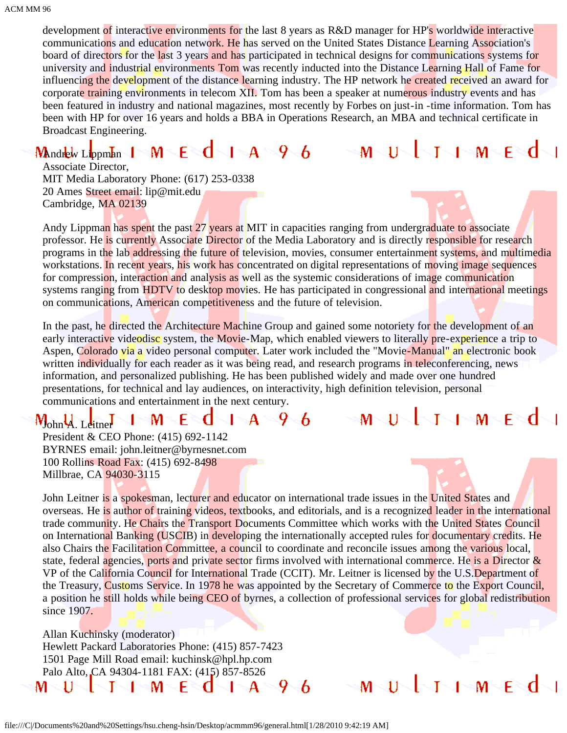development of interactive environments for the last 8 years as R&D manager for HP's worldwide interactive communications and education network. He has served on the United States Distance Learning Association's board of directors for the last 3 years and has participated in technical designs for communications systems for university and industrial environments Tom was recently inducted into the Distance Learning Hall of Fame for influencing the development of the distance learning industry. The HP network he created received an award for corporate training environments in telecom XII. Tom has been a speaker at numerous industry events and has been featured in industry and national magazines, most recently by Forbes on just-in -time information. Tom has been with HP for over 16 years and holds a BBA in Operations Research, an MBA and technical certificate in Broadcast Engineering.

Andrew Lippman
Associate Director,
MIT Media Laboratory Phone: (617) 253-0338
20 Ames Street email: lip@mit.edu
Cambridge, MA 02139

Andy Lippman has spent the past 27 years at MIT in capacities ranging from undergraduate to associate professor. He is currently Associate Director of the Media Laboratory and is directly responsible for research programs in the lab addressing the future of television, movies, consumer entertainment systems, and multimedia workstations. In recent years, his work has concentrated on digital representations of moving image sequences for compression, interaction and analysis as well as the systemic considerations of image communication systems ranging from HDTV to desktop movies. He has participated in congressional and international meetings on communications, American competitiveness and the future of television.

In the past, he directed the Architecture Machine Group and gained some notoriety for the development of an early interactive videodisc system, the Movie-Map, which enabled viewers to literally pre-experience a trip to Aspen, Colorado via a video personal computer. Later work included the "Movie-Manual" an electronic book written individually for each reader as it was being read, and research programs in teleconferencing, news information, and personalized publishing. He has been published widely and made over one hundred presentations, for technical and lay audiences, on interactivity, high definition television, personal communications and entertainment in the next century.

John A. Leitner
President & CEO Phone: (415) 692-1142
BYRNES email: john.leitner@byrnesnet.com
100 Rollins Road Fax: (415) 692-8498
Millbrae, CA 94030-3115

John Leitner is a spokesman, lecturer and educator on international trade issues in the United States and overseas. He is author of training videos, textbooks, and editorials, and is a recognized leader in the international trade community. He Chairs the Transport Documents Committee which works with the United States Council on International Banking (USCIB) in developing the internationally accepted rules for documentary credits. He also Chairs the Facilitation Committee, a council to coordinate and reconcile issues among the various local, state, federal agencies, ports and private sector firms involved with international commerce. He is a Director & VP of the California Council for International Trade (CCIT). Mr. Leitner is licensed by the U.S.Department of the Treasury, Customs Service. In 1978 he was appointed by the Secretary of Commerce to the Export Council, a position he still holds while being CEO of byrnes, a collection of professional services for global redistribution since 1907.

Allan Kuchinsky (moderator)
Hewlett Packard Laboratories Phone: (415) 857-7423
1501 Page Mill Road email: kuchinsk@hpl.hp.com
Palo Alto, CA 94304-1181 FAX: (415) 857-8526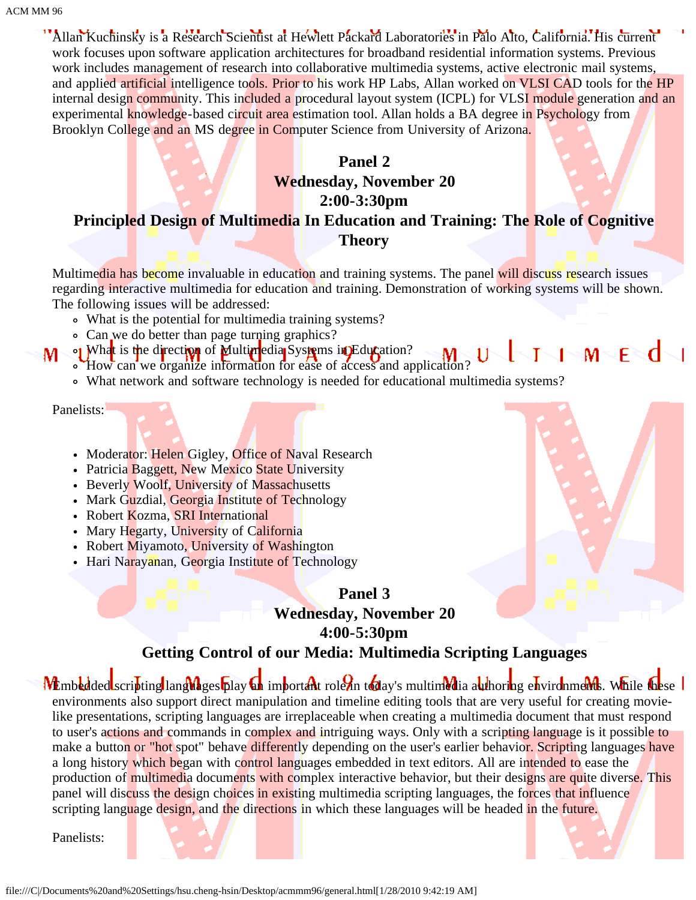Allan Kuchinsky is a Research Scientist at Hewlett Packard Laboratories in Palo Alto, California. His current work focuses upon software application architectures for broadband residential information systems. Previous work includes management of research into collaborative multimedia systems, active electronic mail systems, and applied artificial intelligence tools. Prior to his work HP Labs, Allan worked on VLSI CAD tools for the HP internal design community. This included a procedural layout system (ICPL) for VLSI module generation and an experimental knowledge-based circuit area estimation tool. Allan holds a BA degree in Psychology from Brooklyn College and an MS degree in Computer Science from University of Arizona.

## Panel 2
## Wednesday, November 20
## 2:00-3:30pm
## Principled Design of Multimedia In Education and Training: The Role of Cognitive Theory

Multimedia has become invaluable in education and training systems. The panel will discuss research issues regarding interactive multimedia for education and training. Demonstration of working systems will be shown. The following issues will be addressed:

- What is the potential for multimedia training systems?
- Can we do better than page turning graphics?
- What is the direction of Multimedia Systems in Education?
- How can we organize information for ease of access and application?
- What network and software technology is needed for educational multimedia systems?

Panelists:

- Moderator: Helen Gigley, Office of Naval Research
- Patricia Baggett, New Mexico State University
- Beverly Woolf, University of Massachusetts
- Mark Guzdial, Georgia Institute of Technology
- Robert Kozma, SRI International
- Mary Hegarty, University of California
- Robert Miyamoto, University of Washington
- Hari Narayanan, Georgia Institute of Technology

## Panel 3
## Wednesday, November 20
## 4:00-5:30pm
## Getting Control of our Media: Multimedia Scripting Languages

Embedded scripting languages play an important role in today's multimedia authoring environments. While these environments also support direct manipulation and timeline editing tools that are very useful for creating movie-like presentations, scripting languages are irreplaceable when creating a multimedia document that must respond to user's actions and commands in complex and intriguing ways. Only with a scripting language is it possible to make a button or "hot spot" behave differently depending on the user's earlier behavior. Scripting languages have a long history which began with control languages embedded in text editors. All are intended to ease the production of multimedia documents with complex interactive behavior, but their designs are quite diverse. This panel will discuss the design choices in existing multimedia scripting languages, the forces that influence scripting language design, and the directions in which these languages will be headed in the future.

Panelists: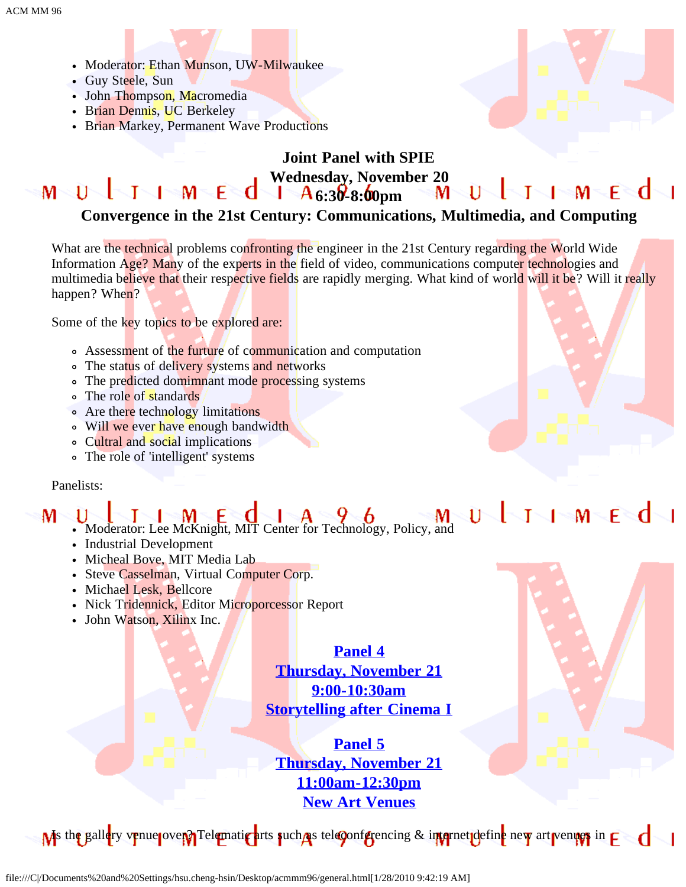- Moderator: Ethan Munson, UW-Milwaukee
- Guy Steele, Sun
- John Thompson, Macromedia
- Brian Dennis, UC Berkeley
- Brian Markey, Permanent Wave Productions

**Joint Panel with SPIE**
**Wednesday, November 20**
**6:30-8:00pm**

### Convergence in the 21st Century: Communications, Multimedia, and Computing

What are the technical problems confronting the engineer in the 21st Century regarding the World Wide Information Age? Many of the experts in the field of video, communications computer technologies and multimedia believe that their respective fields are rapidly merging. What kind of world will it be? Will it really happen? When?

Some of the key topics to be explored are:

- Assessment of the furture of communication and computation
- The status of delivery systems and networks
- The predicted domimnant mode processing systems
- The role of standards
- Are there technology limitations
- Will we ever have enough bandwidth
- Cultral and social implications
- The role of 'intelligent' systems

Panelists:

- Moderator: Lee McKnight, MIT Center for Technology, Policy, and
- Industrial Development
- Micheal Bove, MIT Media Lab
- Steve Casselman, Virtual Computer Corp.
- Michael Lesk, Bellcore
- Nick Tridennick, Editor Microporcessor Report
- John Watson, Xilinx Inc.

**Panel 4**
**Thursday, November 21**
**9:00-10:30am**
**Storytelling after Cinema I**

**Panel 5**
**Thursday, November 21**
**11:00am-12:30pm**
**New Art Venues**

Is the gallery venue over? Telematic arts such as teleconferencing & internet define new art venues in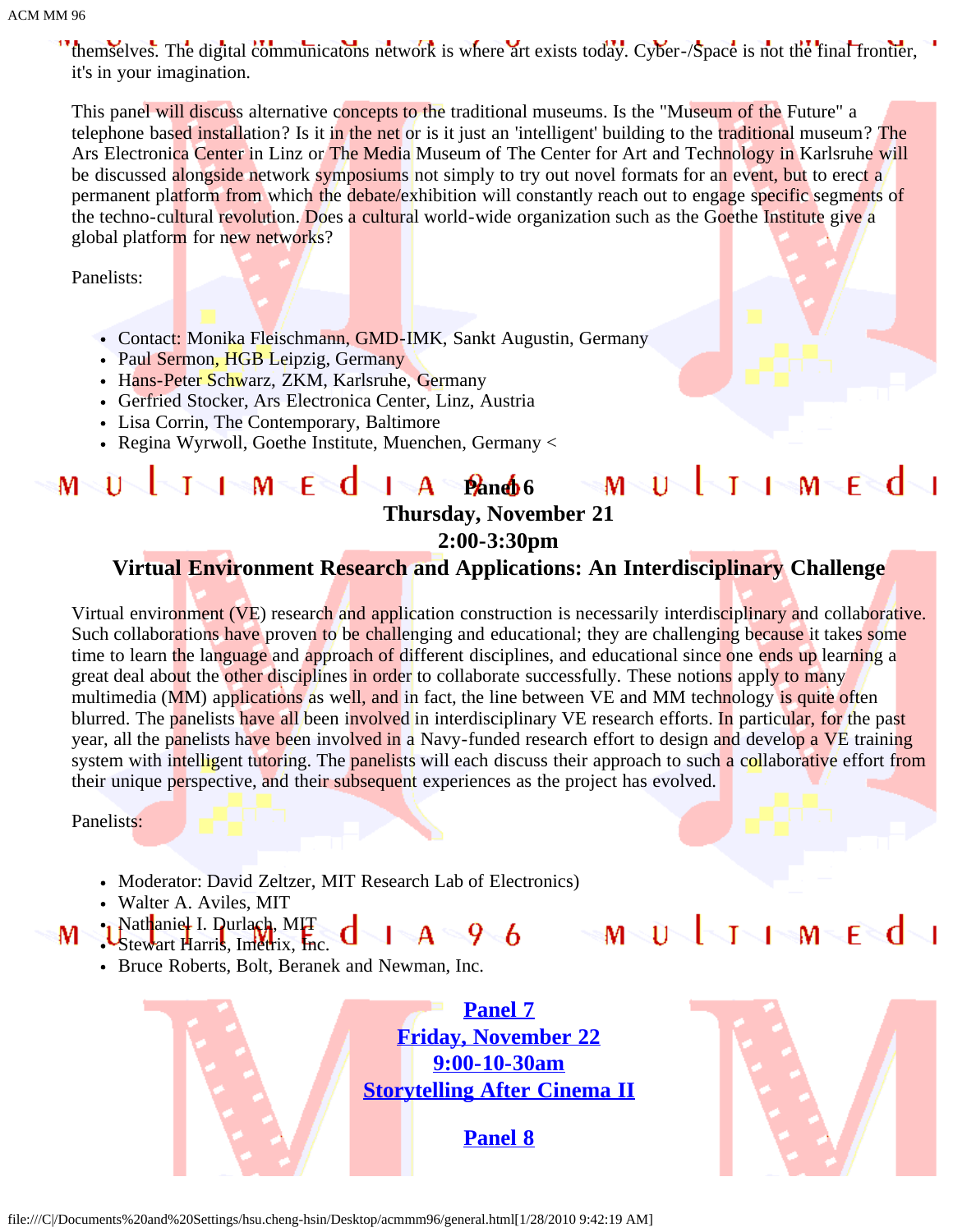themselves. The digital communicatons network is where art exists today. Cyber-/Space is not the final frontier, it's in your imagination.

This panel will discuss alternative concepts to the traditional museums. Is the "Museum of the Future" a telephone based installation? Is it in the net or is it just an 'intelligent' building to the traditional museum? The Ars Electronica Center in Linz or The Media Museum of The Center for Art and Technology in Karlsruhe will be discussed alongside network symposiums not simply to try out novel formats for an event, but to erect a permanent platform from which the debate/exhibition will constantly reach out to engage specific segments of the techno-cultural revolution. Does a cultural world-wide organization such as the Goethe Institute give a global platform for new networks?

Panelists:

- Contact: Monika Fleischmann, GMD-IMK, Sankt Augustin, Germany
- Paul Sermon, HGB Leipzig, Germany
- Hans-Peter Schwarz, ZKM, Karlsruhe, Germany
- Gerfried Stocker, Ars Electronica Center, Linz, Austria
- Lisa Corrin, The Contemporary, Baltimore
- Regina Wyrwoll, Goethe Institute, Muenchen, Germany <

## Panel 6
## Thursday, November 21
## 2:00-3:30pm
## Virtual Environment Research and Applications: An Interdisciplinary Challenge

Virtual environment (VE) research and application construction is necessarily interdisciplinary and collaborative. Such collaborations have proven to be challenging and educational; they are challenging because it takes some time to learn the language and approach of different disciplines, and educational since one ends up learning a great deal about the other disciplines in order to collaborate successfully. These notions apply to many multimedia (MM) applications as well, and in fact, the line between VE and MM technology is quite often blurred. The panelists have all been involved in interdisciplinary VE research efforts. In particular, for the past year, all the panelists have been involved in a Navy-funded research effort to design and develop a VE training system with intelligent tutoring. The panelists will each discuss their approach to such a collaborative effort from their unique perspective, and their subsequent experiences as the project has evolved.

Panelists:

- Moderator: David Zeltzer, MIT Research Lab of Electronics)
- Walter A. Aviles, MIT
- Nathaniel I. Durlach, MIT
- Stewart Harris, Imetrix, Inc.
- Bruce Roberts, Bolt, Beranek and Newman, Inc.

## Panel 7
## Friday, November 22
## 9:00-10-30am
## Storytelling After Cinema II

## Panel 8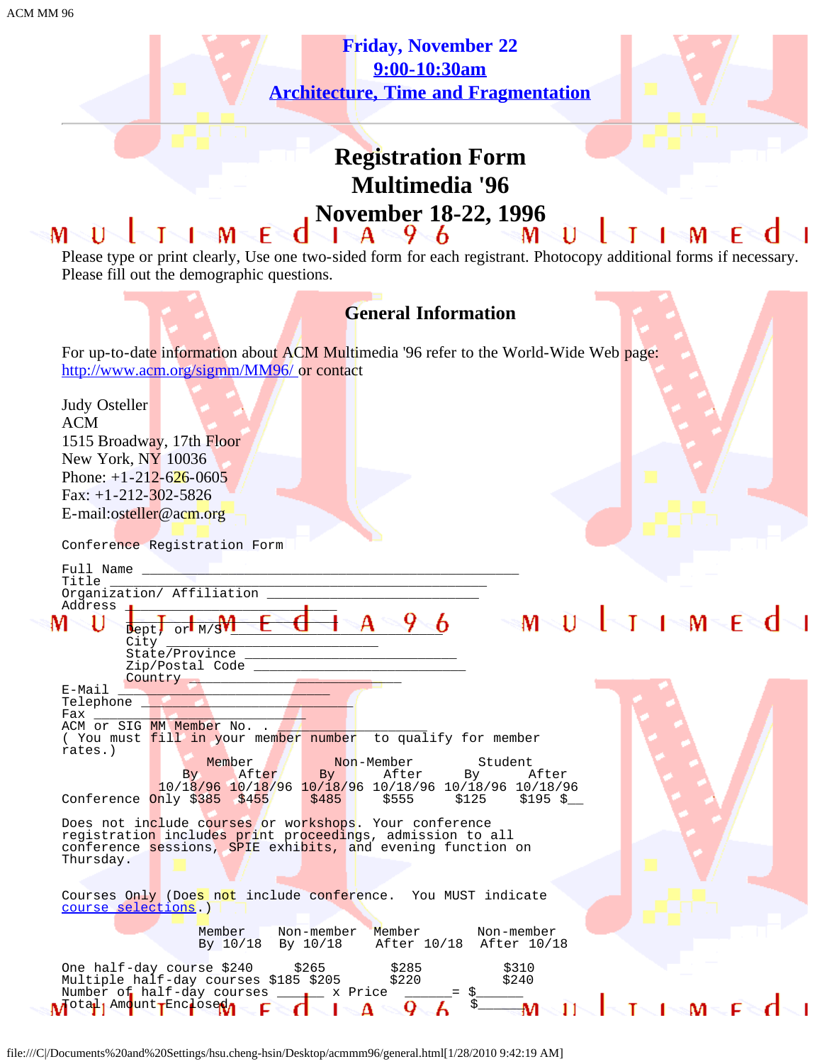**Friday, November 22**
**9:00-10:30am**
**Architecture, Time and Fragmentation**

---

# Registration Form
# Multimedia '96
# November 18-22, 1996

Please type or print clearly, Use one two-sided form for each registrant. Photocopy additional forms if necessary. Please fill out the demographic questions.

## General Information

For up-to-date information about ACM Multimedia '96 refer to the World-Wide Web page: http://www.acm.org/sigmm/MM96/ or contact

Judy Osteller
ACM
1515 Broadway, 17th Floor
New York, NY 10036
Phone: +1-212-626-0605
Fax: +1-212-302-5826
E-mail:osteller@acm.org

```
Conference Registration Form

Full Name ________________________________________________
Title ____________________________________________
Organization/ Affiliation ___________________________
Address _____________________________
        _____________________________
        Dept, or M/S ___________________________
        City ______________________
        State/Province ____________________________
        Zip/Postal Code ___________________________
        Country ___________________________
E-Mail ___________________________
Telephone ___________________________
Fax ______________________
ACM or SIG MM Member No. . ___________________
( You must fill in your member number  to qualify for member
rates.)
                    Member          Non-Member        Student
               By      After     By      After      By      After
            10/18/96 10/18/96 10/18/96 10/18/96 10/18/96 10/18/96
Conference Only $385  $455     $485     $555     $125     $195 $__

Does not include courses or workshops. Your conference
registration includes print proceedings, admission to all
conference sessions, SPIE exhibits, and evening function on
Thursday.


Courses Only (Does not include conference.  You MUST indicate
course selections.)
                  Member    Non-member  Member       Non-member
                  By 10/18  By 10/18    After 10/18  After 10/18

One half-day course $240     $265        $285          $310
Multiple half-day courses $185 $205      $220          $240
Number of half-day courses _____ x Price  _____= $______
Total Amount Enclosed                             $______
```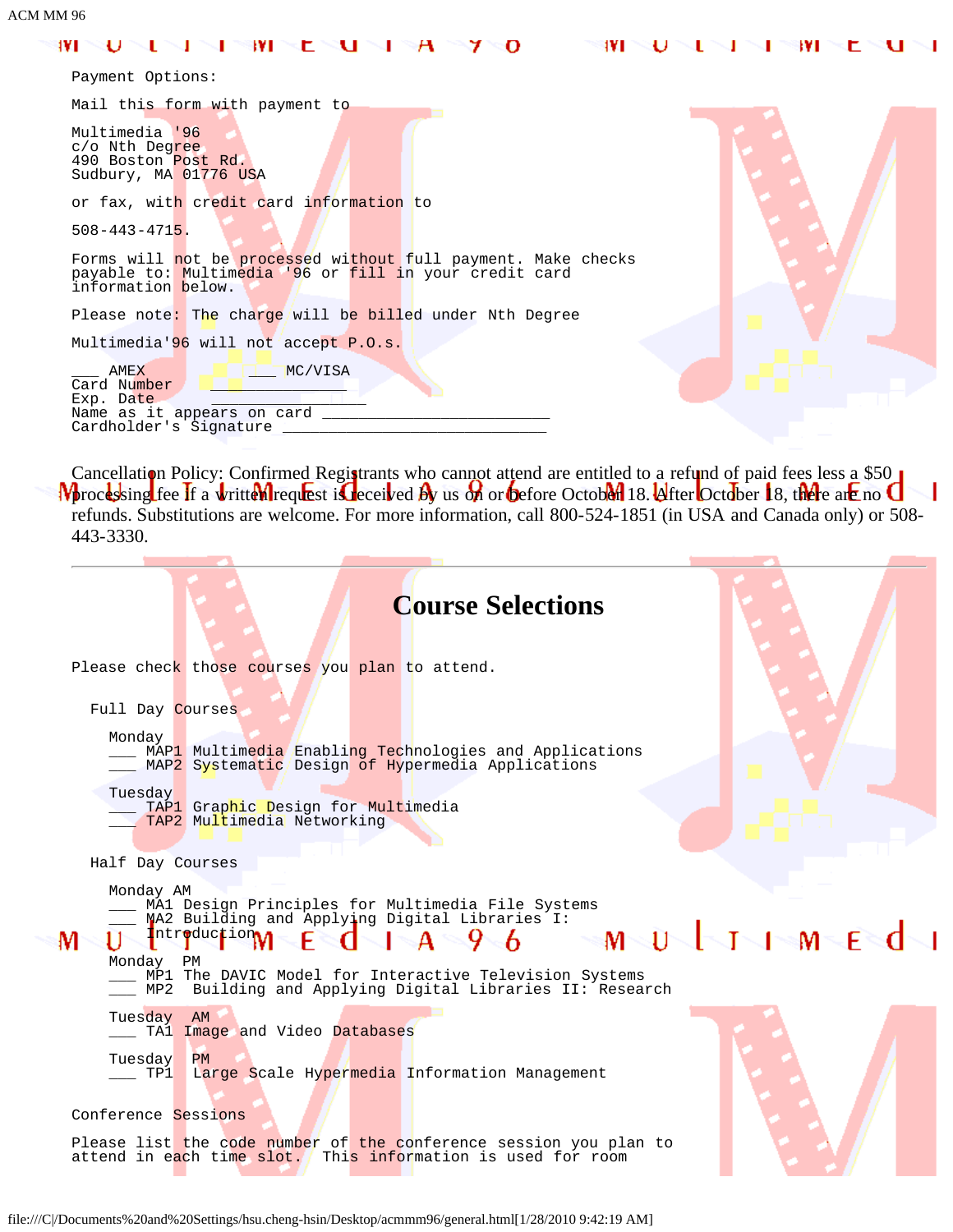Payment Options:

Mail this form with payment to

Multimedia '96
c/o Nth Degree
490 Boston Post Rd.
Sudbury, MA 01776 USA

or fax, with credit card information to

508-443-4715.

Forms will not be processed without full payment. Make checks payable to: Multimedia '96 or fill in your credit card information below.

Please note: The charge will be billed under Nth Degree

Multimedia'96 will not accept P.O.s.

```
___ AMEX          ___ MC/VISA
Card Number       _______________
Exp. Date         _________________
Name as it appears on card ________________________
Cardholder's Signature ________________________
```

Cancellation Policy: Confirmed Registrants who cannot attend are entitled to a refund of paid fees less a $50 processing fee if a written request is received by us on or before October 18. After October 18, there are no refunds. Substitutions are welcome. For more information, call 800-524-1851 (in USA and Canada only) or 508-443-3330.

---

## Course Selections

Please check those courses you plan to attend.

Full Day Courses

Monday
___ MAP1 Multimedia Enabling Technologies and Applications
___ MAP2 Systematic Design of Hypermedia Applications

Tuesday
___ TAP1 Graphic Design for Multimedia
___ TAP2 Multimedia Networking

Half Day Courses

Monday AM
___ MA1 Design Principles for Multimedia File Systems
___ MA2 Building and Applying Digital Libraries I: Introduction

Monday PM
___ MP1 The DAVIC Model for Interactive Television Systems
___ MP2 Building and Applying Digital Libraries II: Research

Tuesday AM
___ TA1 Image and Video Databases

Tuesday PM
___ TP1 Large Scale Hypermedia Information Management

Conference Sessions

Please list the code number of the conference session you plan to attend in each time slot. This information is used for room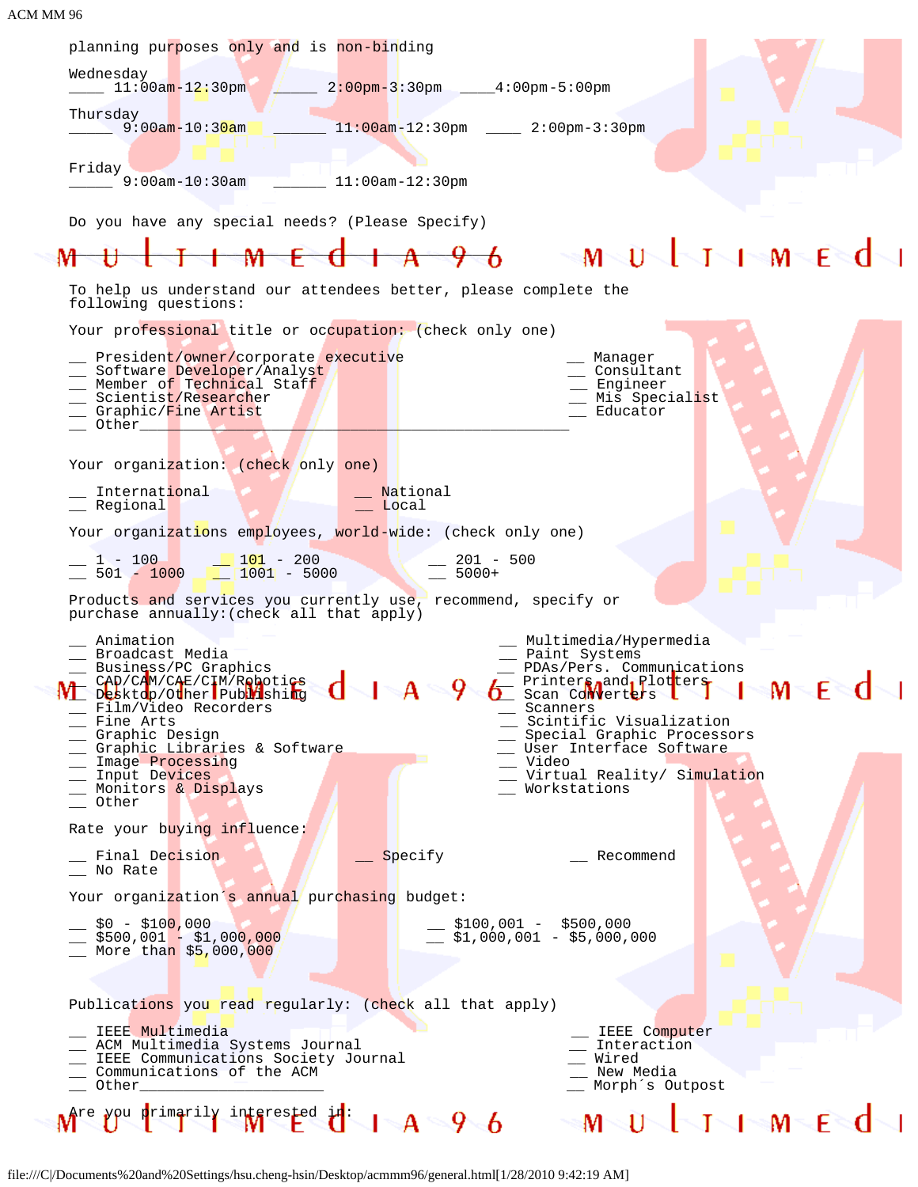planning purposes only and is non-binding

Wednesday
____ 11:00am-12:30pm  _____ 2:00pm-3:30pm  ____4:00pm-5:00pm

Thursday
_____ 9:00am-10:30am  ______ 11:00am-12:30pm  ____ 2:00pm-3:30pm

Friday
_____ 9:00am-10:30am  ______ 11:00am-12:30pm

Do you have any special needs? (Please Specify)

To help us understand our attendees better, please complete the following questions:

Your professional title or occupation: (check only one)

__ President/owner/corporate executive
__ Software Developer/Analyst
__ Member of Technical Staff
__ Scientist/Researcher
__ Graphic/Fine Artist
__ Other_______________________________________________
__ Manager
__ Consultant
__ Engineer
__ Mis Specialist
__ Educator

Your organization: (check only one)

__ International
__ Regional
__ National
__ Local

Your organizations employees, world-wide: (check only one)

__ 1 - 100
__ 501 - 1000
__ 101 - 200
__ 1001 - 5000
__ 201 - 500
__ 5000+

Products and services you currently use, recommend, specify or purchase annually:(check all that apply)

__ Animation
__ Broadcast Media
__ Business/PC Graphics
__ CAD/CAM/CAE/CIM/Robotics
__ Desktop/Other Publishing
__ Film/Video Recorders
__ Fine Arts
__ Graphic Design
__ Graphic Libraries & Software
__ Image Processing
__ Input Devices
__ Monitors & Displays
__ Other
__ Multimedia/Hypermedia
__ Paint Systems
__ PDAs/Pers. Communications
__ Printers and Plotters
__ Scan Converters
__ Scanners
__ Scintific Visualization
__ Special Graphic Processors
__ User Interface Software
__ Video
__ Virtual Reality/ Simulation
__ Workstations

Rate your buying influence:

__ Final Decision
__ No Rate
__ Specify
__ Recommend

Your organization´s annual purchasing budget:

__ $0 - $100,000
__ $500,001 - $1,000,000
__ More than $5,000,000
__ $100,001 - $500,000
__ $1,000,001 - $5,000,000

Publications you read regularly: (check all that apply)

__ IEEE Multimedia
__ ACM Multimedia Systems Journal
__ IEEE Communications Society Journal
__ Communications of the ACM
__ Other_____________________
__ IEEE Computer
__ Interaction
__ Wired
__ New Media
__ Morph´s Outpost

Are you primarily interested in: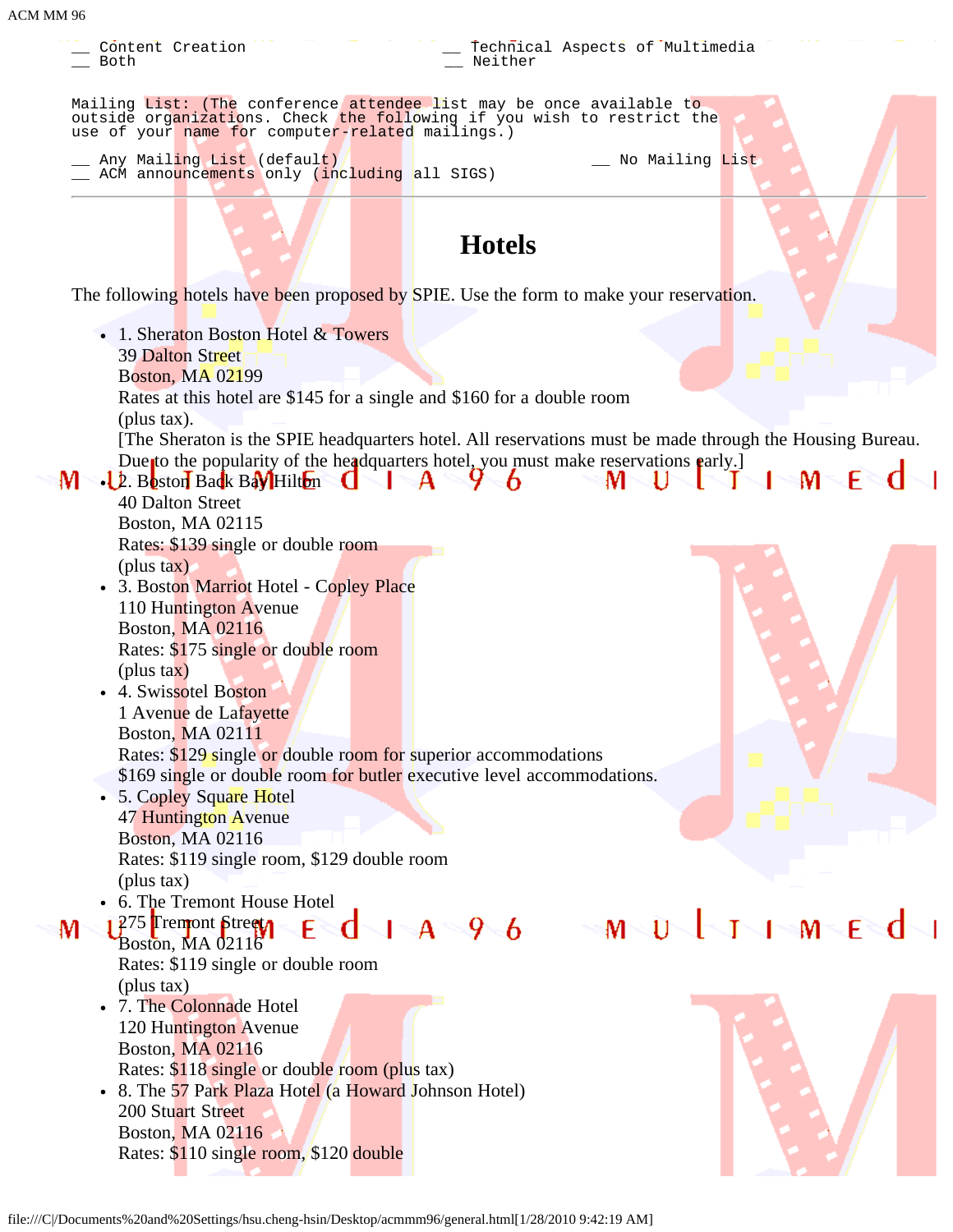```
__ Content Creation                          __ Technical Aspects of Multimedia
__ Both                                      __ Neither

Mailing List: (The conference attendee list may be once available to
outside organizations. Check the following if you wish to restrict the
use of your name for computer-related mailings.)

__ Any Mailing List (default)                         __ No Mailing List
__ ACM announcements only (including all SIGS)
```

---

## Hotels

The following hotels have been proposed by SPIE. Use the form to make your reservation.

- 1. Sheraton Boston Hotel & Towers
  39 Dalton Street
  Boston, MA 02199
  Rates at this hotel are $145 for a single and $160 for a double room
  (plus tax).
  [The Sheraton is the SPIE headquarters hotel. All reservations must be made through the Housing Bureau. Due to the popularity of the headquarters hotel, you must make reservations early.]
- 2. Boston Back Bay Hilton
  40 Dalton Street
  Boston, MA 02115
  Rates: $139 single or double room
  (plus tax)
- 3. Boston Marriot Hotel - Copley Place
  110 Huntington Avenue
  Boston, MA 02116
  Rates: $175 single or double room
  (plus tax)
- 4. Swissotel Boston
  1 Avenue de Lafayette
  Boston, MA 02111
  Rates: $129 single or double room for superior accommodations
  $169 single or double room for butler executive level accommodations.
- 5. Copley Square Hotel
  47 Huntington Avenue
  Boston, MA 02116
  Rates: $119 single room, $129 double room
  (plus tax)
- 6. The Tremont House Hotel
  275 Tremont Street
  Boston, MA 02116
  Rates: $119 single or double room
  (plus tax)
- 7. The Colonnade Hotel
  120 Huntington Avenue
  Boston, MA 02116
  Rates: $118 single or double room (plus tax)
- 8. The 57 Park Plaza Hotel (a Howard Johnson Hotel)
  200 Stuart Street
  Boston, MA 02116
  Rates: $110 single room, $120 double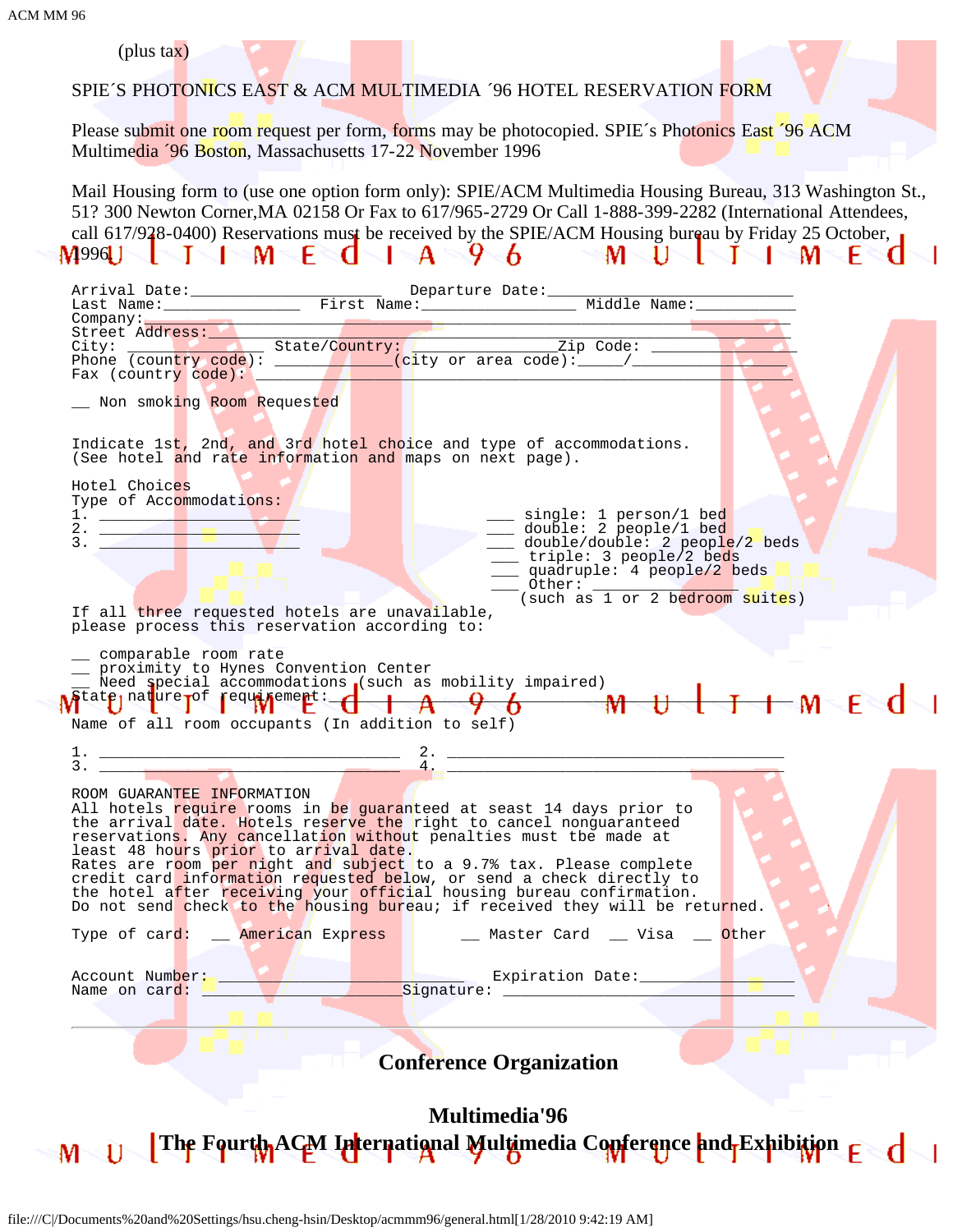(plus tax)

SPIE´S PHOTONICS EAST & ACM MULTIMEDIA ´96 HOTEL RESERVATION FORM

Please submit one room request per form, forms may be photocopied. SPIE´s Photonics East ´96 ACM Multimedia ´96 Boston, Massachusetts 17-22 November 1996

Mail Housing form to (use one option form only): SPIE/ACM Multimedia Housing Bureau, 313 Washington St., 51? 300 Newton Corner,MA 02158 Or Fax to 617/965-2729 Or Call 1-888-399-2282 (International Attendees, call 617/928-0400) Reservations must be received by the SPIE/ACM Housing bureau by Friday 25 October, 1996.

```
Arrival Date:____________________  Departure Date:__________________________
Last Name:______________  First Name:________________  Middle Name:__________
Company:______________________________________________________________________
Street Address:_______________________________________________________________
City: ______________ State/Country: ______________Zip Code: __________________
Phone (country code): ____________(city or area code):_____/________________
Fax (country code): __________________________________________________________

__ Non smoking Room Requested


Indicate 1st, 2nd, and 3rd hotel choice and type of accommodations.
(See hotel and rate information and maps on next page).

Hotel Choices
Type of Accommodations:
1. _____________________                      ___ single: 1 person/1 bed
2. _____________________                      ___ double: 2 people/1 bed
3. _____________________                      ___ double/double: 2 people/2 beds
                                              ___ triple: 3 people/2 beds
                                              ___ quadruple: 4 people/2 beds
                                              ___ Other: _______________
                                                 (such as 1 or 2 bedroom suites)
If all three requested hotels are unavailable,
please process this reservation according to:

__ comparable room rate
__ proximity to Hynes Convention Center
__ Need special accommodations (such as mobility impaired)
State nature of requirement:__________________________________________________
Name of all room occupants (In addition to self)

1. ________________________________  2. ____________________________________
3. ________________________________  4. ____________________________________

ROOM GUARANTEE INFORMATION
All hotels require rooms in be guaranteed at seast 14 days prior to
the arrival date. Hotels reserve the right to cancel nonguaranteed
reservations. Any cancellation without penalties must tbe made at
least 48 hours prior to arrival date.
Rates are room per night and subject to a 9.7% tax. Please complete
credit card information requested below, or send a check directly to
the hotel after receiving your official housing bureau confirmation.
Do not send check to the housing bureau; if received they will be returned.

Type of card:  __ American Express       __ Master Card  __ Visa  __ Other


Account Number:__________________________  Expiration Date:________________
Name on card: ______________________Signature: _____________________________
```

---

## Conference Organization

## Multimedia'96

## The Fourth ACM International Multimedia Conference and Exhibition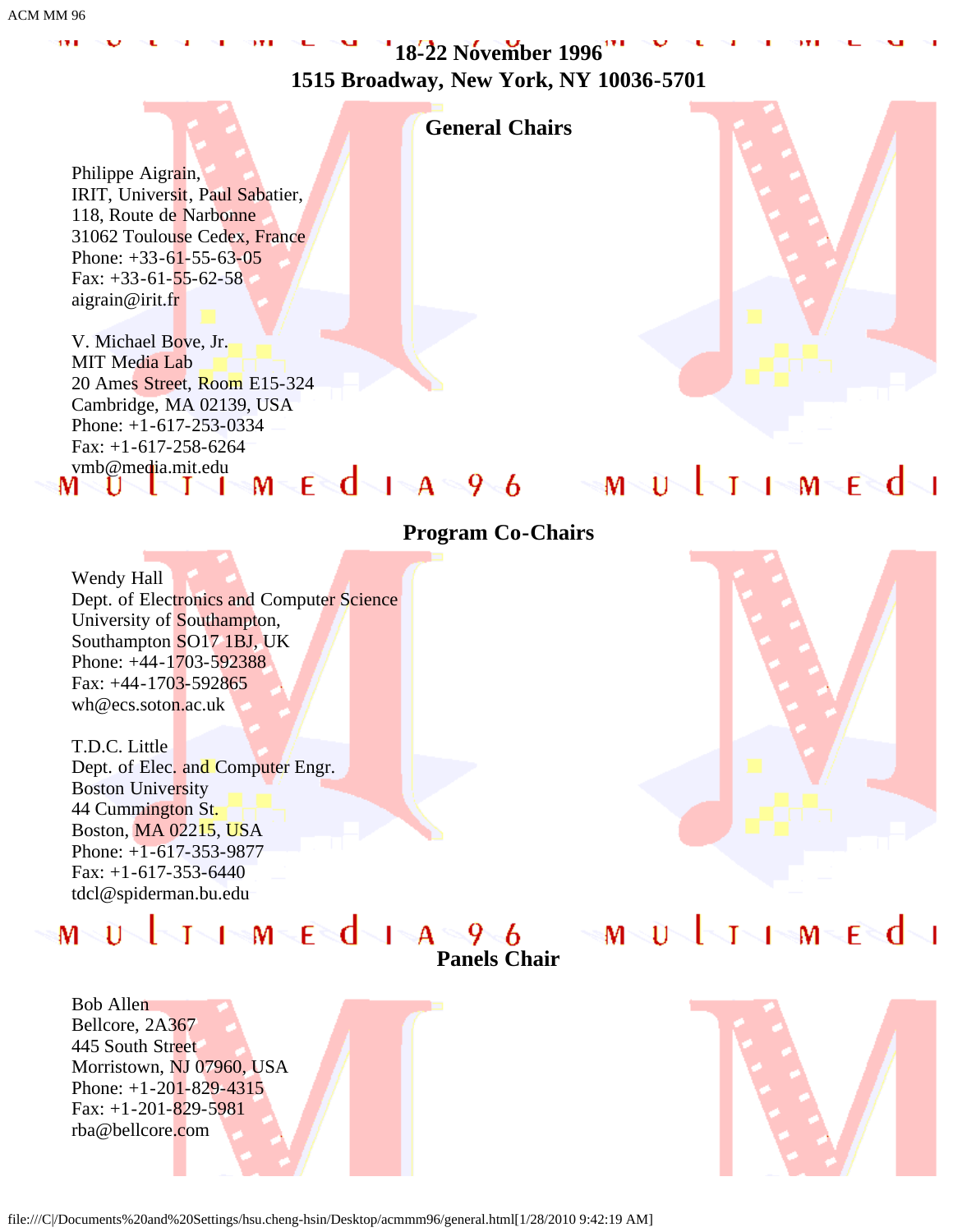**18-22 November 1996**
**1515 Broadway, New York, NY 10036-5701**

## General Chairs

Philippe Aigrain,
IRIT, Universit, Paul Sabatier,
118, Route de Narbonne
31062 Toulouse Cedex, France
Phone: +33-61-55-63-05
Fax: +33-61-55-62-58
aigrain@irit.fr

V. Michael Bove, Jr.
MIT Media Lab
20 Ames Street, Room E15-324
Cambridge, MA 02139, USA
Phone: +1-617-253-0334
Fax: +1-617-258-6264
vmb@media.mit.edu

## Program Co-Chairs

Wendy Hall
Dept. of Electronics and Computer Science
University of Southampton,
Southampton SO17 1BJ, UK
Phone: +44-1703-592388
Fax: +44-1703-592865
wh@ecs.soton.ac.uk

T.D.C. Little
Dept. of Elec. and Computer Engr.
Boston University
44 Cummington St.
Boston, MA 02215, USA
Phone: +1-617-353-9877
Fax: +1-617-353-6440
tdcl@spiderman.bu.edu

## Panels Chair

Bob Allen
Bellcore, 2A367
445 South Street
Morristown, NJ 07960, USA
Phone: +1-201-829-4315
Fax: +1-201-829-5981
rba@bellcore.com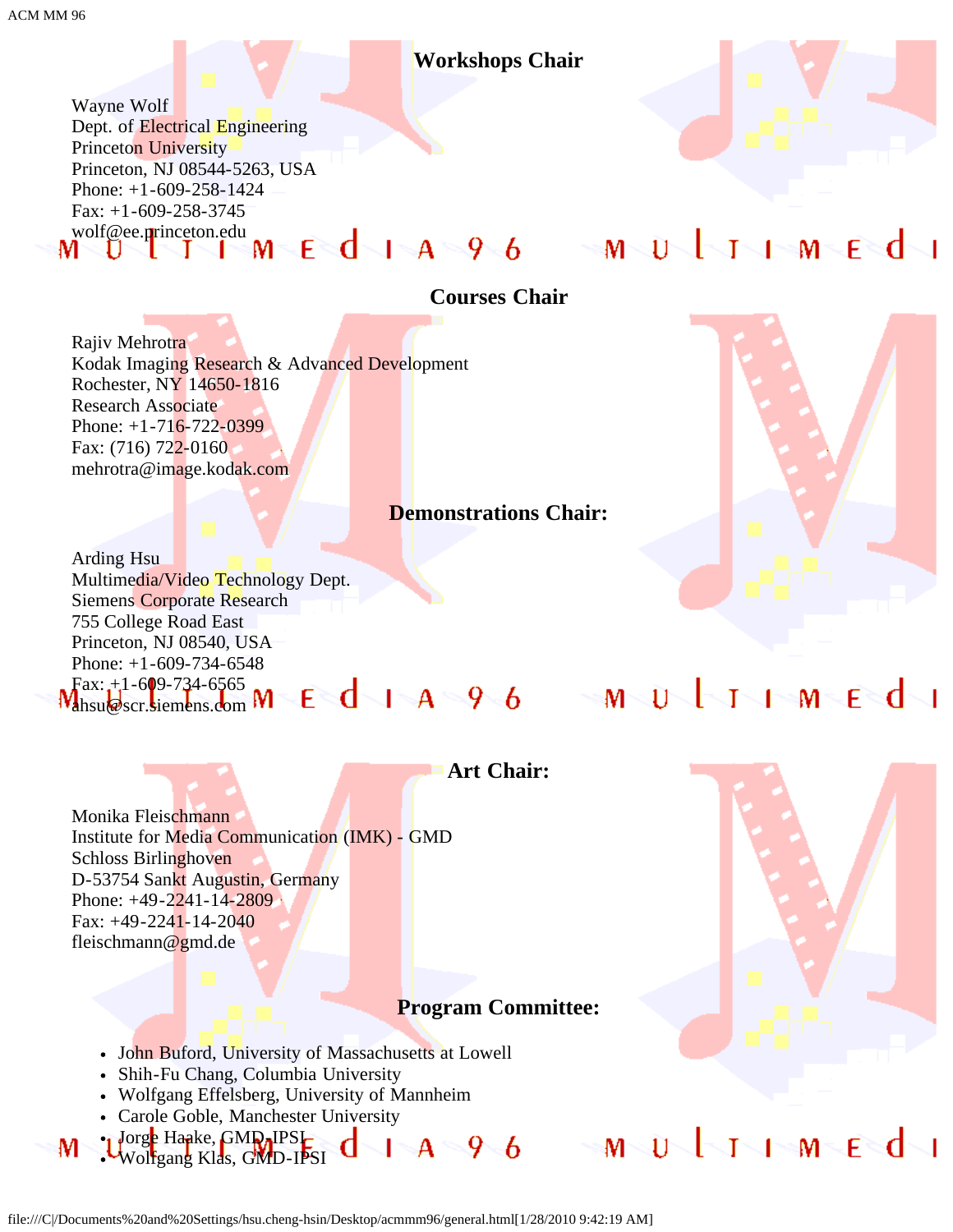## Workshops Chair

Wayne Wolf
Dept. of Electrical Engineering
Princeton University
Princeton, NJ 08544-5263, USA
Phone: +1-609-258-1424
Fax: +1-609-258-3745
wolf@ee.princeton.edu

## Courses Chair

Rajiv Mehrotra
Kodak Imaging Research & Advanced Development
Rochester, NY 14650-1816
Research Associate
Phone: +1-716-722-0399
Fax: (716) 722-0160
mehrotra@image.kodak.com

## Demonstrations Chair:

Arding Hsu
Multimedia/Video Technology Dept.
Siemens Corporate Research
755 College Road East
Princeton, NJ 08540, USA
Phone: +1-609-734-6548
Fax: +1-609-734-6565
ahsu@scr.siemens.com

## Art Chair:

Monika Fleischmann
Institute for Media Communication (IMK) - GMD
Schloss Birlinghoven
D-53754 Sankt Augustin, Germany
Phone: +49-2241-14-2809
Fax: +49-2241-14-2040
fleischmann@gmd.de

## Program Committee:

- John Buford, University of Massachusetts at Lowell
- Shih-Fu Chang, Columbia University
- Wolfgang Effelsberg, University of Mannheim
- Carole Goble, Manchester University
- Jorge Haake, GMD-IPSI
- Wolfgang Klas, GMD-IPSI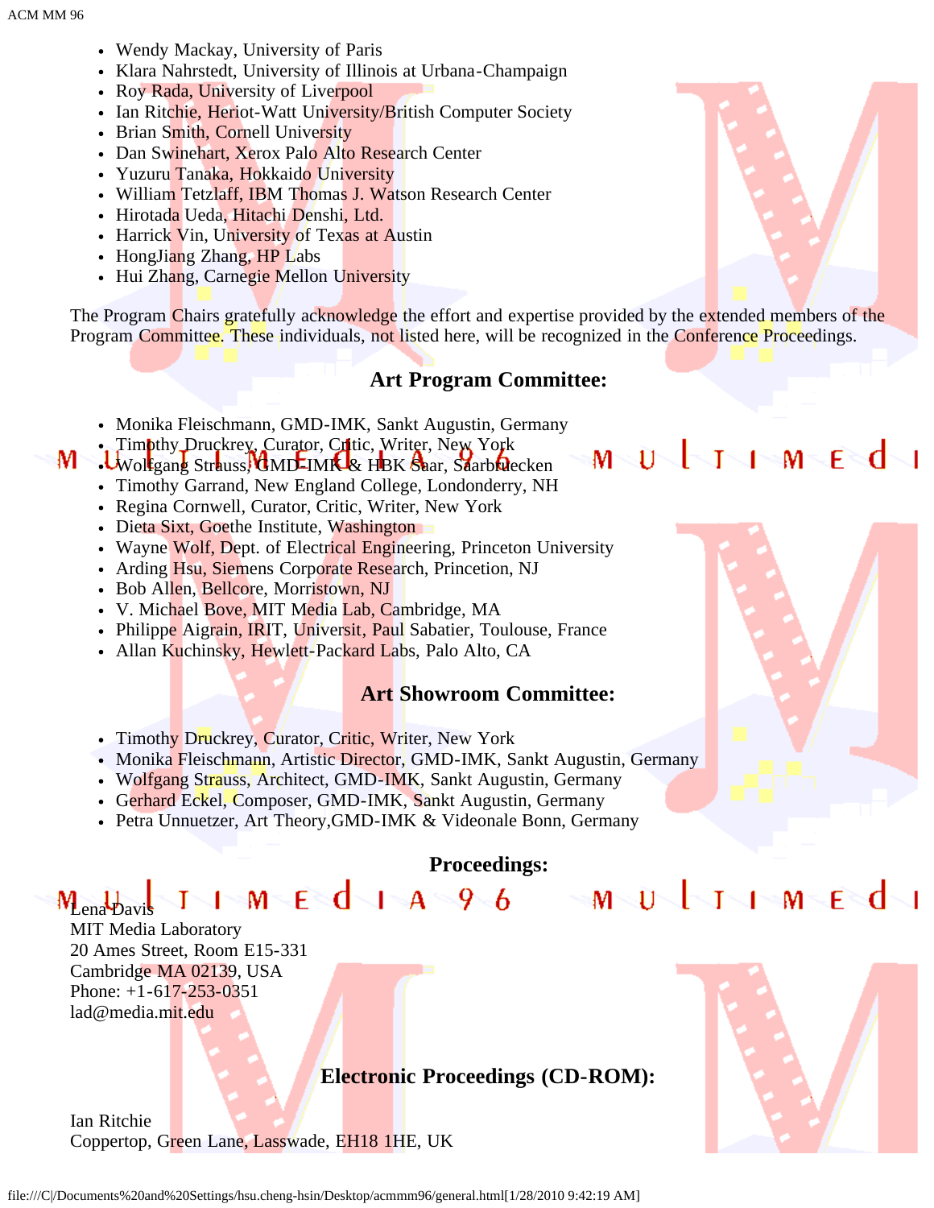- Wendy Mackay, University of Paris
- Klara Nahrstedt, University of Illinois at Urbana-Champaign
- Roy Rada, University of Liverpool
- Ian Ritchie, Heriot-Watt University/British Computer Society
- Brian Smith, Cornell University
- Dan Swinehart, Xerox Palo Alto Research Center
- Yuzuru Tanaka, Hokkaido University
- William Tetzlaff, IBM Thomas J. Watson Research Center
- Hirotada Ueda, Hitachi Denshi, Ltd.
- Harrick Vin, University of Texas at Austin
- HongJiang Zhang, HP Labs
- Hui Zhang, Carnegie Mellon University

The Program Chairs gratefully acknowledge the effort and expertise provided by the extended members of the Program Committee. These individuals, not listed here, will be recognized in the Conference Proceedings.

## Art Program Committee:

- Monika Fleischmann, GMD-IMK, Sankt Augustin, Germany
- Timothy Druckrey, Curator, Critic, Writer, New York
- Wolfgang Strauss, GMD-IMK & HBK Saar, Saarbruecken
- Timothy Garrand, New England College, Londonderry, NH
- Regina Cornwell, Curator, Critic, Writer, New York
- Dieta Sixt, Goethe Institute, Washington
- Wayne Wolf, Dept. of Electrical Engineering, Princeton University
- Arding Hsu, Siemens Corporate Research, Princetion, NJ
- Bob Allen, Bellcore, Morristown, NJ
- V. Michael Bove, MIT Media Lab, Cambridge, MA
- Philippe Aigrain, IRIT, Universit, Paul Sabatier, Toulouse, France
- Allan Kuchinsky, Hewlett-Packard Labs, Palo Alto, CA

## Art Showroom Committee:

- Timothy Druckrey, Curator, Critic, Writer, New York
- Monika Fleischmann, Artistic Director, GMD-IMK, Sankt Augustin, Germany
- Wolfgang Strauss, Architect, GMD-IMK, Sankt Augustin, Germany
- Gerhard Eckel, Composer, GMD-IMK, Sankt Augustin, Germany
- Petra Unnuetzer, Art Theory,GMD-IMK & Videonale Bonn, Germany

## Proceedings:

Lena Davis
MIT Media Laboratory
20 Ames Street, Room E15-331
Cambridge MA 02139, USA
Phone: +1-617-253-0351
lad@media.mit.edu

## Electronic Proceedings (CD-ROM):

Ian Ritchie
Coppertop, Green Lane, Lasswade, EH18 1HE, UK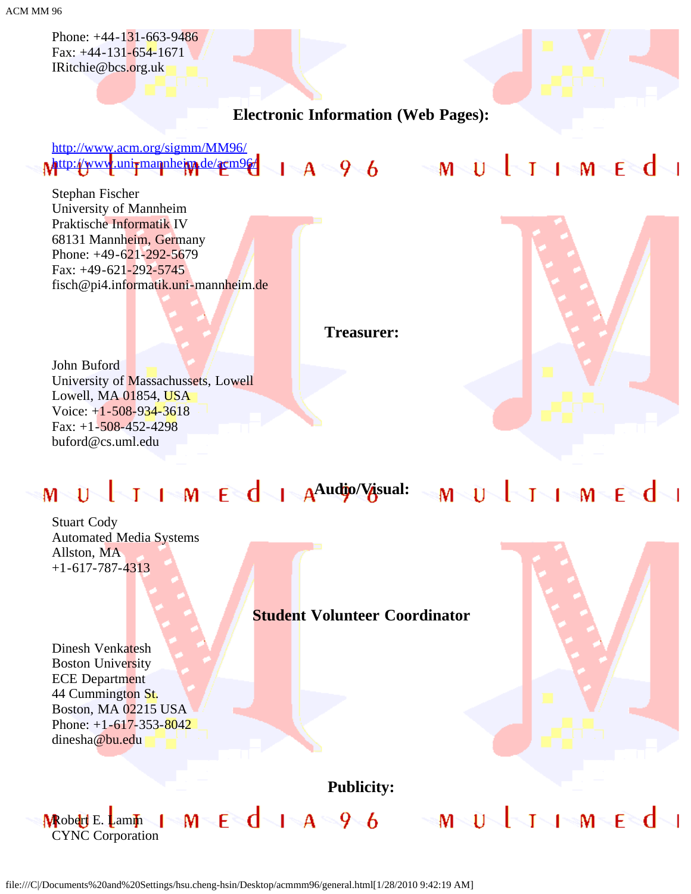Phone: +44-131-663-9486
Fax: +44-131-654-1671
IRitchie@bcs.org.uk

### Electronic Information (Web Pages):

http://www.acm.org/sigmm/MM96/
http://www.uni-mannheim.de/acm96/

Stephan Fischer
University of Mannheim
Praktische Informatik IV
68131 Mannheim, Germany
Phone: +49-621-292-5679
Fax: +49-621-292-5745
fisch@pi4.informatik.uni-mannheim.de

### Treasurer:

John Buford
University of Massachussets, Lowell
Lowell, MA 01854, USA
Voice: +1-508-934-3618
Fax: +1-508-452-4298
buford@cs.uml.edu

### Audio/Visual:

Stuart Cody
Automated Media Systems
Allston, MA
+1-617-787-4313

### Student Volunteer Coordinator

Dinesh Venkatesh
Boston University
ECE Department
44 Cummington St.
Boston, MA 02215 USA
Phone: +1-617-353-8042
dinesha@bu.edu

### Publicity:

Robert E. Lamm
CYNC Corporation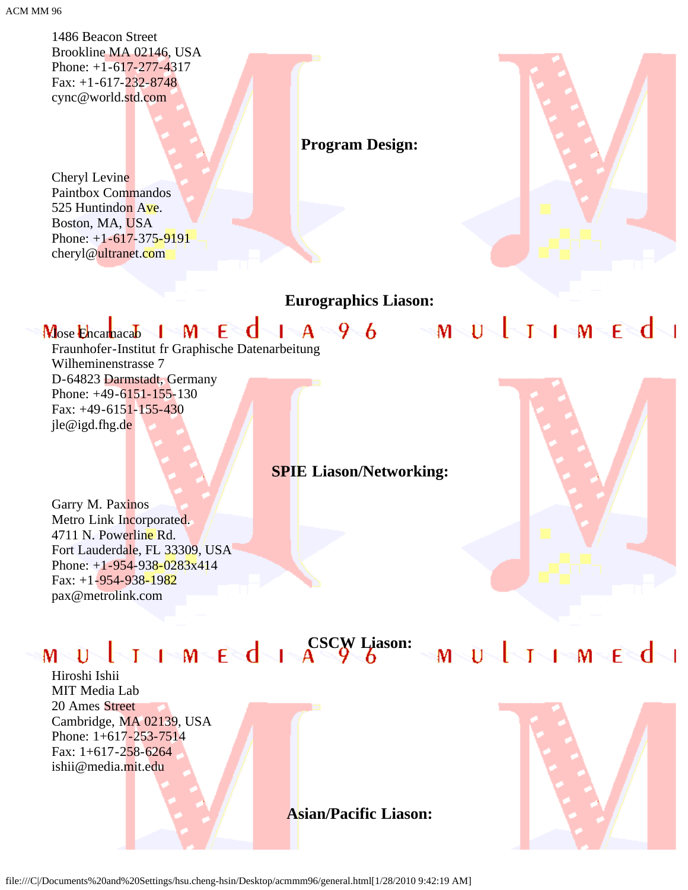1486 Beacon Street
Brookline MA 02146, USA
Phone: +1-617-277-4317
Fax: +1-617-232-8748
cync@world.std.com

**Program Design:**

Cheryl Levine
Paintbox Commandos
525 Huntindon Ave.
Boston, MA, USA
Phone: +1-617-375-9191
cheryl@ultranet.com

**Eurographics Liason:**

Jose Encarnacao
Fraunhofer-Institut fr Graphische Datenarbeitung
Wilheminenstrasse 7
D-64823 Darmstadt, Germany
Phone: +49-6151-155-130
Fax: +49-6151-155-430
jle@igd.fhg.de

**SPIE Liason/Networking:**

Garry M. Paxinos
Metro Link Incorporated.
4711 N. Powerline Rd.
Fort Lauderdale, FL 33309, USA
Phone: +1-954-938-0283x414
Fax: +1-954-938-1982
pax@metrolink.com

**CSCW Liason:**

Hiroshi Ishii
MIT Media Lab
20 Ames Street
Cambridge, MA 02139, USA
Phone: 1+617-253-7514
Fax: 1+617-258-6264
ishii@media.mit.edu

**Asian/Pacific Liason:**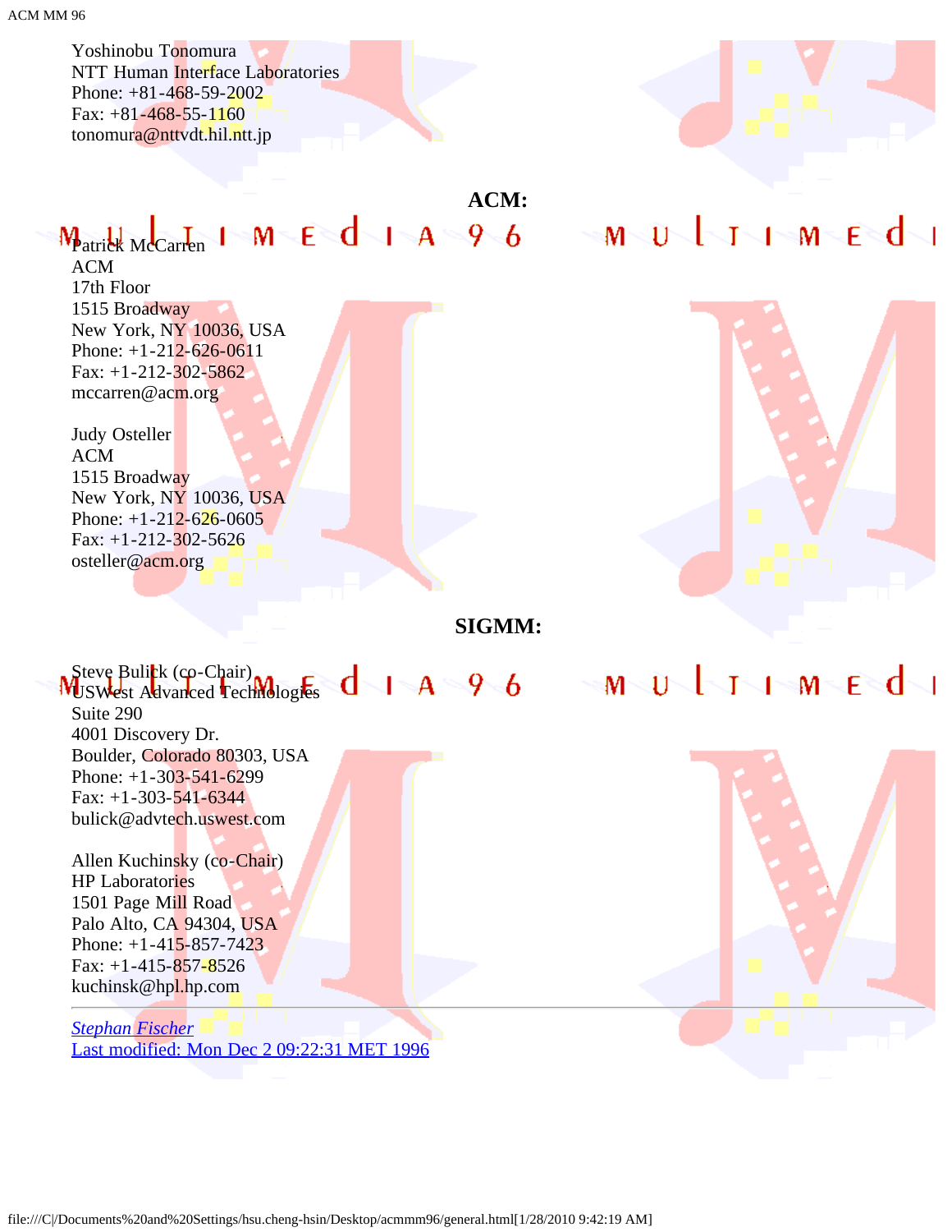Yoshinobu Tonomura
NTT Human Interface Laboratories
Phone: +81-468-59-2002
Fax: +81-468-55-1160
tonomura@nttvdt.hil.ntt.jp

**ACM:**

Patrick McCarren
ACM
17th Floor
1515 Broadway
New York, NY 10036, USA
Phone: +1-212-626-0611
Fax: +1-212-302-5862
mccarren@acm.org

Judy Osteller
ACM
1515 Broadway
New York, NY 10036, USA
Phone: +1-212-626-0605
Fax: +1-212-302-5626
osteller@acm.org

**SIGMM:**

Steve Bulick (co-Chair)
USWest Advanced Technologies
Suite 290
4001 Discovery Dr.
Boulder, Colorado 80303, USA
Phone: +1-303-541-6299
Fax: +1-303-541-6344
bulick@advtech.uswest.com

Allen Kuchinsky (co-Chair)
HP Laboratories
1501 Page Mill Road
Palo Alto, CA 94304, USA
Phone: +1-415-857-7423
Fax: +1-415-857-8526
kuchinsk@hpl.hp.com

---

*Stephan Fischer*
Last modified: Mon Dec 2 09:22:31 MET 1996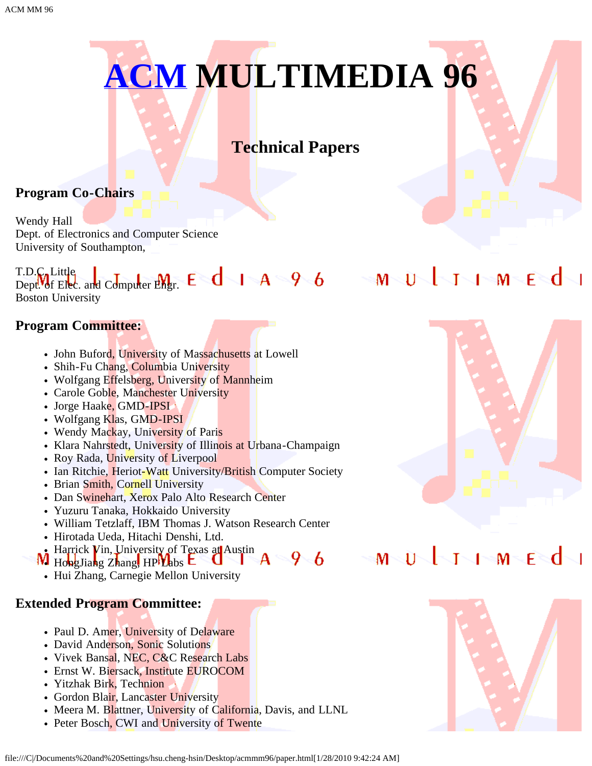# ACM MULTIMEDIA 96

## Technical Papers

### Program Co-Chairs

Wendy Hall  
Dept. of Electronics and Computer Science  
University of Southampton,

T.D.C. Little  
Dept. of Elec. and Computer Engr.  
Boston University

### Program Committee:

- John Buford, University of Massachusetts at Lowell
- Shih-Fu Chang, Columbia University
- Wolfgang Effelsberg, University of Mannheim
- Carole Goble, Manchester University
- Jorge Haake, GMD-IPSI
- Wolfgang Klas, GMD-IPSI
- Wendy Mackay, University of Paris
- Klara Nahrstedt, University of Illinois at Urbana-Champaign
- Roy Rada, University of Liverpool
- Ian Ritchie, Heriot-Watt University/British Computer Society
- Brian Smith, Cornell University
- Dan Swinehart, Xerox Palo Alto Research Center
- Yuzuru Tanaka, Hokkaido University
- William Tetzlaff, IBM Thomas J. Watson Research Center
- Hirotada Ueda, Hitachi Denshi, Ltd.
- Harrick Vin, University of Texas at Austin
- HongJiang Zhang, HP Labs
- Hui Zhang, Carnegie Mellon University

### Extended Program Committee:

- Paul D. Amer, University of Delaware
- David Anderson, Sonic Solutions
- Vivek Bansal, NEC, C&C Research Labs
- Ernst W. Biersack, Institute EUROCOM
- Yitzhak Birk, Technion
- Gordon Blair, Lancaster University
- Meera M. Blattner, University of California, Davis, and LLNL
- Peter Bosch, CWI and University of Twente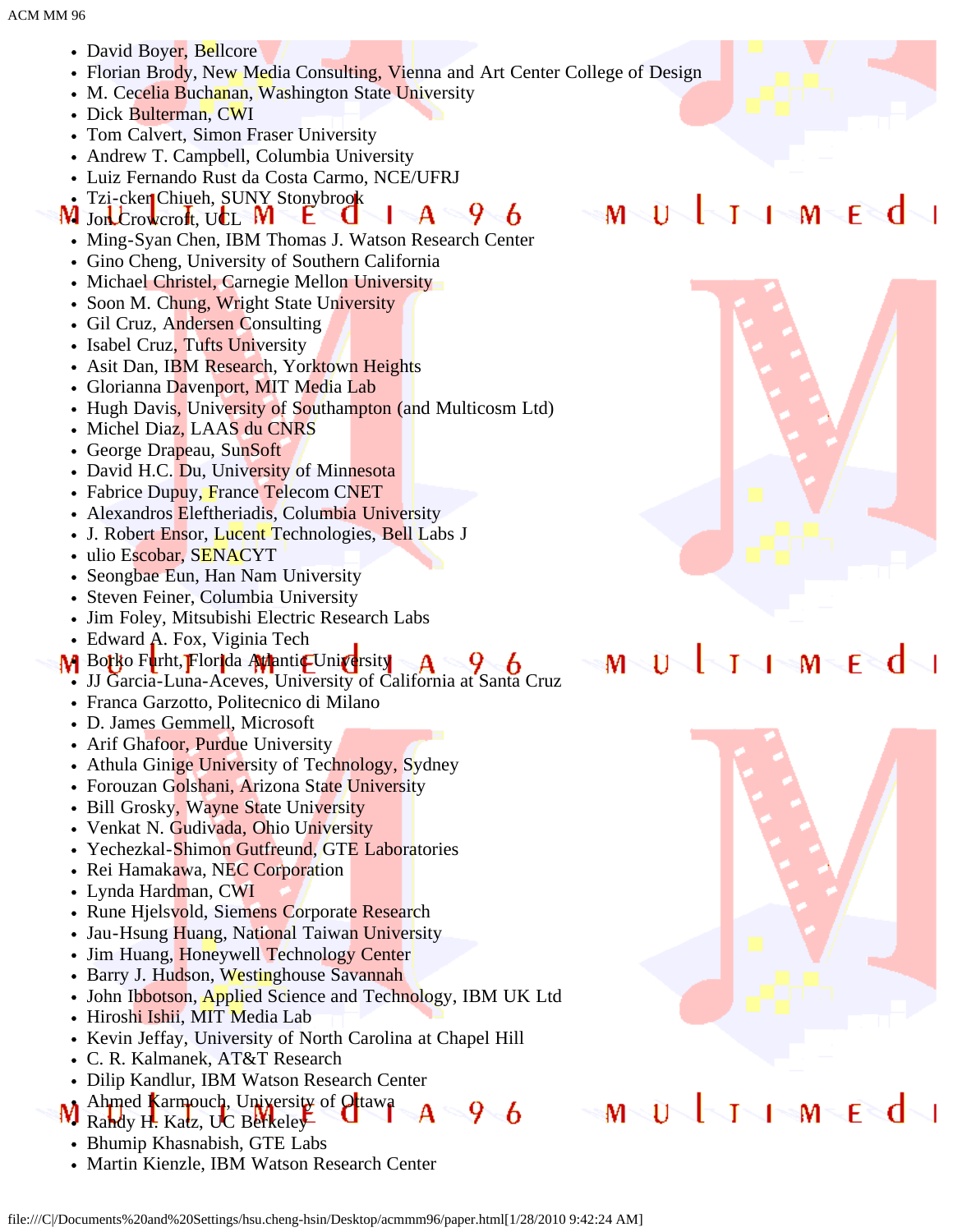- David Boyer, Bellcore
- Florian Brody, New Media Consulting, Vienna and Art Center College of Design
- M. Cecelia Buchanan, Washington State University
- Dick Bulterman, CWI
- Tom Calvert, Simon Fraser University
- Andrew T. Campbell, Columbia University
- Luiz Fernando Rust da Costa Carmo, NCE/UFRJ
- Tzi-cker Chiueh, SUNY Stonybrook
- Jon Crowcroft, UCL
- Ming-Syan Chen, IBM Thomas J. Watson Research Center
- Gino Cheng, University of Southern California
- Michael Christel, Carnegie Mellon University
- Soon M. Chung, Wright State University
- Gil Cruz, Andersen Consulting
- Isabel Cruz, Tufts University
- Asit Dan, IBM Research, Yorktown Heights
- Glorianna Davenport, MIT Media Lab
- Hugh Davis, University of Southampton (and Multicosm Ltd)
- Michel Diaz, LAAS du CNRS
- George Drapeau, SunSoft
- David H.C. Du, University of Minnesota
- Fabrice Dupuy, France Telecom CNET
- Alexandros Eleftheriadis, Columbia University
- J. Robert Ensor, Lucent Technologies, Bell Labs J
- ulio Escobar, SENACYT
- Seongbae Eun, Han Nam University
- Steven Feiner, Columbia University
- Jim Foley, Mitsubishi Electric Research Labs
- Edward A. Fox, Viginia Tech
- Borko Furht, Florida Atlantic University
- JJ Garcia-Luna-Aceves, University of California at Santa Cruz
- Franca Garzotto, Politecnico di Milano
- D. James Gemmell, Microsoft
- Arif Ghafoor, Purdue University
- Athula Ginige University of Technology, Sydney
- Forouzan Golshani, Arizona State University
- Bill Grosky, Wayne State University
- Venkat N. Gudivada, Ohio University
- Yechezkal-Shimon Gutfreund, GTE Laboratories
- Rei Hamakawa, NEC Corporation
- Lynda Hardman, CWI
- Rune Hjelsvold, Siemens Corporate Research
- Jau-Hsung Huang, National Taiwan University
- Jim Huang, Honeywell Technology Center
- Barry J. Hudson, Westinghouse Savannah
- John Ibbotson, Applied Science and Technology, IBM UK Ltd
- Hiroshi Ishii, MIT Media Lab
- Kevin Jeffay, University of North Carolina at Chapel Hill
- C. R. Kalmanek, AT&T Research
- Dilip Kandlur, IBM Watson Research Center
- Ahmed Karmouch, University of Ottawa
- Randy H. Katz, UC Berkeley
- Bhumip Khasnabish, GTE Labs
- Martin Kienzle, IBM Watson Research Center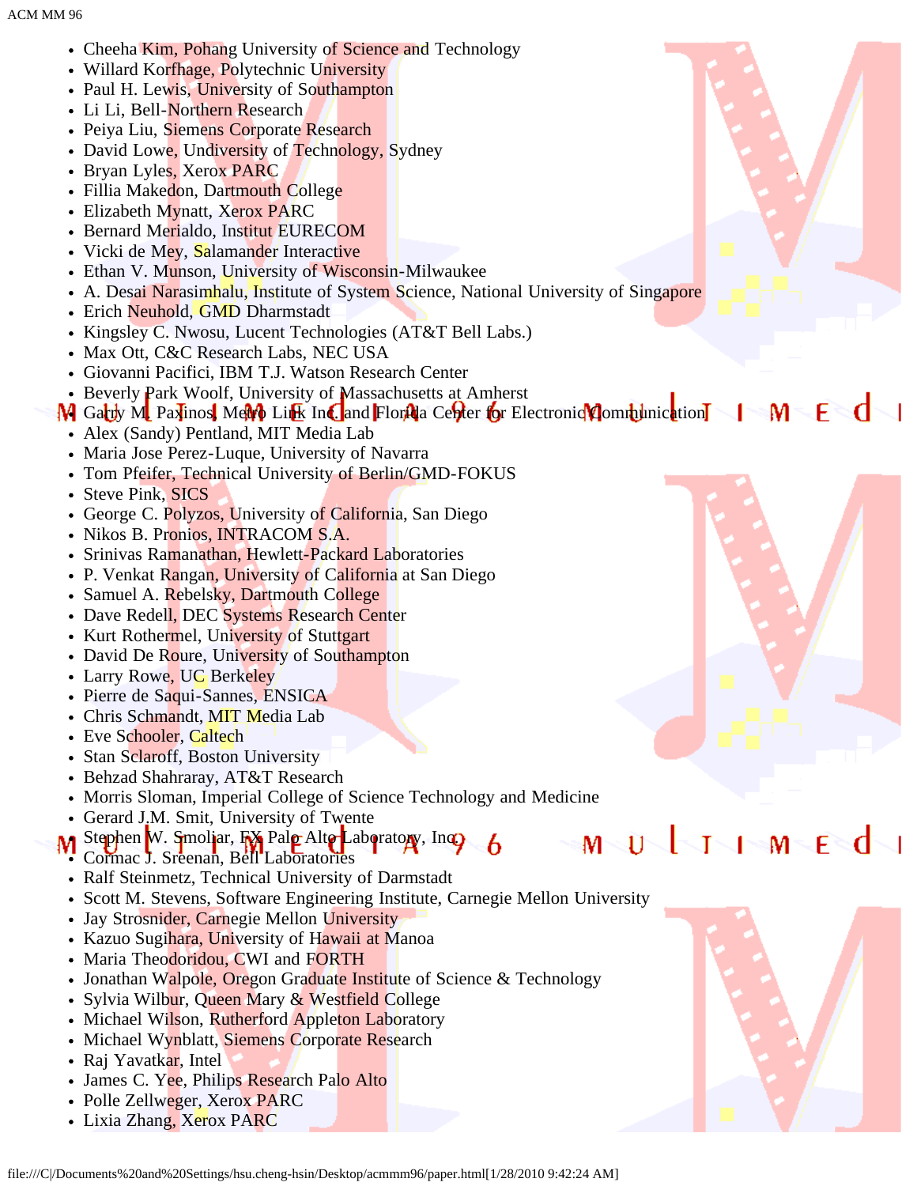- Cheeha Kim, Pohang University of Science and Technology
- Willard Korfhage, Polytechnic University
- Paul H. Lewis, University of Southampton
- Li Li, Bell-Northern Research
- Peiya Liu, Siemens Corporate Research
- David Lowe, Undiversity of Technology, Sydney
- Bryan Lyles, Xerox PARC
- Fillia Makedon, Dartmouth College
- Elizabeth Mynatt, Xerox PARC
- Bernard Merialdo, Institut EURECOM
- Vicki de Mey, Salamander Interactive
- Ethan V. Munson, University of Wisconsin-Milwaukee
- A. Desai Narasimhalu, Institute of System Science, National University of Singapore
- Erich Neuhold, GMD Dharmstadt
- Kingsley C. Nwosu, Lucent Technologies (AT&T Bell Labs.)
- Max Ott, C&C Research Labs, NEC USA
- Giovanni Pacifici, IBM T.J. Watson Research Center
- Beverly Park Woolf, University of Massachusetts at Amherst
- Garry M. Paxinos, Metro Link Inc. and Florida Center for Electronic Communication
- Alex (Sandy) Pentland, MIT Media Lab
- Maria Jose Perez-Luque, University of Navarra
- Tom Pfeifer, Technical University of Berlin/GMD-FOKUS
- Steve Pink, SICS
- George C. Polyzos, University of California, San Diego
- Nikos B. Pronios, INTRACOM S.A.
- Srinivas Ramanathan, Hewlett-Packard Laboratories
- P. Venkat Rangan, University of California at San Diego
- Samuel A. Rebelsky, Dartmouth College
- Dave Redell, DEC Systems Research Center
- Kurt Rothermel, University of Stuttgart
- David De Roure, University of Southampton
- Larry Rowe, UC Berkeley
- Pierre de Saqui-Sannes, ENSICA
- Chris Schmandt, MIT Media Lab
- Eve Schooler, Caltech
- Stan Sclaroff, Boston University
- Behzad Shahraray, AT&T Research
- Morris Sloman, Imperial College of Science Technology and Medicine
- Gerard J.M. Smit, University of Twente
- Stephen W. Smoliar, FX Palo Alto Laboratory, Inc.
- Cormac J. Sreenan, Bell Laboratories
- Ralf Steinmetz, Technical University of Darmstadt
- Scott M. Stevens, Software Engineering Institute, Carnegie Mellon University
- Jay Strosnider, Carnegie Mellon University
- Kazuo Sugihara, University of Hawaii at Manoa
- Maria Theodoridou, CWI and FORTH
- Jonathan Walpole, Oregon Graduate Institute of Science & Technology
- Sylvia Wilbur, Queen Mary & Westfield College
- Michael Wilson, Rutherford Appleton Laboratory
- Michael Wynblatt, Siemens Corporate Research
- Raj Yavatkar, Intel
- James C. Yee, Philips Research Palo Alto
- Polle Zellweger, Xerox PARC
- Lixia Zhang, Xerox PARC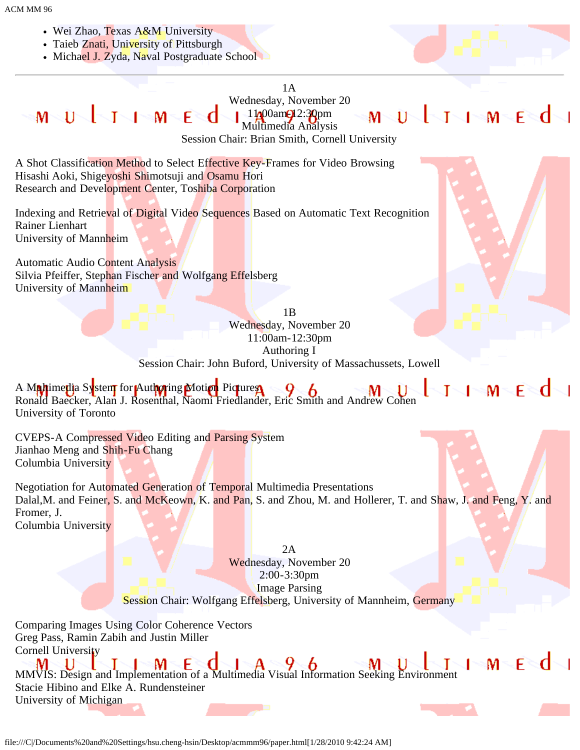- Wei Zhao, Texas A&M University
- Taieb Znati, University of Pittsburgh
- Michael J. Zyda, Naval Postgraduate School

---

1A
Wednesday, November 20
11:00am-12:30pm
Multimedia Analysis
Session Chair: Brian Smith, Cornell University

A Shot Classification Method to Select Effective Key-Frames for Video Browsing
Hisashi Aoki, Shigeyoshi Shimotsuji and Osamu Hori
Research and Development Center, Toshiba Corporation

Indexing and Retrieval of Digital Video Sequences Based on Automatic Text Recognition
Rainer Lienhart
University of Mannheim

Automatic Audio Content Analysis
Silvia Pfeiffer, Stephan Fischer and Wolfgang Effelsberg
University of Mannheim

1B
Wednesday, November 20
11:00am-12:30pm
Authoring I
Session Chair: John Buford, University of Massachussets, Lowell

A Multimedia System for Authoring Motion Pictures
Ronald Baecker, Alan J. Rosenthal, Naomi Friedlander, Eric Smith and Andrew Cohen
University of Toronto

CVEPS-A Compressed Video Editing and Parsing System
Jianhao Meng and Shih-Fu Chang
Columbia University

Negotiation for Automated Generation of Temporal Multimedia Presentations
Dalal,M. and Feiner, S. and McKeown, K. and Pan, S. and Zhou, M. and Hollerer, T. and Shaw, J. and Feng, Y. and Fromer, J.
Columbia University

2A
Wednesday, November 20
2:00-3:30pm
Image Parsing
Session Chair: Wolfgang Effelsberg, University of Mannheim, Germany

Comparing Images Using Color Coherence Vectors
Greg Pass, Ramin Zabih and Justin Miller
Cornell University

MMVIS: Design and Implementation of a Multimedia Visual Information Seeking Environment
Stacie Hibino and Elke A. Rundensteiner
University of Michigan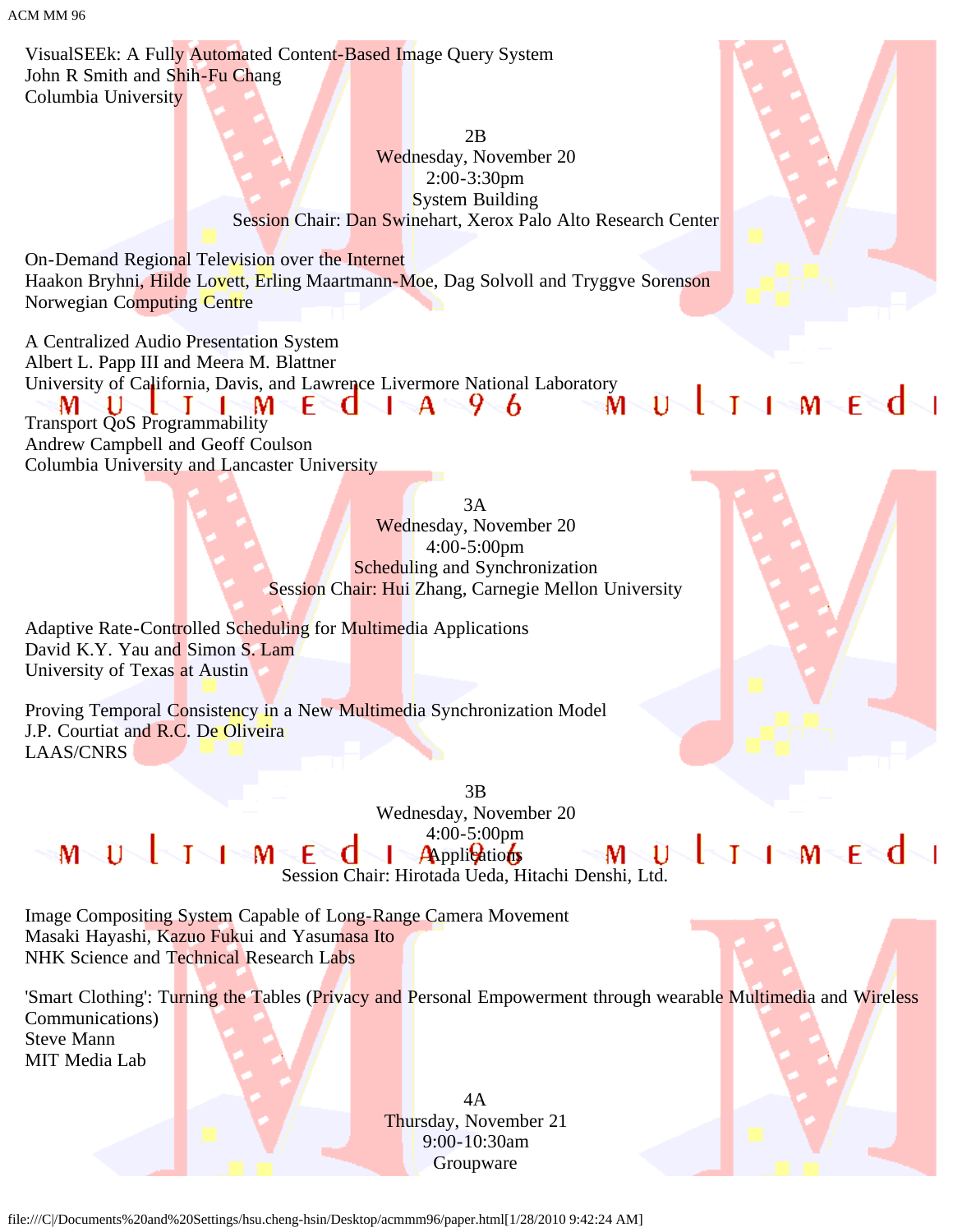VisualSEEk: A Fully Automated Content-Based Image Query System
John R Smith and Shih-Fu Chang
Columbia University

2B
Wednesday, November 20
2:00-3:30pm
System Building
Session Chair: Dan Swinehart, Xerox Palo Alto Research Center

On-Demand Regional Television over the Internet
Haakon Bryhni, Hilde Lovett, Erling Maartmann-Moe, Dag Solvoll and Tryggve Sorenson
Norwegian Computing Centre

A Centralized Audio Presentation System
Albert L. Papp III and Meera M. Blattner
University of California, Davis, and Lawrence Livermore National Laboratory

Transport QoS Programmability
Andrew Campbell and Geoff Coulson
Columbia University and Lancaster University

3A
Wednesday, November 20
4:00-5:00pm
Scheduling and Synchronization
Session Chair: Hui Zhang, Carnegie Mellon University

Adaptive Rate-Controlled Scheduling for Multimedia Applications
David K.Y. Yau and Simon S. Lam
University of Texas at Austin

Proving Temporal Consistency in a New Multimedia Synchronization Model
J.P. Courtiat and R.C. De Oliveira
LAAS/CNRS

3B
Wednesday, November 20
4:00-5:00pm
Applications
Session Chair: Hirotada Ueda, Hitachi Denshi, Ltd.

Image Compositing System Capable of Long-Range Camera Movement
Masaki Hayashi, Kazuo Fukui and Yasumasa Ito
NHK Science and Technical Research Labs

'Smart Clothing': Turning the Tables (Privacy and Personal Empowerment through wearable Multimedia and Wireless Communications)
Steve Mann
MIT Media Lab

4A
Thursday, November 21
9:00-10:30am
Groupware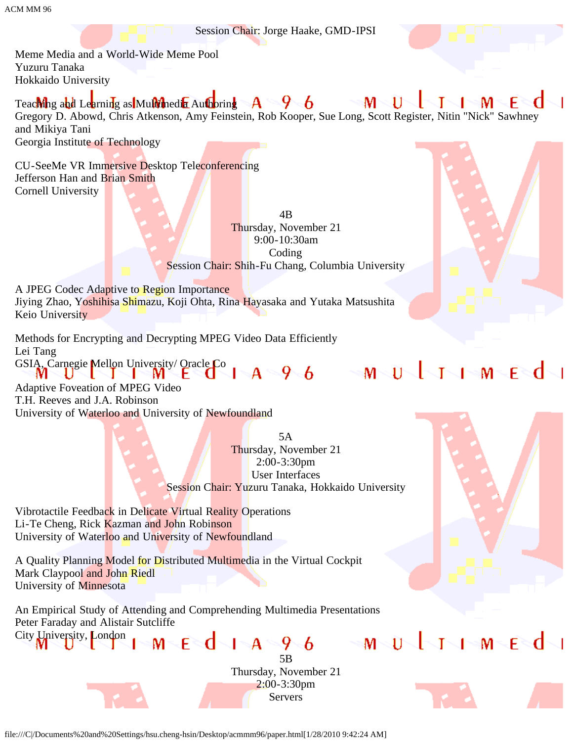Session Chair: Jorge Haake, GMD-IPSI

Meme Media and a World-Wide Meme Pool
Yuzuru Tanaka
Hokkaido University

Teaching and Learning as Multimedia Authoring
Gregory D. Abowd, Chris Atkenson, Amy Feinstein, Rob Kooper, Sue Long, Scott Register, Nitin "Nick" Sawhney and Mikiya Tani
Georgia Institute of Technology

CU-SeeMe VR Immersive Desktop Teleconferencing
Jefferson Han and Brian Smith
Cornell University

4B
Thursday, November 21
9:00-10:30am
Coding
Session Chair: Shih-Fu Chang, Columbia University

A JPEG Codec Adaptive to Region Importance
Jiying Zhao, Yoshihisa Shimazu, Koji Ohta, Rina Hayasaka and Yutaka Matsushita
Keio University

Methods for Encrypting and Decrypting MPEG Video Data Efficiently
Lei Tang
GSIA, Carnegie Mellon University/ Oracle Co

Adaptive Foveation of MPEG Video
T.H. Reeves and J.A. Robinson
University of Waterloo and University of Newfoundland

5A
Thursday, November 21
2:00-3:30pm
User Interfaces
Session Chair: Yuzuru Tanaka, Hokkaido University

Vibrotactile Feedback in Delicate Virtual Reality Operations
Li-Te Cheng, Rick Kazman and John Robinson
University of Waterloo and University of Newfoundland

A Quality Planning Model for Distributed Multimedia in the Virtual Cockpit
Mark Claypool and John Riedl
University of Minnesota

An Empirical Study of Attending and Comprehending Multimedia Presentations
Peter Faraday and Alistair Sutcliffe
City University, London

5B
Thursday, November 21
2:00-3:30pm
Servers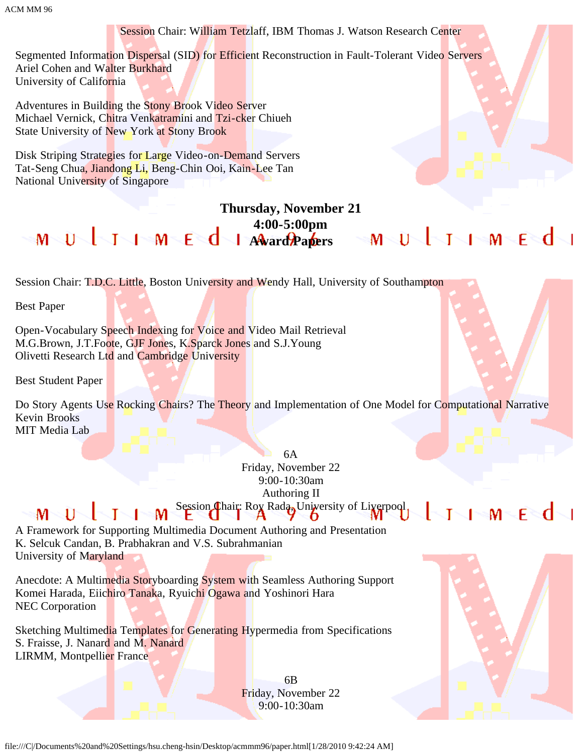Session Chair: William Tetzlaff, IBM Thomas J. Watson Research Center

Segmented Information Dispersal (SID) for Efficient Reconstruction in Fault-Tolerant Video Servers
Ariel Cohen and Walter Burkhard
University of California

Adventures in Building the Stony Brook Video Server
Michael Vernick, Chitra Venkatramini and Tzi-cker Chiueh
State University of New York at Stony Brook

Disk Striping Strategies for Large Video-on-Demand Servers
Tat-Seng Chua, Jiandong Li, Beng-Chin Ooi, Kain-Lee Tan
National University of Singapore

**Thursday, November 21**
**4:00-5:00pm**
**Award Papers**

Session Chair: T.D.C. Little, Boston University and Wendy Hall, University of Southampton

Best Paper

Open-Vocabulary Speech Indexing for Voice and Video Mail Retrieval
M.G.Brown, J.T.Foote, GJF Jones, K.Sparck Jones and S.J.Young
Olivetti Research Ltd and Cambridge University

Best Student Paper

Do Story Agents Use Rocking Chairs? The Theory and Implementation of One Model for Computational Narrative
Kevin Brooks
MIT Media Lab

6A
Friday, November 22
9:00-10:30am
Authoring II
Session Chair: Roy Rada, University of Liverpool

A Framework for Supporting Multimedia Document Authoring and Presentation
K. Selcuk Candan, B. Prabhakran and V.S. Subrahmanian
University of Maryland

Anecdote: A Multimedia Storyboarding System with Seamless Authoring Support
Komei Harada, Eiichiro Tanaka, Ryuichi Ogawa and Yoshinori Hara
NEC Corporation

Sketching Multimedia Templates for Generating Hypermedia from Specifications
S. Fraisse, J. Nanard and M. Nanard
LIRMM, Montpellier France

6B
Friday, November 22
9:00-10:30am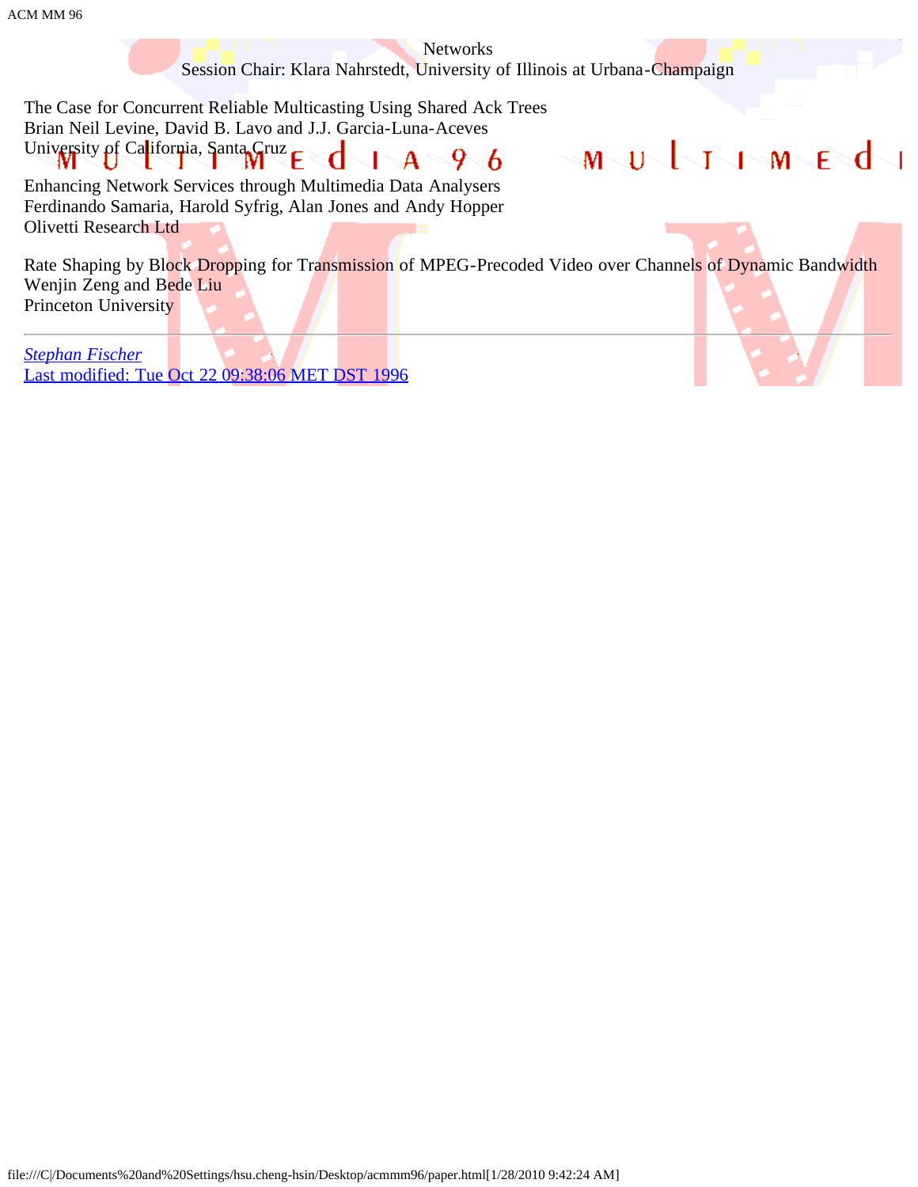Networks
Session Chair: Klara Nahrstedt, University of Illinois at Urbana-Champaign

The Case for Concurrent Reliable Multicasting Using Shared Ack Trees
Brian Neil Levine, David B. Lavo and J.J. Garcia-Luna-Aceves
University of California, Santa Cruz

Enhancing Network Services through Multimedia Data Analysers
Ferdinando Samaria, Harold Syfrig, Alan Jones and Andy Hopper
Olivetti Research Ltd

Rate Shaping by Block Dropping for Transmission of MPEG-Precoded Video over Channels of Dynamic Bandwidth
Wenjin Zeng and Bede Liu
Princeton University

---

*Stephan Fischer*
Last modified: Tue Oct 22 09:38:06 MET DST 1996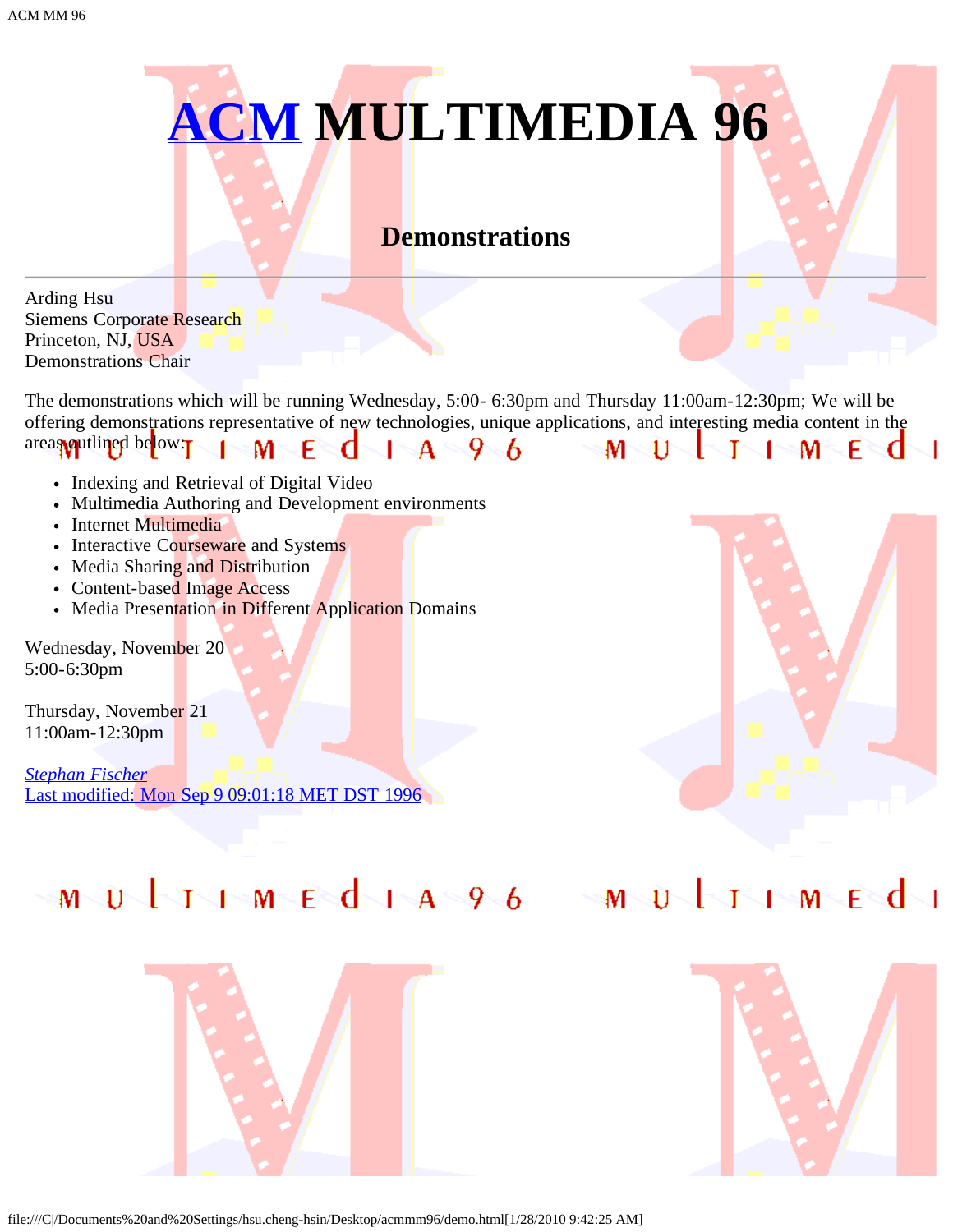# ACM MULTIMEDIA 96

## Demonstrations

---

Arding Hsu
Siemens Corporate Research
Princeton, NJ, USA
Demonstrations Chair

The demonstrations which will be running Wednesday, 5:00- 6:30pm and Thursday 11:00am-12:30pm; We will be offering demonstrations representative of new technologies, unique applications, and interesting media content in the areas outlined below:

- Indexing and Retrieval of Digital Video
- Multimedia Authoring and Development environments
- Internet Multimedia
- Interactive Courseware and Systems
- Media Sharing and Distribution
- Content-based Image Access
- Media Presentation in Different Application Domains

Wednesday, November 20
5:00-6:30pm

Thursday, November 21
11:00am-12:30pm

*Stephan Fischer*
Last modified: Mon Sep 9 09:01:18 MET DST 1996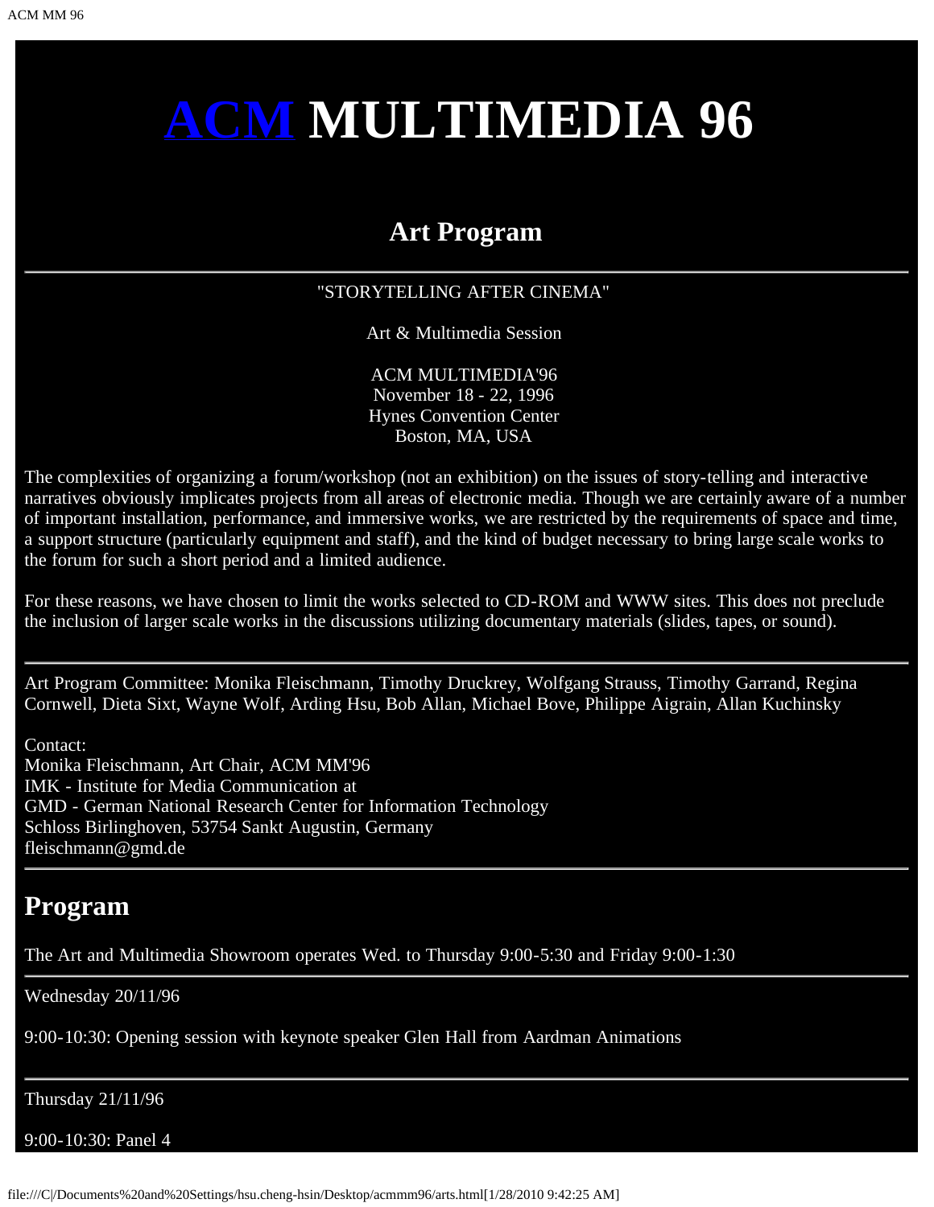# ACM MULTIMEDIA 96

## Art Program

---

"STORYTELLING AFTER CINEMA"

Art & Multimedia Session

ACM MULTIMEDIA'96
November 18 - 22, 1996
Hynes Convention Center
Boston, MA, USA

The complexities of organizing a forum/workshop (not an exhibition) on the issues of story-telling and interactive narratives obviously implicates projects from all areas of electronic media. Though we are certainly aware of a number of important installation, performance, and immersive works, we are restricted by the requirements of space and time, a support structure (particularly equipment and staff), and the kind of budget necessary to bring large scale works to the forum for such a short period and a limited audience.

For these reasons, we have chosen to limit the works selected to CD-ROM and WWW sites. This does not preclude the inclusion of larger scale works in the discussions utilizing documentary materials (slides, tapes, or sound).

---

Art Program Committee: Monika Fleischmann, Timothy Druckrey, Wolfgang Strauss, Timothy Garrand, Regina Cornwell, Dieta Sixt, Wayne Wolf, Arding Hsu, Bob Allan, Michael Bove, Philippe Aigrain, Allan Kuchinsky

Contact:
Monika Fleischmann, Art Chair, ACM MM'96
IMK - Institute for Media Communication at
GMD - German National Research Center for Information Technology
Schloss Birlinghoven, 53754 Sankt Augustin, Germany
fleischmann@gmd.de

---

## Program

The Art and Multimedia Showroom operates Wed. to Thursday 9:00-5:30 and Friday 9:00-1:30

---

Wednesday 20/11/96

9:00-10:30: Opening session with keynote speaker Glen Hall from Aardman Animations

---

Thursday 21/11/96

9:00-10:30: Panel 4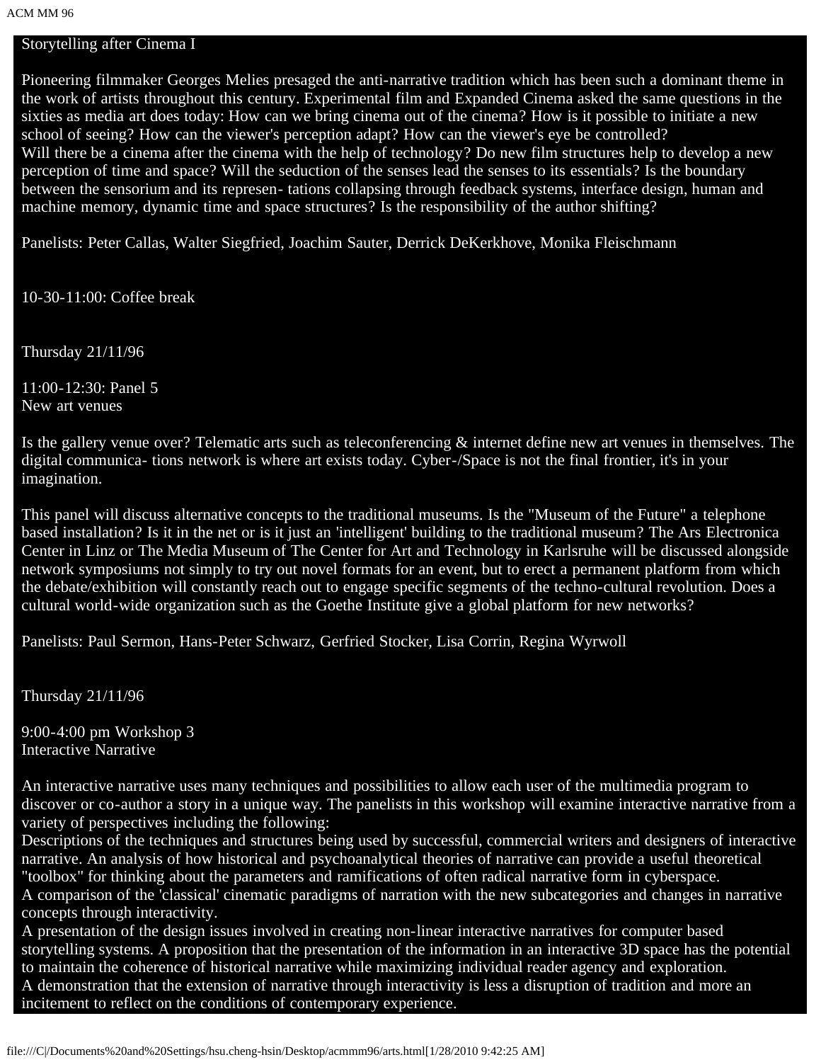Storytelling after Cinema I

Pioneering filmmaker Georges Melies presaged the anti-narrative tradition which has been such a dominant theme in the work of artists throughout this century. Experimental film and Expanded Cinema asked the same questions in the sixties as media art does today: How can we bring cinema out of the cinema? How is it possible to initiate a new school of seeing? How can the viewer's perception adapt? How can the viewer's eye be controlled?
Will there be a cinema after the cinema with the help of technology? Do new film structures help to develop a new perception of time and space? Will the seduction of the senses lead the senses to its essentials? Is the boundary between the sensorium and its represen- tations collapsing through feedback systems, interface design, human and machine memory, dynamic time and space structures? Is the responsibility of the author shifting?

Panelists: Peter Callas, Walter Siegfried, Joachim Sauter, Derrick DeKerkhove, Monika Fleischmann

10-30-11:00: Coffee break

Thursday 21/11/96

11:00-12:30: Panel 5
New art venues

Is the gallery venue over? Telematic arts such as teleconferencing & internet define new art venues in themselves. The digital communica- tions network is where art exists today. Cyber-/Space is not the final frontier, it's in your imagination.

This panel will discuss alternative concepts to the traditional museums. Is the "Museum of the Future" a telephone based installation? Is it in the net or is it just an 'intelligent' building to the traditional museum? The Ars Electronica Center in Linz or The Media Museum of The Center for Art and Technology in Karlsruhe will be discussed alongside network symposiums not simply to try out novel formats for an event, but to erect a permanent platform from which the debate/exhibition will constantly reach out to engage specific segments of the techno-cultural revolution. Does a cultural world-wide organization such as the Goethe Institute give a global platform for new networks?

Panelists: Paul Sermon, Hans-Peter Schwarz, Gerfried Stocker, Lisa Corrin, Regina Wyrwoll

Thursday 21/11/96

9:00-4:00 pm Workshop 3
Interactive Narrative

An interactive narrative uses many techniques and possibilities to allow each user of the multimedia program to discover or co-author a story in a unique way. The panelists in this workshop will examine interactive narrative from a variety of perspectives including the following:
Descriptions of the techniques and structures being used by successful, commercial writers and designers of interactive narrative. An analysis of how historical and psychoanalytical theories of narrative can provide a useful theoretical "toolbox" for thinking about the parameters and ramifications of often radical narrative form in cyberspace.
A comparison of the 'classical' cinematic paradigms of narration with the new subcategories and changes in narrative concepts through interactivity.
A presentation of the design issues involved in creating non-linear interactive narratives for computer based storytelling systems. A proposition that the presentation of the information in an interactive 3D space has the potential to maintain the coherence of historical narrative while maximizing individual reader agency and exploration.
A demonstration that the extension of narrative through interactivity is less a disruption of tradition and more an incitement to reflect on the conditions of contemporary experience.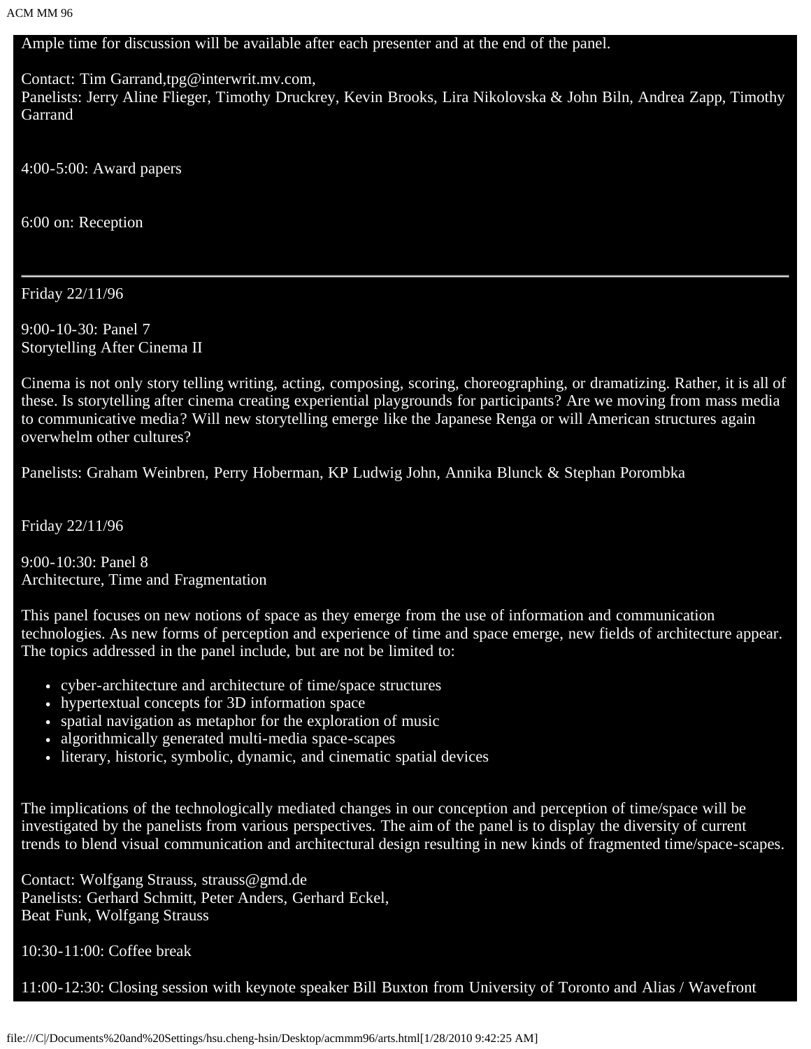Ample time for discussion will be available after each presenter and at the end of the panel.

Contact: Tim Garrand,tpg@interwrit.mv.com,
Panelists: Jerry Aline Flieger, Timothy Druckrey, Kevin Brooks, Lira Nikolovska & John Biln, Andrea Zapp, Timothy Garrand

4:00-5:00: Award papers

6:00 on: Reception

---

Friday 22/11/96

9:00-10-30: Panel 7
Storytelling After Cinema II

Cinema is not only story telling writing, acting, composing, scoring, choreographing, or dramatizing. Rather, it is all of these. Is storytelling after cinema creating experiential playgrounds for participants? Are we moving from mass media to communicative media? Will new storytelling emerge like the Japanese Renga or will American structures again overwhelm other cultures?

Panelists: Graham Weinbren, Perry Hoberman, KP Ludwig John, Annika Blunck & Stephan Porombka

Friday 22/11/96

9:00-10:30: Panel 8
Architecture, Time and Fragmentation

This panel focuses on new notions of space as they emerge from the use of information and communication technologies. As new forms of perception and experience of time and space emerge, new fields of architecture appear. The topics addressed in the panel include, but are not be limited to:

- cyber-architecture and architecture of time/space structures
- hypertextual concepts for 3D information space
- spatial navigation as metaphor for the exploration of music
- algorithmically generated multi-media space-scapes
- literary, historic, symbolic, dynamic, and cinematic spatial devices

The implications of the technologically mediated changes in our conception and perception of time/space will be investigated by the panelists from various perspectives. The aim of the panel is to display the diversity of current trends to blend visual communication and architectural design resulting in new kinds of fragmented time/space-scapes.

Contact: Wolfgang Strauss, strauss@gmd.de
Panelists: Gerhard Schmitt, Peter Anders, Gerhard Eckel,
Beat Funk, Wolfgang Strauss

10:30-11:00: Coffee break

11:00-12:30: Closing session with keynote speaker Bill Buxton from University of Toronto and Alias / Wavefront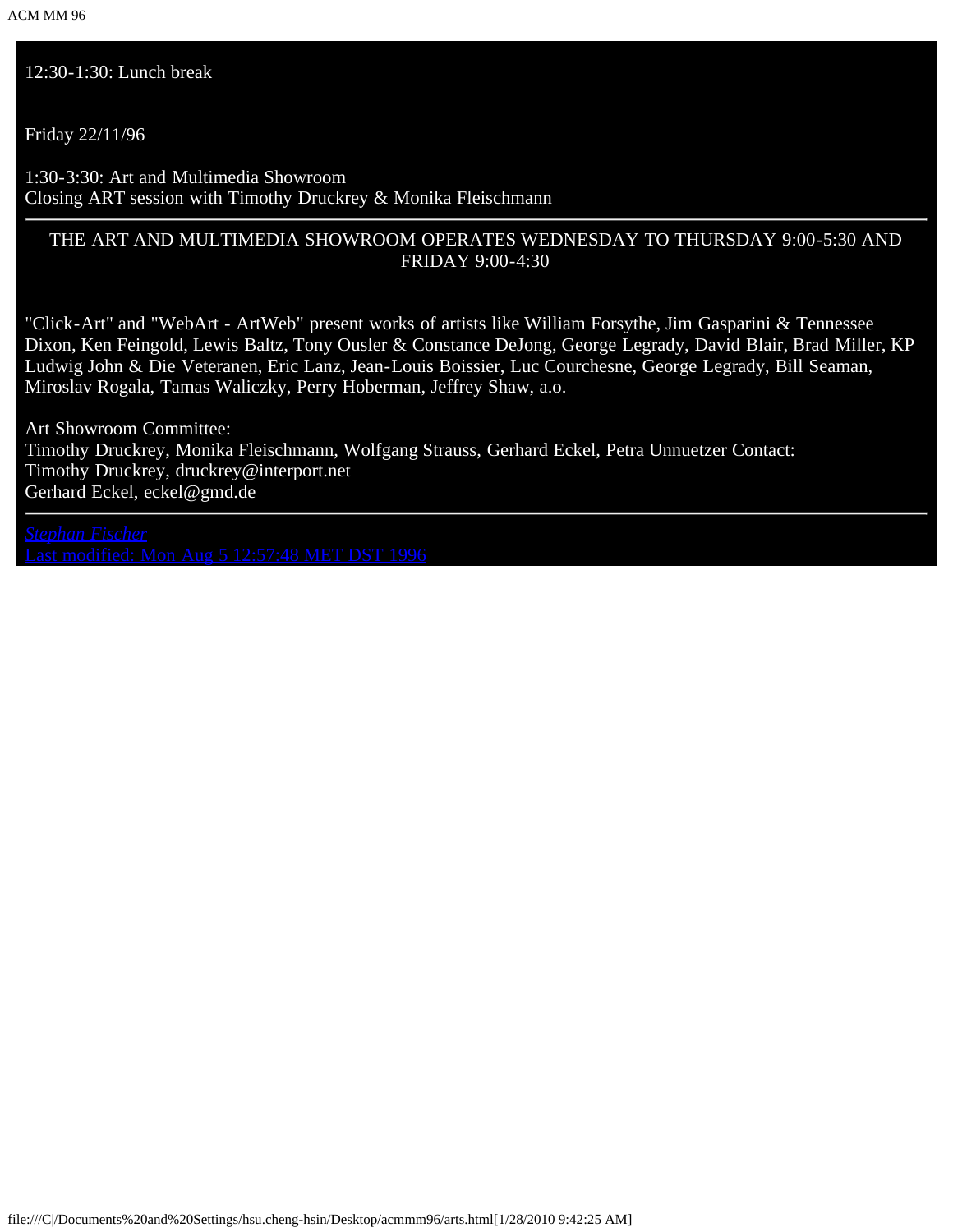12:30-1:30: Lunch break

Friday 22/11/96

1:30-3:30: Art and Multimedia Showroom
Closing ART session with Timothy Druckrey & Monika Fleischmann

---

THE ART AND MULTIMEDIA SHOWROOM OPERATES WEDNESDAY TO THURSDAY 9:00-5:30 AND FRIDAY 9:00-4:30

"Click-Art" and "WebArt - ArtWeb" present works of artists like William Forsythe, Jim Gasparini & Tennessee Dixon, Ken Feingold, Lewis Baltz, Tony Ousler & Constance DeJong, George Legrady, David Blair, Brad Miller, KP Ludwig John & Die Veteranen, Eric Lanz, Jean-Louis Boissier, Luc Courchesne, George Legrady, Bill Seaman, Miroslav Rogala, Tamas Waliczky, Perry Hoberman, Jeffrey Shaw, a.o.

Art Showroom Committee:
Timothy Druckrey, Monika Fleischmann, Wolfgang Strauss, Gerhard Eckel, Petra Unnuetzer Contact:
Timothy Druckrey, druckrey@interport.net
Gerhard Eckel, eckel@gmd.de

---

*Stephan Fischer*
Last modified: Mon Aug 5 12:57:48 MET DST 1996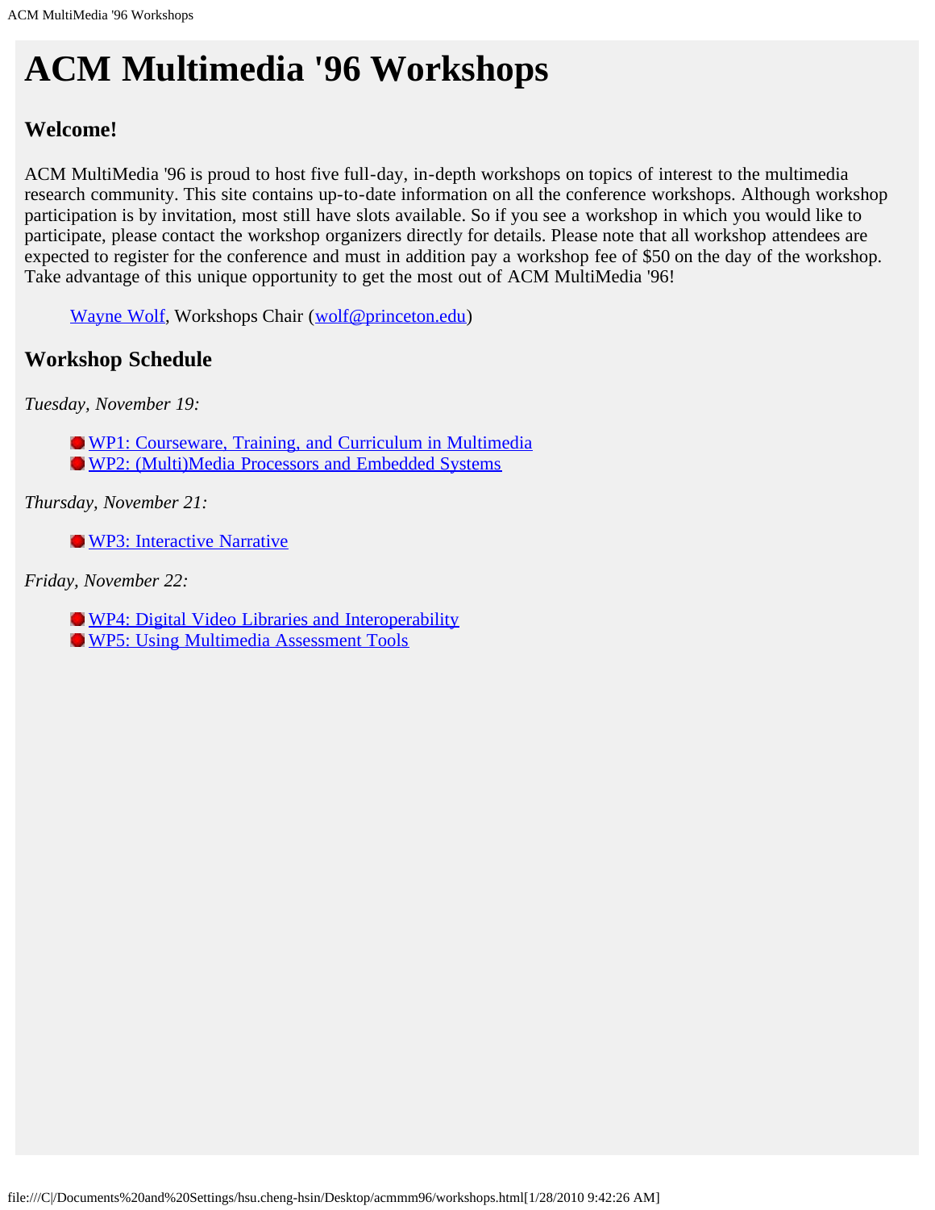# ACM Multimedia '96 Workshops

## Welcome!

ACM MultiMedia '96 is proud to host five full-day, in-depth workshops on topics of interest to the multimedia research community. This site contains up-to-date information on all the conference workshops. Although workshop participation is by invitation, most still have slots available. So if you see a workshop in which you would like to participate, please contact the workshop organizers directly for details. Please note that all workshop attendees are expected to register for the conference and must in addition pay a workshop fee of $50 on the day of the workshop. Take advantage of this unique opportunity to get the most out of ACM MultiMedia '96!

> Wayne Wolf, Workshops Chair (wolf@princeton.edu)

## Workshop Schedule

*Tuesday, November 19:*

- WP1: Courseware, Training, and Curriculum in Multimedia
- WP2: (Multi)Media Processors and Embedded Systems

*Thursday, November 21:*

- WP3: Interactive Narrative

*Friday, November 22:*

- WP4: Digital Video Libraries and Interoperability
- WP5: Using Multimedia Assessment Tools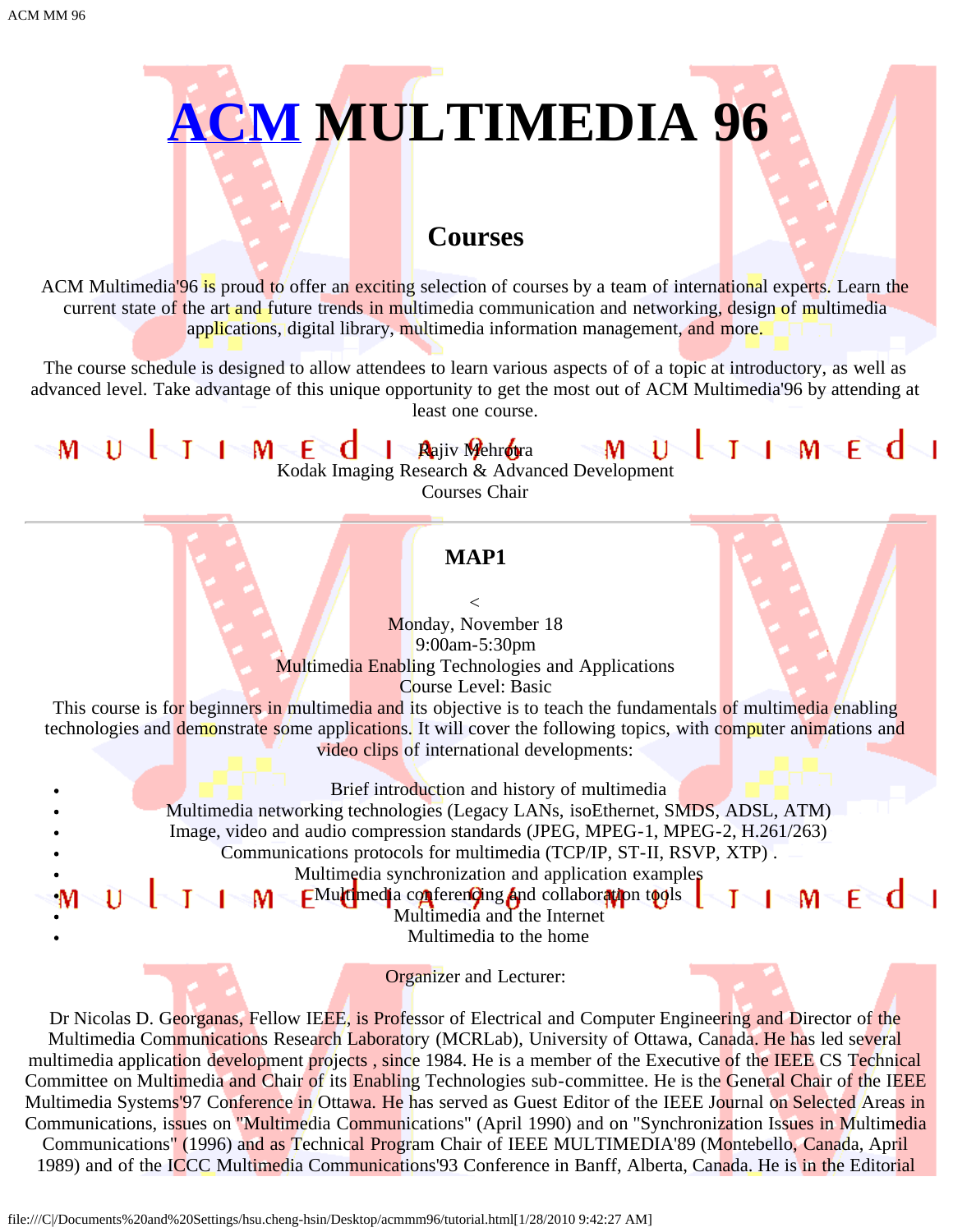# ACM MULTIMEDIA 96

## Courses

ACM Multimedia'96 is proud to offer an exciting selection of courses by a team of international experts. Learn the current state of the art and future trends in multimedia communication and networking, design of multimedia applications, digital library, multimedia information management, and more.

The course schedule is designed to allow attendees to learn various aspects of of a topic at introductory, as well as advanced level. Take advantage of this unique opportunity to get the most out of ACM Multimedia'96 by attending at least one course.

Rajiv Mehrotra
Kodak Imaging Research & Advanced Development
Courses Chair

---

### MAP1

<
Monday, November 18
9:00am-5:30pm
Multimedia Enabling Technologies and Applications
Course Level: Basic

This course is for beginners in multimedia and its objective is to teach the fundamentals of multimedia enabling technologies and demonstrate some applications. It will cover the following topics, with computer animations and video clips of international developments:

- Brief introduction and history of multimedia
- Multimedia networking technologies (Legacy LANs, isoEthernet, SMDS, ADSL, ATM)
- Image, video and audio compression standards (JPEG, MPEG-1, MPEG-2, H.261/263)
- Communications protocols for multimedia (TCP/IP, ST-II, RSVP, XTP) .
- Multimedia synchronization and application examples
- Multimedia conferencing and collaboration tools
- Multimedia and the Internet
- Multimedia to the home

Organizer and Lecturer:

Dr Nicolas D. Georganas, Fellow IEEE, is Professor of Electrical and Computer Engineering and Director of the Multimedia Communications Research Laboratory (MCRLab), University of Ottawa, Canada. He has led several multimedia application development projects , since 1984. He is a member of the Executive of the IEEE CS Technical Committee on Multimedia and Chair of its Enabling Technologies sub-committee. He is the General Chair of the IEEE Multimedia Systems'97 Conference in Ottawa. He has served as Guest Editor of the IEEE Journal on Selected Areas in Communications, issues on "Multimedia Communications" (April 1990) and on "Synchronization Issues in Multimedia Communications" (1996) and as Technical Program Chair of IEEE MULTIMEDIA'89 (Montebello, Canada, April 1989) and of the ICCC Multimedia Communications'93 Conference in Banff, Alberta, Canada. He is in the Editorial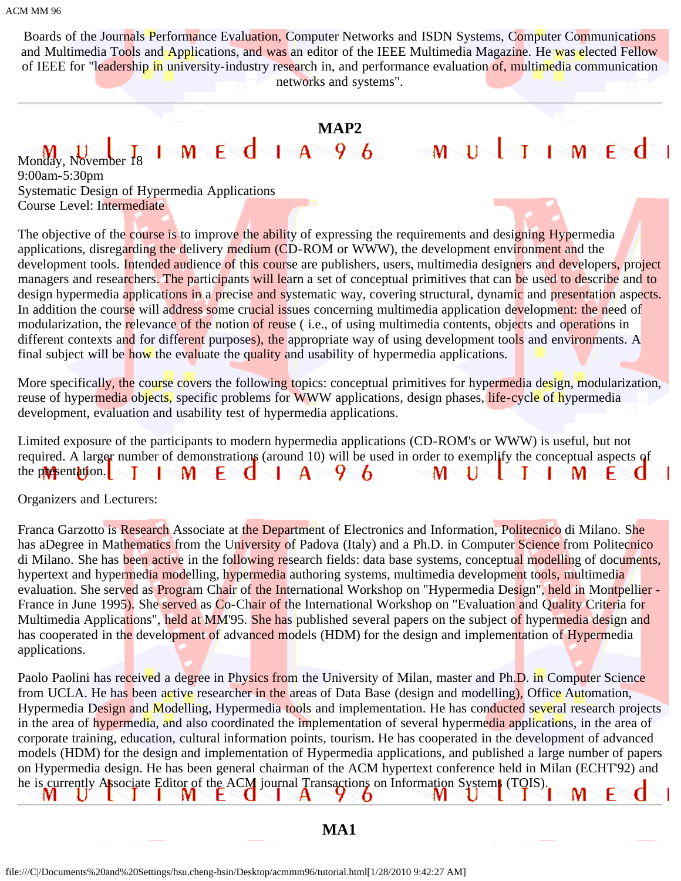Boards of the Journals Performance Evaluation, Computer Networks and ISDN Systems, Computer Communications and Multimedia Tools and Applications, and was an editor of the IEEE Multimedia Magazine. He was elected Fellow of IEEE for "leadership in university-industry research in, and performance evaluation of, multimedia communication networks and systems".

---

## MAP2

Monday, November 18
9:00am-5:30pm
Systematic Design of Hypermedia Applications
Course Level: Intermediate

The objective of the course is to improve the ability of expressing the requirements and designing Hypermedia applications, disregarding the delivery medium (CD-ROM or WWW), the development environment and the development tools. Intended audience of this course are publishers, users, multimedia designers and developers, project managers and researchers. The participants will learn a set of conceptual primitives that can be used to describe and to design hypermedia applications in a precise and systematic way, covering structural, dynamic and presentation aspects. In addition the course will address some crucial issues concerning multimedia application development: the need of modularization, the relevance of the notion of reuse ( i.e., of using multimedia contents, objects and operations in different contexts and for different purposes), the appropriate way of using development tools and environments. A final subject will be how the evaluate the quality and usability of hypermedia applications.

More specifically, the course covers the following topics: conceptual primitives for hypermedia design, modularization, reuse of hypermedia objects, specific problems for WWW applications, design phases, life-cycle of hypermedia development, evaluation and usability test of hypermedia applications.

Limited exposure of the participants to modern hypermedia applications (CD-ROM's or WWW) is useful, but not required. A larger number of demonstrations (around 10) will be used in order to exemplify the conceptual aspects of the presentation.

Organizers and Lecturers:

Franca Garzotto is Research Associate at the Department of Electronics and Information, Politecnico di Milano. She has aDegree in Mathematics from the University of Padova (Italy) and a Ph.D. in Computer Science from Politecnico di Milano. She has been active in the following research fields: data base systems, conceptual modelling of documents, hypertext and hypermedia modelling, hypermedia authoring systems, multimedia development tools, multimedia evaluation. She served as Program Chair of the International Workshop on "Hypermedia Design", held in Montpellier - France in June 1995). She served as Co-Chair of the International Workshop on "Evaluation and Quality Criteria for Multimedia Applications", held at MM'95. She has published several papers on the subject of hypermedia design and has cooperated in the development of advanced models (HDM) for the design and implementation of Hypermedia applications.

Paolo Paolini has received a degree in Physics from the University of Milan, master and Ph.D. in Computer Science from UCLA. He has been active researcher in the areas of Data Base (design and modelling), Office Automation, Hypermedia Design and Modelling, Hypermedia tools and implementation. He has conducted several research projects in the area of hypermedia, and also coordinated the implementation of several hypermedia applications, in the area of corporate training, education, cultural information points, tourism. He has cooperated in the development of advanced models (HDM) for the design and implementation of Hypermedia applications, and published a large number of papers on Hypermedia design. He has been general chairman of the ACM hypertext conference held in Milan (ECHT'92) and he is currently Associate Editor of the ACM journal Transactions on Information Systems (TOIS).

---

## MA1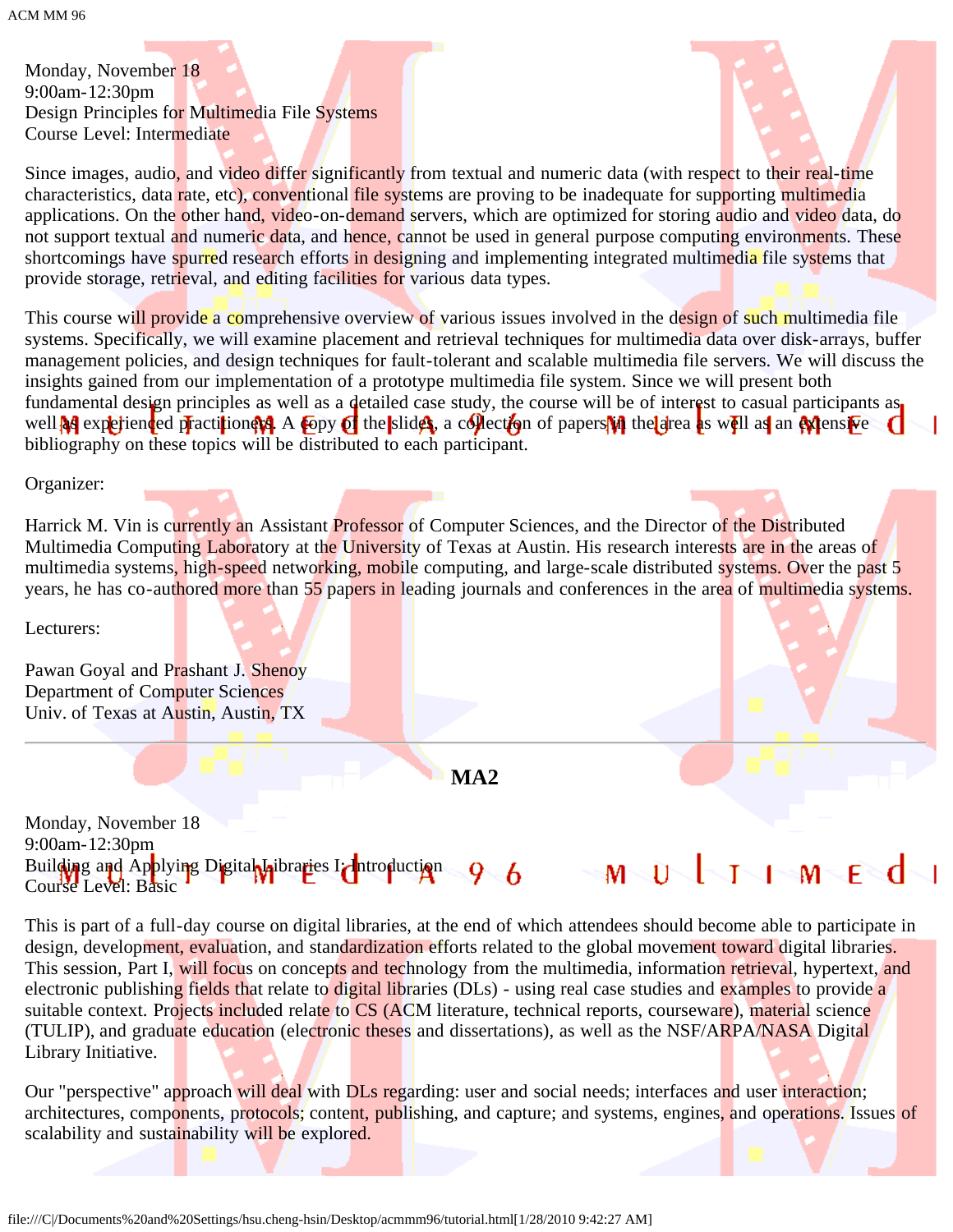Monday, November 18
9:00am-12:30pm
Design Principles for Multimedia File Systems
Course Level: Intermediate

Since images, audio, and video differ significantly from textual and numeric data (with respect to their real-time characteristics, data rate, etc), conventional file systems are proving to be inadequate for supporting multimedia applications. On the other hand, video-on-demand servers, which are optimized for storing audio and video data, do not support textual and numeric data, and hence, cannot be used in general purpose computing environments. These shortcomings have spurred research efforts in designing and implementing integrated multimedia file systems that provide storage, retrieval, and editing facilities for various data types.

This course will provide a comprehensive overview of various issues involved in the design of such multimedia file systems. Specifically, we will examine placement and retrieval techniques for multimedia data over disk-arrays, buffer management policies, and design techniques for fault-tolerant and scalable multimedia file servers. We will discuss the insights gained from our implementation of a prototype multimedia file system. Since we will present both fundamental design principles as well as a detailed case study, the course will be of interest to casual participants as well as experienced practitioners. A copy of the slides, a collection of papers in the area as well as an extensive bibliography on these topics will be distributed to each participant.

Organizer:

Harrick M. Vin is currently an Assistant Professor of Computer Sciences, and the Director of the Distributed Multimedia Computing Laboratory at the University of Texas at Austin. His research interests are in the areas of multimedia systems, high-speed networking, mobile computing, and large-scale distributed systems. Over the past 5 years, he has co-authored more than 55 papers in leading journals and conferences in the area of multimedia systems.

Lecturers:

Pawan Goyal and Prashant J. Shenoy
Department of Computer Sciences
Univ. of Texas at Austin, Austin, TX

---

**MA2**

Monday, November 18
9:00am-12:30pm
Building and Applying Digital Libraries I: Introduction
Course Level: Basic

This is part of a full-day course on digital libraries, at the end of which attendees should become able to participate in design, development, evaluation, and standardization efforts related to the global movement toward digital libraries. This session, Part I, will focus on concepts and technology from the multimedia, information retrieval, hypertext, and electronic publishing fields that relate to digital libraries (DLs) - using real case studies and examples to provide a suitable context. Projects included relate to CS (ACM literature, technical reports, courseware), material science (TULIP), and graduate education (electronic theses and dissertations), as well as the NSF/ARPA/NASA Digital Library Initiative.

Our "perspective" approach will deal with DLs regarding: user and social needs; interfaces and user interaction; architectures, components, protocols; content, publishing, and capture; and systems, engines, and operations. Issues of scalability and sustainability will be explored.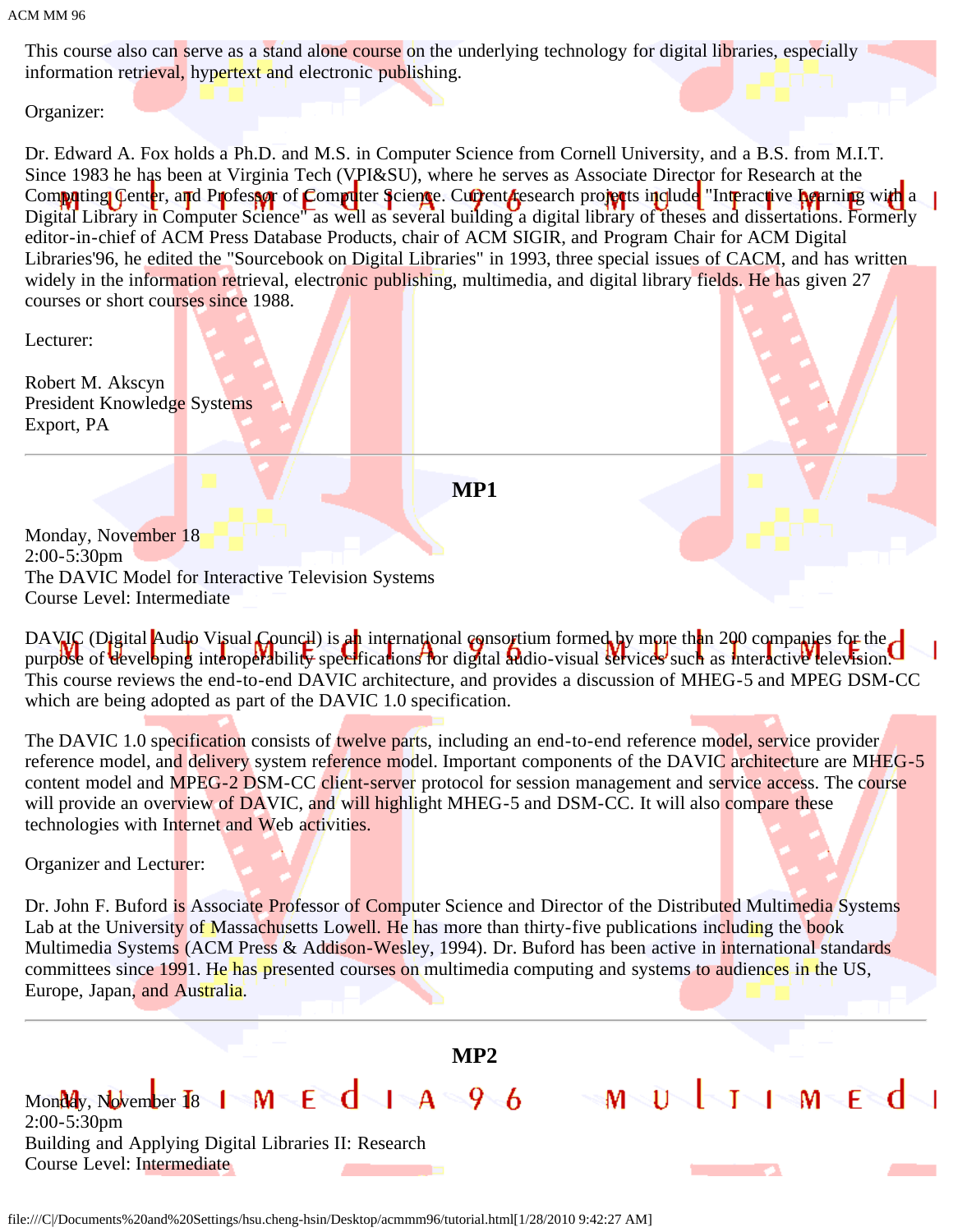This course also can serve as a stand alone course on the underlying technology for digital libraries, especially information retrieval, hypertext and electronic publishing.

Organizer:

Dr. Edward A. Fox holds a Ph.D. and M.S. in Computer Science from Cornell University, and a B.S. from M.I.T. Since 1983 he has been at Virginia Tech (VPI&SU), where he serves as Associate Director for Research at the Computing Center, and Professor of Computer Science. Current research projects include "Interactive Learning with a Digital Library in Computer Science" as well as several building a digital library of theses and dissertations. Formerly editor-in-chief of ACM Press Database Products, chair of ACM SIGIR, and Program Chair for ACM Digital Libraries'96, he edited the "Sourcebook on Digital Libraries" in 1993, three special issues of CACM, and has written widely in the information retrieval, electronic publishing, multimedia, and digital library fields. He has given 27 courses or short courses since 1988.

Lecturer:

Robert M. Akscyn
President Knowledge Systems
Export, PA

---

### MP1

Monday, November 18
2:00-5:30pm
The DAVIC Model for Interactive Television Systems
Course Level: Intermediate

DAVIC (Digital Audio Visual Council) is an international consortium formed by more than 200 companies for the purpose of developing interoperability specifications for digital audio-visual services such as interactive television. This course reviews the end-to-end DAVIC architecture, and provides a discussion of MHEG-5 and MPEG DSM-CC which are being adopted as part of the DAVIC 1.0 specification.

The DAVIC 1.0 specification consists of twelve parts, including an end-to-end reference model, service provider reference model, and delivery system reference model. Important components of the DAVIC architecture are MHEG-5 content model and MPEG-2 DSM-CC client-server protocol for session management and service access. The course will provide an overview of DAVIC, and will highlight MHEG-5 and DSM-CC. It will also compare these technologies with Internet and Web activities.

Organizer and Lecturer:

Dr. John F. Buford is Associate Professor of Computer Science and Director of the Distributed Multimedia Systems Lab at the University of Massachusetts Lowell. He has more than thirty-five publications including the book Multimedia Systems (ACM Press & Addison-Wesley, 1994). Dr. Buford has been active in international standards committees since 1991. He has presented courses on multimedia computing and systems to audiences in the US, Europe, Japan, and Australia.

---

### MP2

Monday, November 18
2:00-5:30pm
Building and Applying Digital Libraries II: Research
Course Level: Intermediate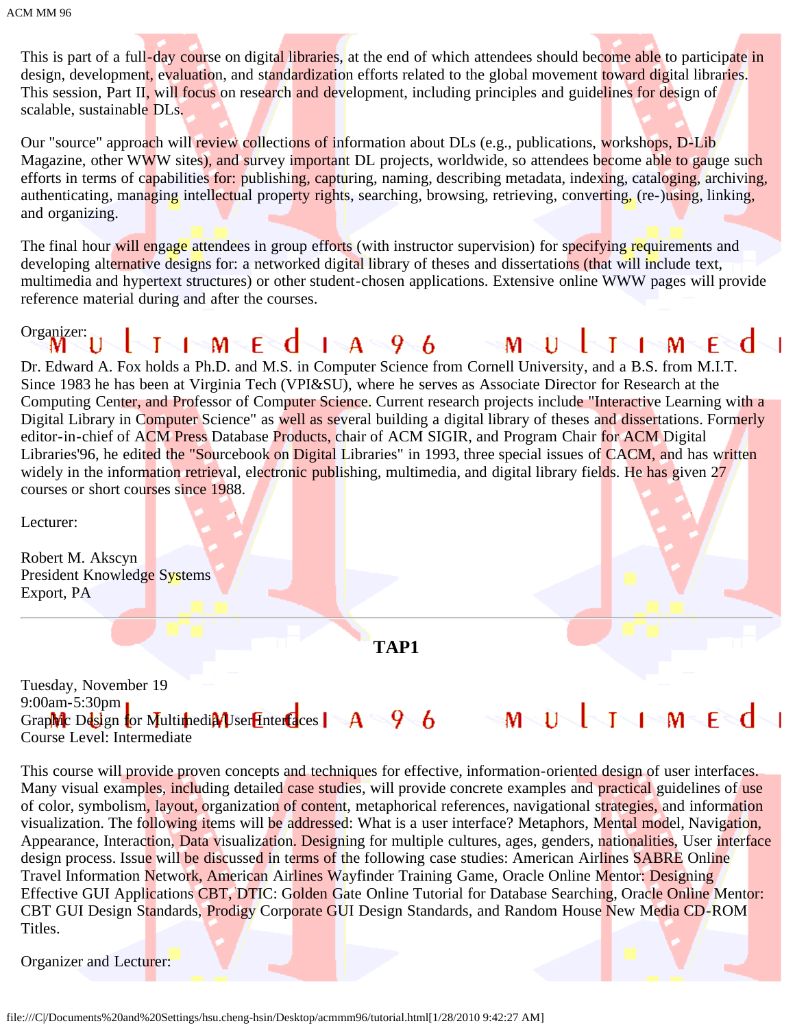This is part of a full-day course on digital libraries, at the end of which attendees should become able to participate in design, development, evaluation, and standardization efforts related to the global movement toward digital libraries. This session, Part II, will focus on research and development, including principles and guidelines for design of scalable, sustainable DLs.

Our "source" approach will review collections of information about DLs (e.g., publications, workshops, D-Lib Magazine, other WWW sites), and survey important DL projects, worldwide, so attendees become able to gauge such efforts in terms of capabilities for: publishing, capturing, naming, describing metadata, indexing, cataloging, archiving, authenticating, managing intellectual property rights, searching, browsing, retrieving, converting, (re-)using, linking, and organizing.

The final hour will engage attendees in group efforts (with instructor supervision) for specifying requirements and developing alternative designs for: a networked digital library of theses and dissertations (that will include text, multimedia and hypertext structures) or other student-chosen applications. Extensive online WWW pages will provide reference material during and after the courses.

Organizer:

Dr. Edward A. Fox holds a Ph.D. and M.S. in Computer Science from Cornell University, and a B.S. from M.I.T. Since 1983 he has been at Virginia Tech (VPI&SU), where he serves as Associate Director for Research at the Computing Center, and Professor of Computer Science. Current research projects include "Interactive Learning with a Digital Library in Computer Science" as well as several building a digital library of theses and dissertations. Formerly editor-in-chief of ACM Press Database Products, chair of ACM SIGIR, and Program Chair for ACM Digital Libraries'96, he edited the "Sourcebook on Digital Libraries" in 1993, three special issues of CACM, and has written widely in the information retrieval, electronic publishing, multimedia, and digital library fields. He has given 27 courses or short courses since 1988.

Lecturer:

Robert M. Akscyn
President Knowledge Systems
Export, PA

---

**TAP1**

Tuesday, November 19
9:00am-5:30pm
Graphic Design for Multimedia User Interfaces
Course Level: Intermediate

This course will provide proven concepts and techniques for effective, information-oriented design of user interfaces. Many visual examples, including detailed case studies, will provide concrete examples and practical guidelines of use of color, symbolism, layout, organization of content, metaphorical references, navigational strategies, and information visualization. The following items will be addressed: What is a user interface? Metaphors, Mental model, Navigation, Appearance, Interaction, Data visualization. Designing for multiple cultures, ages, genders, nationalities, User interface design process. Issue will be discussed in terms of the following case studies: American Airlines SABRE Online Travel Information Network, American Airlines Wayfinder Training Game, Oracle Online Mentor: Designing Effective GUI Applications CBT, DTIC: Golden Gate Online Tutorial for Database Searching, Oracle Online Mentor: CBT GUI Design Standards, Prodigy Corporate GUI Design Standards, and Random House New Media CD-ROM Titles.

Organizer and Lecturer: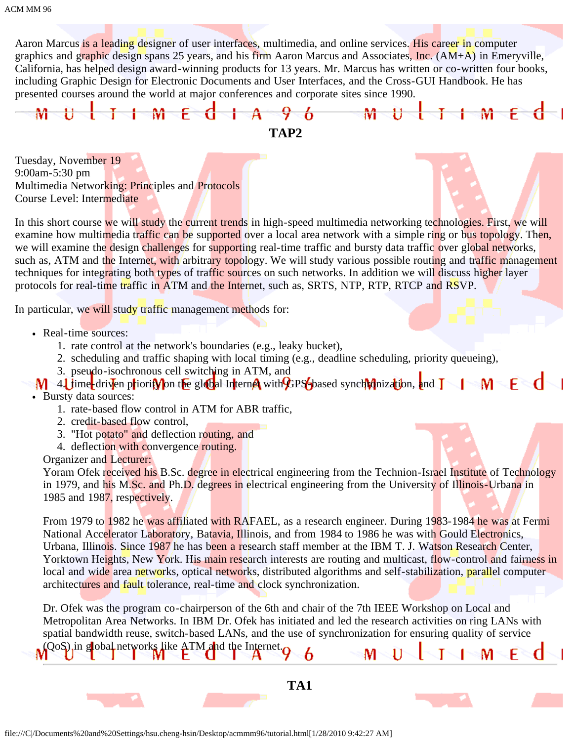Aaron Marcus is a leading designer of user interfaces, multimedia, and online services. His career in computer graphics and graphic design spans 25 years, and his firm Aaron Marcus and Associates, Inc. (AM+A) in Emeryville, California, has helped design award-winning products for 13 years. Mr. Marcus has written or co-written four books, including Graphic Design for Electronic Documents and User Interfaces, and the Cross-GUI Handbook. He has presented courses around the world at major conferences and corporate sites since 1990.

## TAP2

Tuesday, November 19
9:00am-5:30 pm
Multimedia Networking: Principles and Protocols
Course Level: Intermediate

In this short course we will study the current trends in high-speed multimedia networking technologies. First, we will examine how multimedia traffic can be supported over a local area network with a simple ring or bus topology. Then, we will examine the design challenges for supporting real-time traffic and bursty data traffic over global networks, such as, ATM and the Internet, with arbitrary topology. We will study various possible routing and traffic management techniques for integrating both types of traffic sources on such networks. In addition we will discuss higher layer protocols for real-time traffic in ATM and the Internet, such as, SRTS, NTP, RTP, RTCP and RSVP.

In particular, we will study traffic management methods for:

- Real-time sources:
  1. rate control at the network's boundaries (e.g., leaky bucket),
  2. scheduling and traffic shaping with local timing (e.g., deadline scheduling, priority queueing),
  3. pseudo-isochronous cell switching in ATM, and
  4. time-driven priority on the global Internet with GPS-based synchronization, and
- Bursty data sources:
  1. rate-based flow control in ATM for ABR traffic,
  2. credit-based flow control,
  3. "Hot potato" and deflection routing, and
  4. deflection with convergence routing.

  Organizer and Lecturer:
  Yoram Ofek received his B.Sc. degree in electrical engineering from the Technion-Israel Institute of Technology in 1979, and his M.Sc. and Ph.D. degrees in electrical engineering from the University of Illinois-Urbana in 1985 and 1987, respectively.

  From 1979 to 1982 he was affiliated with RAFAEL, as a research engineer. During 1983-1984 he was at Fermi National Accelerator Laboratory, Batavia, Illinois, and from 1984 to 1986 he was with Gould Electronics, Urbana, Illinois. Since 1987 he has been a research staff member at the IBM T. J. Watson Research Center, Yorktown Heights, New York. His main research interests are routing and multicast, flow-control and fairness in local and wide area networks, optical networks, distributed algorithms and self-stabilization, parallel computer architectures and fault tolerance, real-time and clock synchronization.

  Dr. Ofek was the program co-chairperson of the 6th and chair of the 7th IEEE Workshop on Local and Metropolitan Area Networks. In IBM Dr. Ofek has initiated and led the research activities on ring LANs with spatial bandwidth reuse, switch-based LANs, and the use of synchronization for ensuring quality of service (QoS) in global networks like ATM and the Internet.

## TA1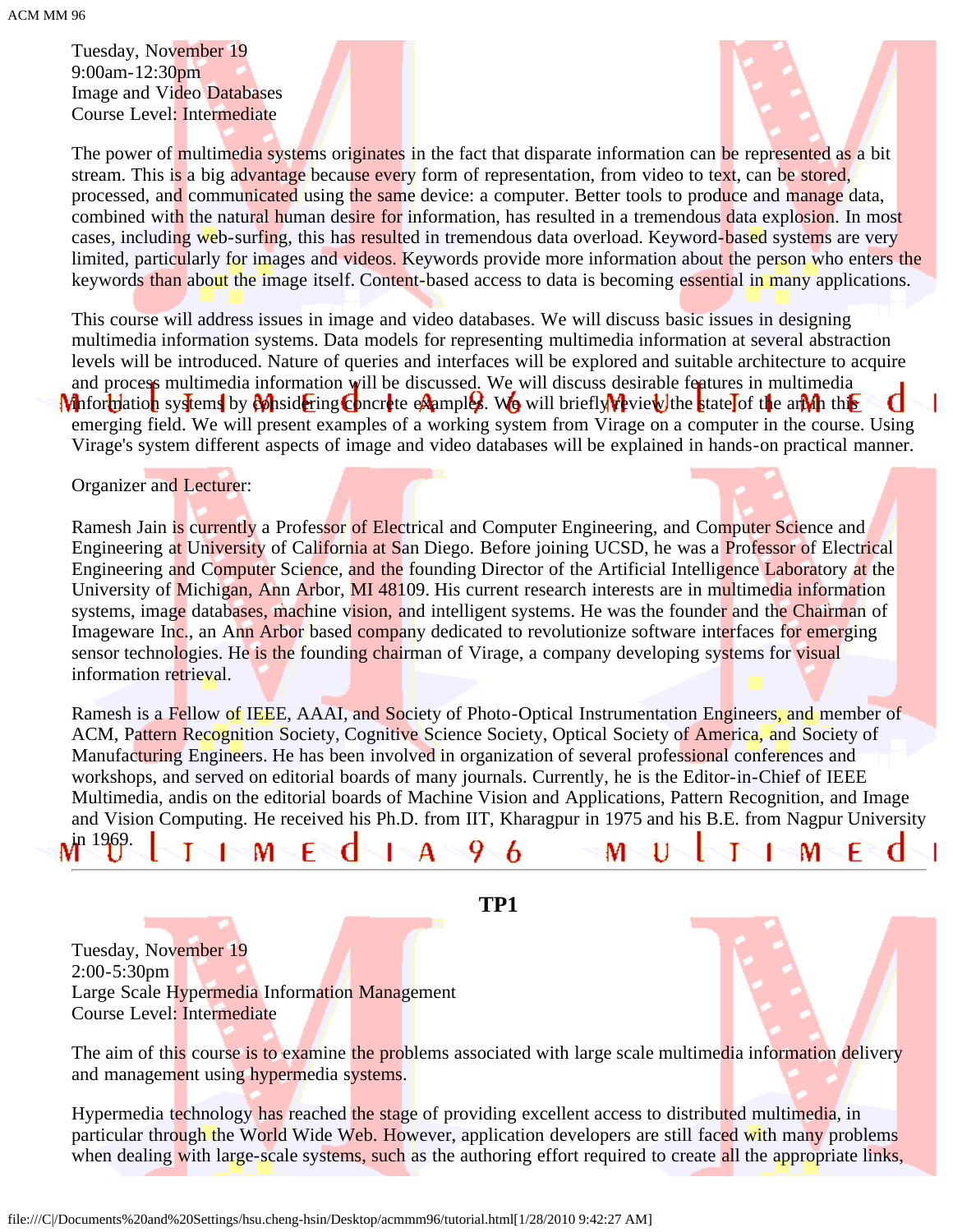Tuesday, November 19
9:00am-12:30pm
Image and Video Databases
Course Level: Intermediate

The power of multimedia systems originates in the fact that disparate information can be represented as a bit stream. This is a big advantage because every form of representation, from video to text, can be stored, processed, and communicated using the same device: a computer. Better tools to produce and manage data, combined with the natural human desire for information, has resulted in a tremendous data explosion. In most cases, including web-surfing, this has resulted in tremendous data overload. Keyword-based systems are very limited, particularly for images and videos. Keywords provide more information about the person who enters the keywords than about the image itself. Content-based access to data is becoming essential in many applications.

This course will address issues in image and video databases. We will discuss basic issues in designing multimedia information systems. Data models for representing multimedia information at several abstraction levels will be introduced. Nature of queries and interfaces will be explored and suitable architecture to acquire and process multimedia information will be discussed. We will discuss desirable features in multimedia information systems by considering concrete examples. We will briefly review the state of the art in this emerging field. We will present examples of a working system from Virage on a computer in the course. Using Virage's system different aspects of image and video databases will be explained in hands-on practical manner.

Organizer and Lecturer:

Ramesh Jain is currently a Professor of Electrical and Computer Engineering, and Computer Science and Engineering at University of California at San Diego. Before joining UCSD, he was a Professor of Electrical Engineering and Computer Science, and the founding Director of the Artificial Intelligence Laboratory at the University of Michigan, Ann Arbor, MI 48109. His current research interests are in multimedia information systems, image databases, machine vision, and intelligent systems. He was the founder and the Chairman of Imageware Inc., an Ann Arbor based company dedicated to revolutionize software interfaces for emerging sensor technologies. He is the founding chairman of Virage, a company developing systems for visual information retrieval.

Ramesh is a Fellow of IEEE, AAAI, and Society of Photo-Optical Instrumentation Engineers, and member of ACM, Pattern Recognition Society, Cognitive Science Society, Optical Society of America, and Society of Manufacturing Engineers. He has been involved in organization of several professional conferences and workshops, and served on editorial boards of many journals. Currently, he is the Editor-in-Chief of IEEE Multimedia, andis on the editorial boards of Machine Vision and Applications, Pattern Recognition, and Image and Vision Computing. He received his Ph.D. from IIT, Kharagpur in 1975 and his B.E. from Nagpur University in 1969.

---

**TP1**

Tuesday, November 19
2:00-5:30pm
Large Scale Hypermedia Information Management
Course Level: Intermediate

The aim of this course is to examine the problems associated with large scale multimedia information delivery and management using hypermedia systems.

Hypermedia technology has reached the stage of providing excellent access to distributed multimedia, in particular through the World Wide Web. However, application developers are still faced with many problems when dealing with large-scale systems, such as the authoring effort required to create all the appropriate links,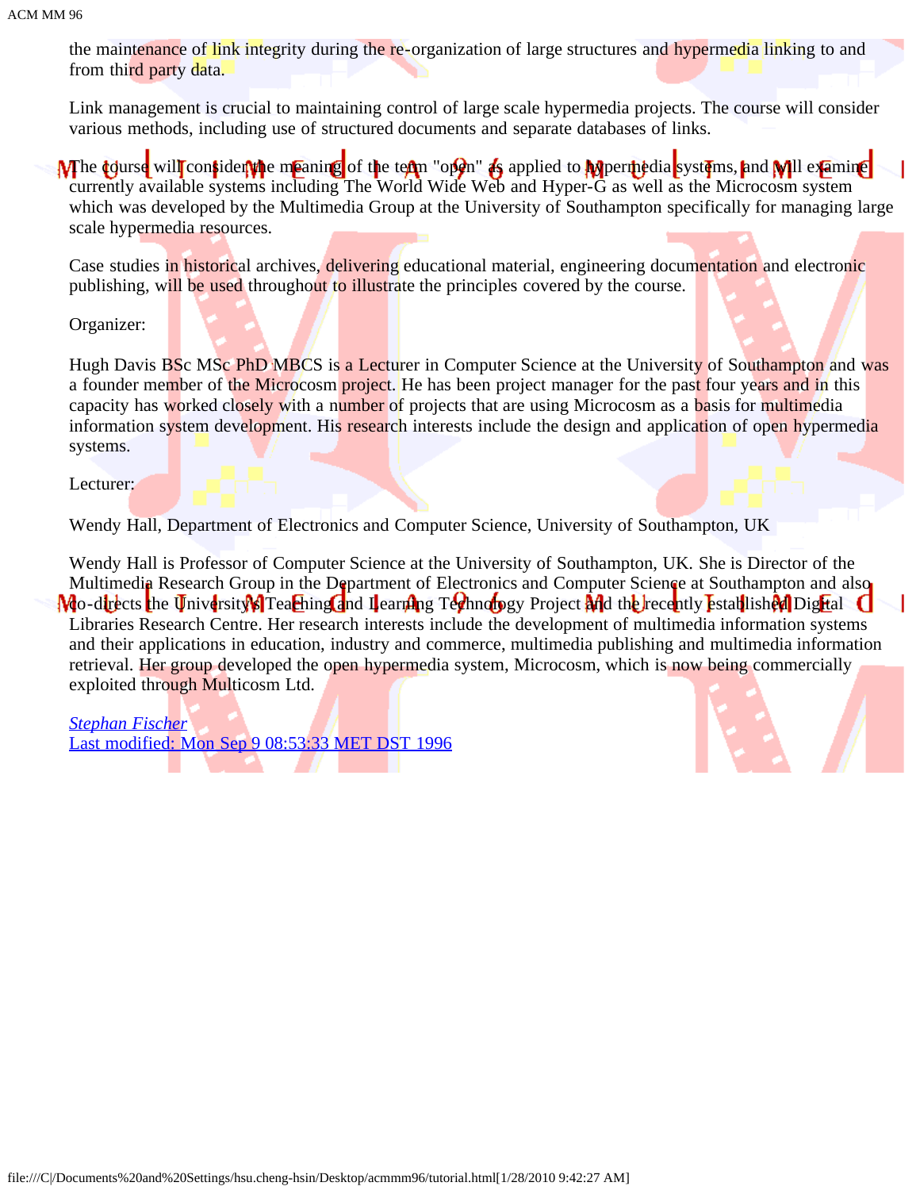the maintenance of link integrity during the re-organization of large structures and hypermedia linking to and from third party data.

Link management is crucial to maintaining control of large scale hypermedia projects. The course will consider various methods, including use of structured documents and separate databases of links.

The course will consider the meaning of the term "open" as applied to hypermedia systems, and will examine currently available systems including The World Wide Web and Hyper-G as well as the Microcosm system which was developed by the Multimedia Group at the University of Southampton specifically for managing large scale hypermedia resources.

Case studies in historical archives, delivering educational material, engineering documentation and electronic publishing, will be used throughout to illustrate the principles covered by the course.

Organizer:

Hugh Davis BSc MSc PhD MBCS is a Lecturer in Computer Science at the University of Southampton and was a founder member of the Microcosm project. He has been project manager for the past four years and in this capacity has worked closely with a number of projects that are using Microcosm as a basis for multimedia information system development. His research interests include the design and application of open hypermedia systems.

Lecturer:

Wendy Hall, Department of Electronics and Computer Science, University of Southampton, UK

Wendy Hall is Professor of Computer Science at the University of Southampton, UK. She is Director of the Multimedia Research Group in the Department of Electronics and Computer Science at Southampton and also co-directs the University's Teaching and Learning Technology Project and the recently established Digital Libraries Research Centre. Her research interests include the development of multimedia information systems and their applications in education, industry and commerce, multimedia publishing and multimedia information retrieval. Her group developed the open hypermedia system, Microcosm, which is now being commercially exploited through Multicosm Ltd.

*Stephan Fischer*
Last modified: Mon Sep 9 08:53:33 MET DST 1996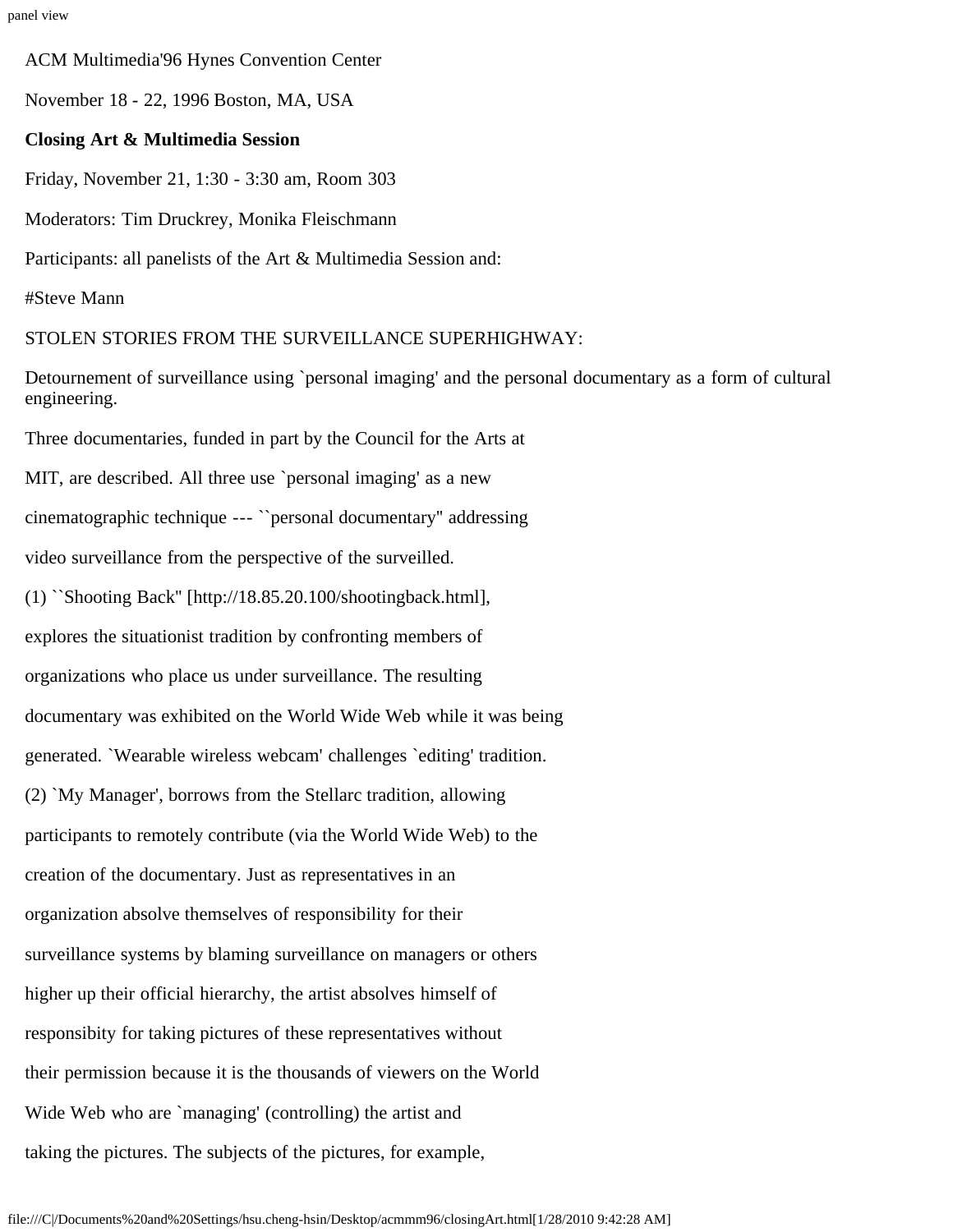ACM Multimedia'96 Hynes Convention Center

November 18 - 22, 1996 Boston, MA, USA

**Closing Art & Multimedia Session**

Friday, November 21, 1:30 - 3:30 am, Room 303

Moderators: Tim Druckrey, Monika Fleischmann

Participants: all panelists of the Art & Multimedia Session and:

#Steve Mann

STOLEN STORIES FROM THE SURVEILLANCE SUPERHIGHWAY:

Detournement of surveillance using `personal imaging' and the personal documentary as a form of cultural engineering.

Three documentaries, funded in part by the Council for the Arts at MIT, are described. All three use `personal imaging' as a new cinematographic technique --- ``personal documentary'' addressing video surveillance from the perspective of the surveilled.

(1) ``Shooting Back'' [http://18.85.20.100/shootingback.html], explores the situationist tradition by confronting members of organizations who place us under surveillance. The resulting documentary was exhibited on the World Wide Web while it was being generated. `Wearable wireless webcam' challenges `editing' tradition.

(2) `My Manager', borrows from the Stellarc tradition, allowing participants to remotely contribute (via the World Wide Web) to the creation of the documentary. Just as representatives in an organization absolve themselves of responsibility for their surveillance systems by blaming surveillance on managers or others higher up their official hierarchy, the artist absolves himself of responsibity for taking pictures of these representatives without their permission because it is the thousands of viewers on the World Wide Web who are `managing' (controlling) the artist and taking the pictures. The subjects of the pictures, for example,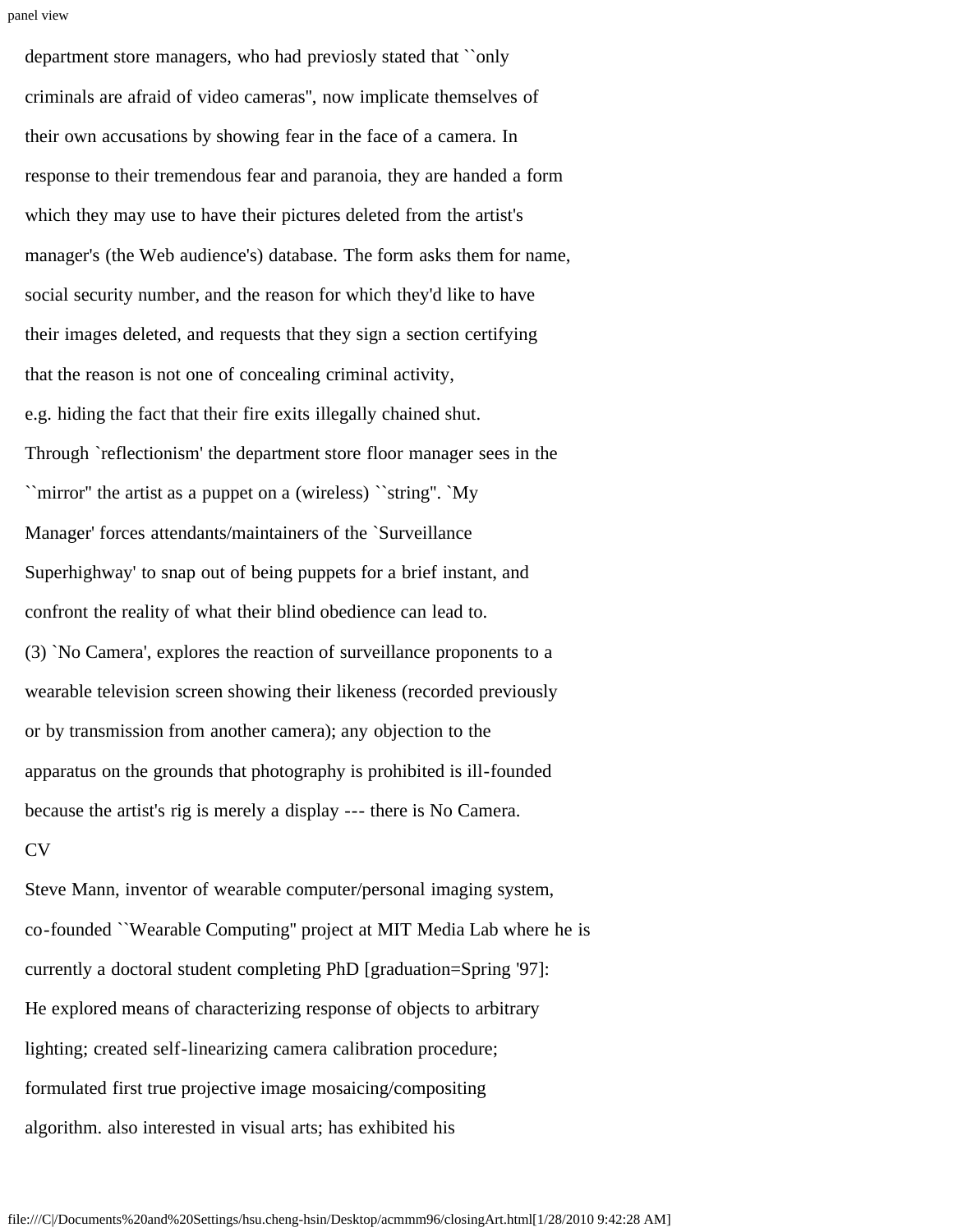department store managers, who had previosly stated that ``only criminals are afraid of video cameras'', now implicate themselves of their own accusations by showing fear in the face of a camera. In response to their tremendous fear and paranoia, they are handed a form which they may use to have their pictures deleted from the artist's manager's (the Web audience's) database. The form asks them for name, social security number, and the reason for which they'd like to have their images deleted, and requests that they sign a section certifying that the reason is not one of concealing criminal activity, e.g. hiding the fact that their fire exits illegally chained shut. Through `reflectionism' the department store floor manager sees in the ``mirror'' the artist as a puppet on a (wireless) ``string''. `My Manager' forces attendants/maintainers of the `Surveillance Superhighway' to snap out of being puppets for a brief instant, and confront the reality of what their blind obedience can lead to.

(3) `No Camera', explores the reaction of surveillance proponents to a wearable television screen showing their likeness (recorded previously or by transmission from another camera); any objection to the apparatus on the grounds that photography is prohibited is ill-founded because the artist's rig is merely a display --- there is No Camera.

CV

Steve Mann, inventor of wearable computer/personal imaging system, co-founded ``Wearable Computing'' project at MIT Media Lab where he is currently a doctoral student completing PhD [graduation=Spring '97]: He explored means of characterizing response of objects to arbitrary lighting; created self-linearizing camera calibration procedure; formulated first true projective image mosaicing/compositing algorithm. also interested in visual arts; has exhibited his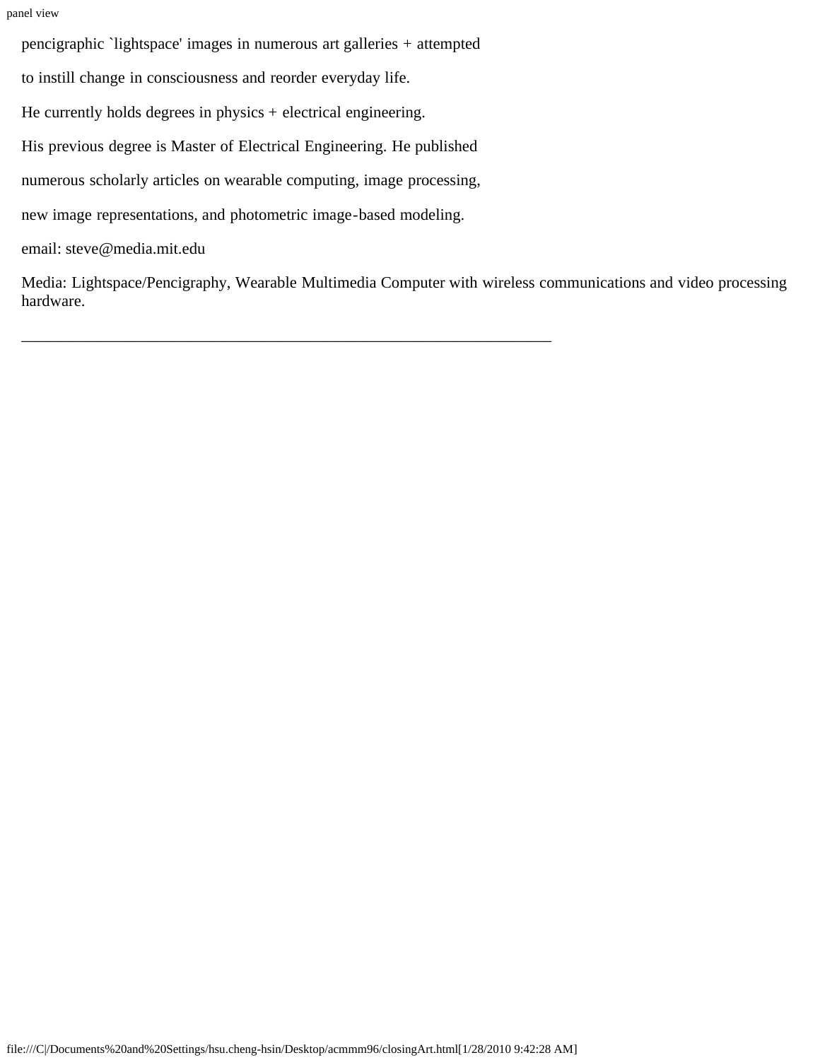pencigraphic `lightspace' images in numerous art galleries + attempted

to instill change in consciousness and reorder everyday life.

He currently holds degrees in physics + electrical engineering.

His previous degree is Master of Electrical Engineering. He published

numerous scholarly articles on wearable computing, image processing,

new image representations, and photometric image-based modeling.

email: steve@media.mit.edu

Media: Lightspace/Pencigraphy, Wearable Multimedia Computer with wireless communications and video processing hardware.

---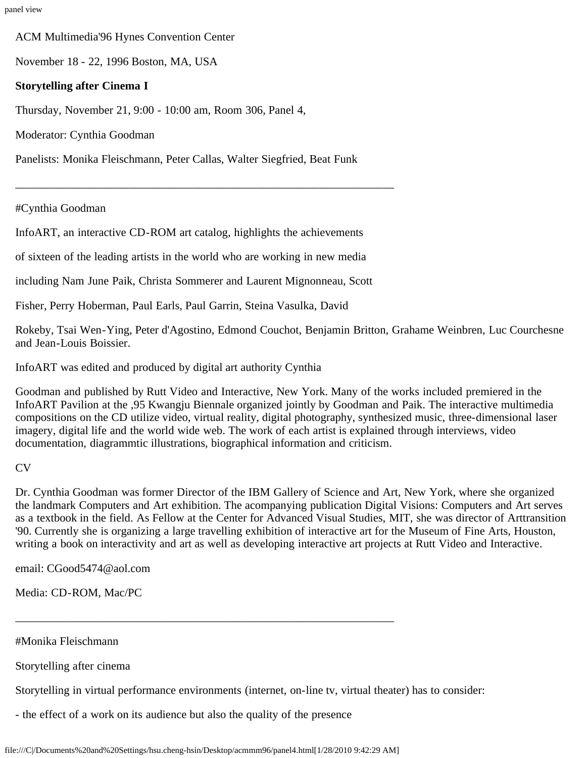ACM Multimedia'96 Hynes Convention Center

November 18 - 22, 1996 Boston, MA, USA

**Storytelling after Cinema I**

Thursday, November 21, 9:00 - 10:00 am, Room 306, Panel 4,

Moderator: Cynthia Goodman

Panelists: Monika Fleischmann, Peter Callas, Walter Siegfried, Beat Funk

---

#Cynthia Goodman

InfoART, an interactive CD-ROM art catalog, highlights the achievements

of sixteen of the leading artists in the world who are working in new media

including Nam June Paik, Christa Sommerer and Laurent Mignonneau, Scott

Fisher, Perry Hoberman, Paul Earls, Paul Garrin, Steina Vasulka, David

Rokeby, Tsai Wen-Ying, Peter d'Agostino, Edmond Couchot, Benjamin Britton, Grahame Weinbren, Luc Courchesne and Jean-Louis Boissier.

InfoART was edited and produced by digital art authority Cynthia

Goodman and published by Rutt Video and Interactive, New York. Many of the works included premiered in the InfoART Pavilion at the ,95 Kwangju Biennale organized jointly by Goodman and Paik. The interactive multimedia compositions on the CD utilize video, virtual reality, digital photography, synthesized music, three-dimensional laser imagery, digital life and the world wide web. The work of each artist is explained through interviews, video documentation, diagrammtic illustrations, biographical information and criticism.

CV

Dr. Cynthia Goodman was former Director of the IBM Gallery of Science and Art, New York, where she organized the landmark Computers and Art exhibition. The acompanying publication Digital Visions: Computers and Art serves as a textbook in the field. As Fellow at the Center for Advanced Visual Studies, MIT, she was director of Arttransition '90. Currently she is organizing a large travelling exhibition of interactive art for the Museum of Fine Arts, Houston, writing a book on interactivity and art as well as developing interactive art projects at Rutt Video and Interactive.

email: CGood5474@aol.com

Media: CD-ROM, Mac/PC

---

#Monika Fleischmann

Storytelling after cinema

Storytelling in virtual performance environments (internet, on-line tv, virtual theater) has to consider:

- the effect of a work on its audience but also the quality of the presence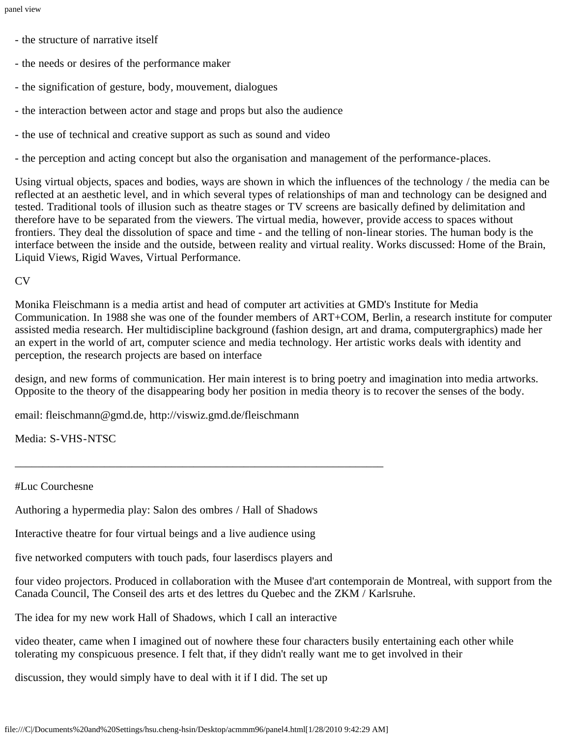- the structure of narrative itself

- the needs or desires of the performance maker

- the signification of gesture, body, mouvement, dialogues

- the interaction between actor and stage and props but also the audience

- the use of technical and creative support as such as sound and video

- the perception and acting concept but also the organisation and management of the performance-places.

Using virtual objects, spaces and bodies, ways are shown in which the influences of the technology / the media can be reflected at an aesthetic level, and in which several types of relationships of man and technology can be designed and tested. Traditional tools of illusion such as theatre stages or TV screens are basically defined by delimitation and therefore have to be separated from the viewers. The virtual media, however, provide access to spaces without frontiers. They deal the dissolution of space and time - and the telling of non-linear stories. The human body is the interface between the inside and the outside, between reality and virtual reality. Works discussed: Home of the Brain, Liquid Views, Rigid Waves, Virtual Performance.

CV

Monika Fleischmann is a media artist and head of computer art activities at GMD's Institute for Media Communication. In 1988 she was one of the founder members of ART+COM, Berlin, a research institute for computer assisted media research. Her multidiscipline background (fashion design, art and drama, computergraphics) made her an expert in the world of art, computer science and media technology. Her artistic works deals with identity and perception, the research projects are based on interface

design, and new forms of communication. Her main interest is to bring poetry and imagination into media artworks. Opposite to the theory of the disappearing body her position in media theory is to recover the senses of the body.

email: fleischmann@gmd.de, http://viswiz.gmd.de/fleischmann

Media: S-VHS-NTSC

---

#Luc Courchesne

Authoring a hypermedia play: Salon des ombres / Hall of Shadows

Interactive theatre for four virtual beings and a live audience using

five networked computers with touch pads, four laserdiscs players and

four video projectors. Produced in collaboration with the Musee d'art contemporain de Montreal, with support from the Canada Council, The Conseil des arts et des lettres du Quebec and the ZKM / Karlsruhe.

The idea for my new work Hall of Shadows, which I call an interactive

video theater, came when I imagined out of nowhere these four characters busily entertaining each other while tolerating my conspicuous presence. I felt that, if they didn't really want me to get involved in their

discussion, they would simply have to deal with it if I did. The set up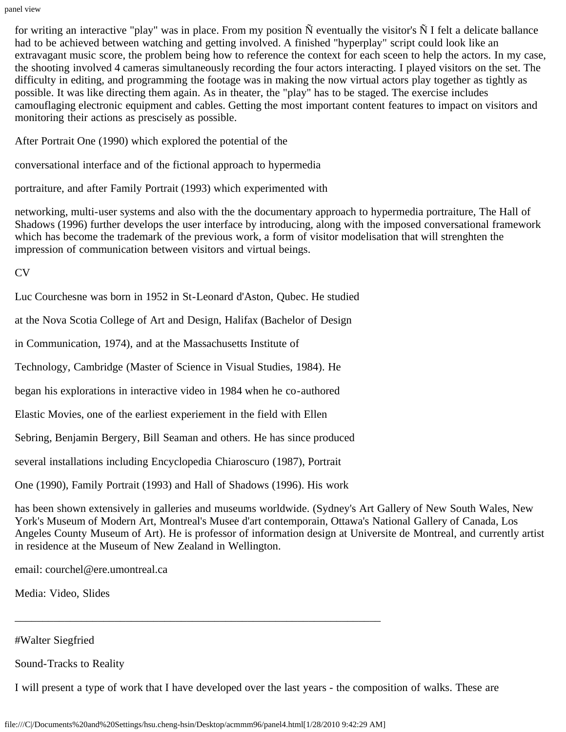for writing an interactive "play" was in place. From my position Ñ eventually the visitor's Ñ I felt a delicate ballance had to be achieved between watching and getting involved. A finished "hyperplay" script could look like an extravagant music score, the problem being how to reference the context for each sceen to help the actors. In my case, the shooting involved 4 cameras simultaneously recording the four actors interacting. I played visitors on the set. The difficulty in editing, and programming the footage was in making the now virtual actors play together as tightly as possible. It was like directing them again. As in theater, the "play" has to be staged. The exercise includes camouflaging electronic equipment and cables. Getting the most important content features to impact on visitors and monitoring their actions as prescisely as possible.

After Portrait One (1990) which explored the potential of the

conversational interface and of the fictional approach to hypermedia

portraiture, and after Family Portrait (1993) which experimented with

networking, multi-user systems and also with the the documentary approach to hypermedia portraiture, The Hall of Shadows (1996) further develops the user interface by introducing, along with the imposed conversational framework which has become the trademark of the previous work, a form of visitor modelisation that will strenghten the impression of communication between visitors and virtual beings.

CV

Luc Courchesne was born in 1952 in St-Leonard d'Aston, Qubec. He studied

at the Nova Scotia College of Art and Design, Halifax (Bachelor of Design

in Communication, 1974), and at the Massachusetts Institute of

Technology, Cambridge (Master of Science in Visual Studies, 1984). He

began his explorations in interactive video in 1984 when he co-authored

Elastic Movies, one of the earliest experiement in the field with Ellen

Sebring, Benjamin Bergery, Bill Seaman and others. He has since produced

several installations including Encyclopedia Chiaroscuro (1987), Portrait

One (1990), Family Portrait (1993) and Hall of Shadows (1996). His work

has been shown extensively in galleries and museums worldwide. (Sydney's Art Gallery of New South Wales, New York's Museum of Modern Art, Montreal's Musee d'art contemporain, Ottawa's National Gallery of Canada, Los Angeles County Museum of Art). He is professor of information design at Universite de Montreal, and currently artist in residence at the Museum of New Zealand in Wellington.

email: courchel@ere.umontreal.ca

Media: Video, Slides

---

#Walter Siegfried

Sound-Tracks to Reality

I will present a type of work that I have developed over the last years - the composition of walks. These are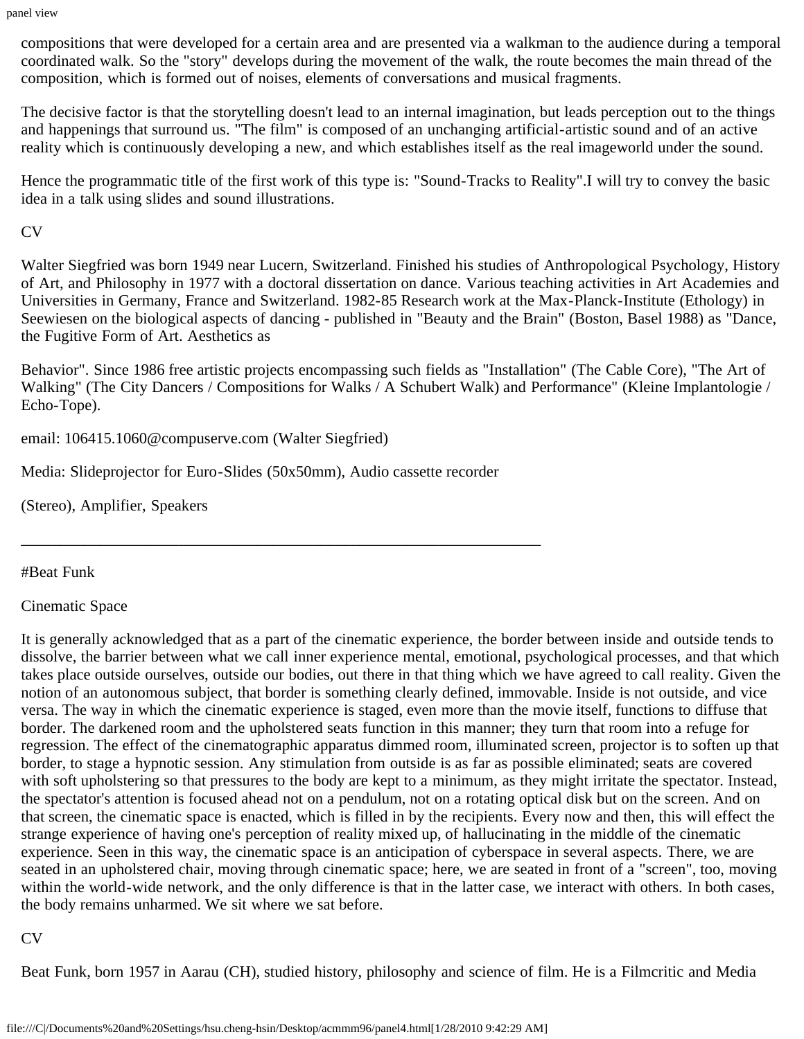compositions that were developed for a certain area and are presented via a walkman to the audience during a temporal coordinated walk. So the "story" develops during the movement of the walk, the route becomes the main thread of the composition, which is formed out of noises, elements of conversations and musical fragments.

The decisive factor is that the storytelling doesn't lead to an internal imagination, but leads perception out to the things and happenings that surround us. "The film" is composed of an unchanging artificial-artistic sound and of an active reality which is continuously developing a new, and which establishes itself as the real imageworld under the sound.

Hence the programmatic title of the first work of this type is: "Sound-Tracks to Reality".I will try to convey the basic idea in a talk using slides and sound illustrations.

CV

Walter Siegfried was born 1949 near Lucern, Switzerland. Finished his studies of Anthropological Psychology, History of Art, and Philosophy in 1977 with a doctoral dissertation on dance. Various teaching activities in Art Academies and Universities in Germany, France and Switzerland. 1982-85 Research work at the Max-Planck-Institute (Ethology) in Seewiesen on the biological aspects of dancing - published in "Beauty and the Brain" (Boston, Basel 1988) as "Dance, the Fugitive Form of Art. Aesthetics as

Behavior". Since 1986 free artistic projects encompassing such fields as "Installation" (The Cable Core), "The Art of Walking" (The City Dancers / Compositions for Walks / A Schubert Walk) and Performance" (Kleine Implantologie / Echo-Tope).

email: 106415.1060@compuserve.com (Walter Siegfried)

Media: Slideprojector for Euro-Slides (50x50mm), Audio cassette recorder

(Stereo), Amplifier, Speakers

---

#Beat Funk

Cinematic Space

It is generally acknowledged that as a part of the cinematic experience, the border between inside and outside tends to dissolve, the barrier between what we call inner experience mental, emotional, psychological processes, and that which takes place outside ourselves, outside our bodies, out there in that thing which we have agreed to call reality. Given the notion of an autonomous subject, that border is something clearly defined, immovable. Inside is not outside, and vice versa. The way in which the cinematic experience is staged, even more than the movie itself, functions to diffuse that border. The darkened room and the upholstered seats function in this manner; they turn that room into a refuge for regression. The effect of the cinematographic apparatus dimmed room, illuminated screen, projector is to soften up that border, to stage a hypnotic session. Any stimulation from outside is as far as possible eliminated; seats are covered with soft upholstering so that pressures to the body are kept to a minimum, as they might irritate the spectator. Instead, the spectator's attention is focused ahead not on a pendulum, not on a rotating optical disk but on the screen. And on that screen, the cinematic space is enacted, which is filled in by the recipients. Every now and then, this will effect the strange experience of having one's perception of reality mixed up, of hallucinating in the middle of the cinematic experience. Seen in this way, the cinematic space is an anticipation of cyberspace in several aspects. There, we are seated in an upholstered chair, moving through cinematic space; here, we are seated in front of a "screen", too, moving within the world-wide network, and the only difference is that in the latter case, we interact with others. In both cases, the body remains unharmed. We sit where we sat before.

CV

Beat Funk, born 1957 in Aarau (CH), studied history, philosophy and science of film. He is a Filmcritic and Media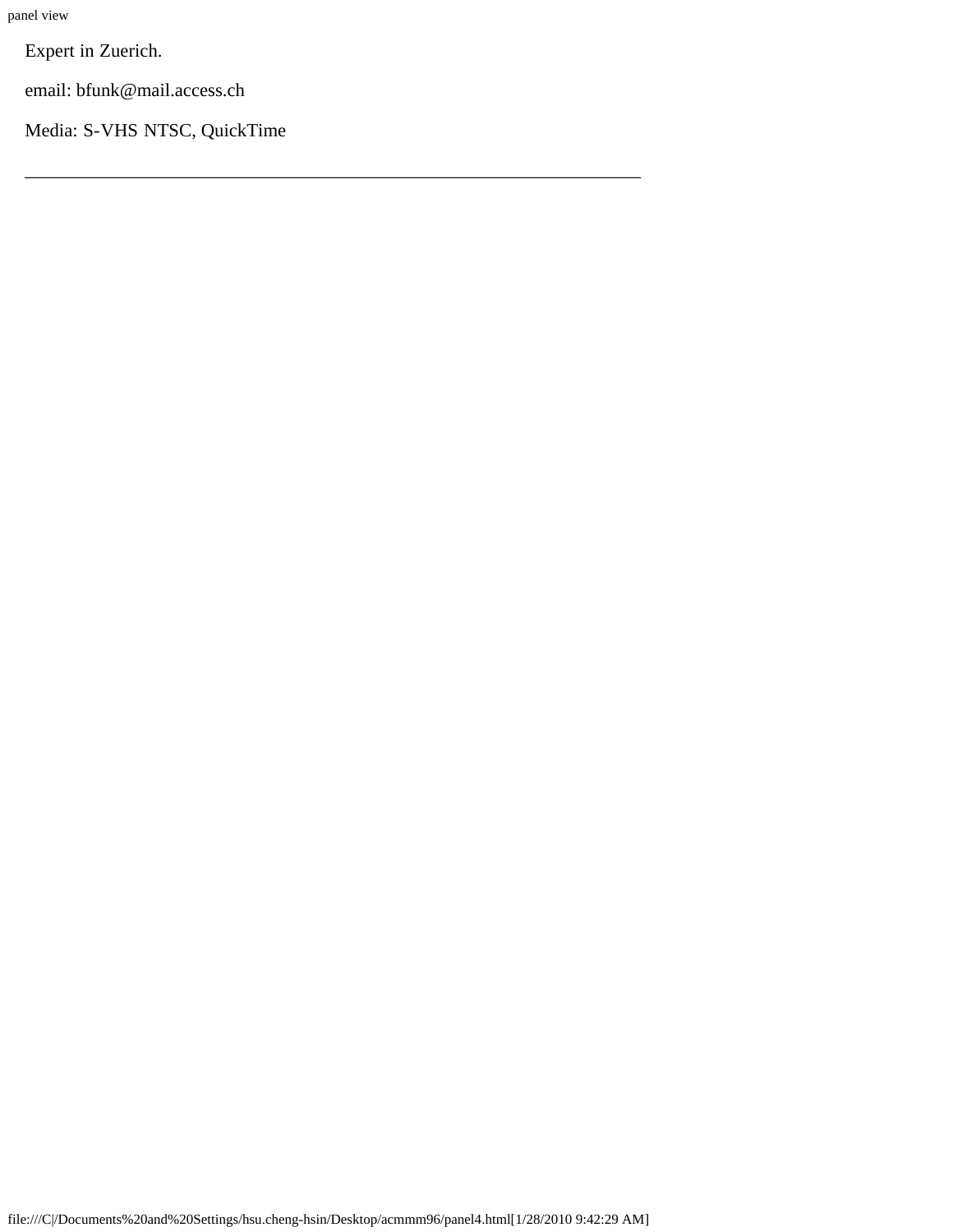Expert in Zuerich.

email: bfunk@mail.access.ch

Media: S-VHS NTSC, QuickTime

---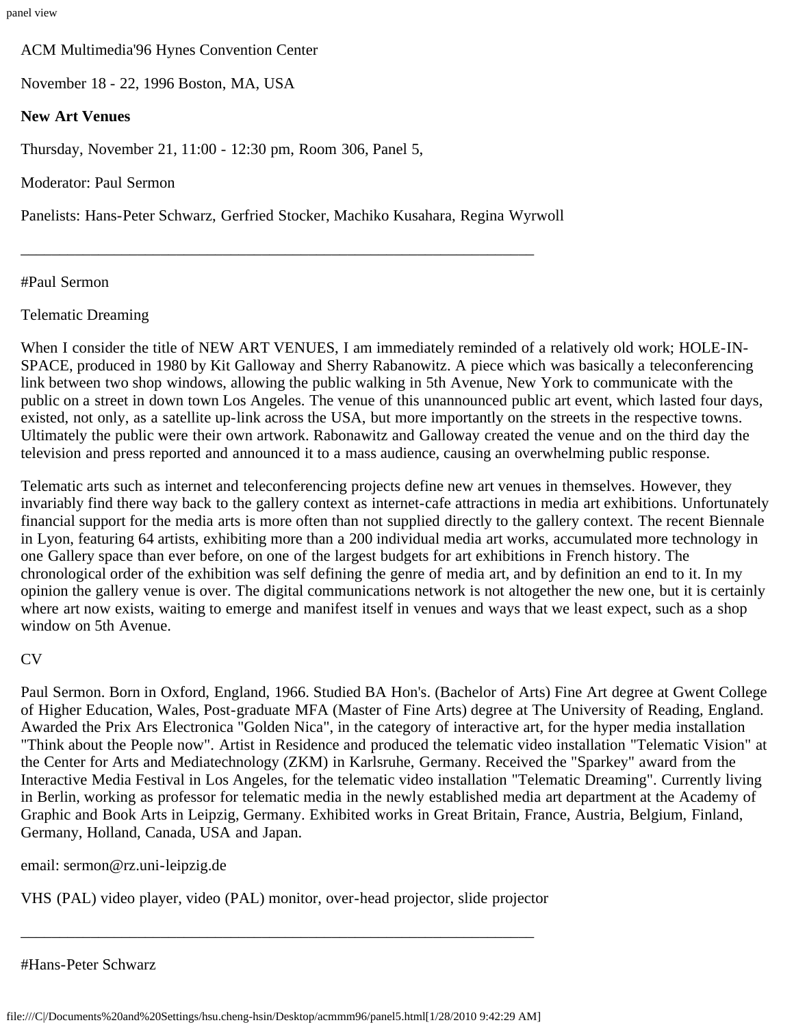ACM Multimedia'96 Hynes Convention Center

November 18 - 22, 1996 Boston, MA, USA

**New Art Venues**

Thursday, November 21, 11:00 - 12:30 pm, Room 306, Panel 5,

Moderator: Paul Sermon

Panelists: Hans-Peter Schwarz, Gerfried Stocker, Machiko Kusahara, Regina Wyrwoll

---

#Paul Sermon

Telematic Dreaming

When I consider the title of NEW ART VENUES, I am immediately reminded of a relatively old work; HOLE-IN-SPACE, produced in 1980 by Kit Galloway and Sherry Rabanowitz. A piece which was basically a teleconferencing link between two shop windows, allowing the public walking in 5th Avenue, New York to communicate with the public on a street in down town Los Angeles. The venue of this unannounced public art event, which lasted four days, existed, not only, as a satellite up-link across the USA, but more importantly on the streets in the respective towns. Ultimately the public were their own artwork. Rabonawitz and Galloway created the venue and on the third day the television and press reported and announced it to a mass audience, causing an overwhelming public response.

Telematic arts such as internet and teleconferencing projects define new art venues in themselves. However, they invariably find there way back to the gallery context as internet-cafe attractions in media art exhibitions. Unfortunately financial support for the media arts is more often than not supplied directly to the gallery context. The recent Biennale in Lyon, featuring 64 artists, exhibiting more than a 200 individual media art works, accumulated more technology in one Gallery space than ever before, on one of the largest budgets for art exhibitions in French history. The chronological order of the exhibition was self defining the genre of media art, and by definition an end to it. In my opinion the gallery venue is over. The digital communications network is not altogether the new one, but it is certainly where art now exists, waiting to emerge and manifest itself in venues and ways that we least expect, such as a shop window on 5th Avenue.

CV

Paul Sermon. Born in Oxford, England, 1966. Studied BA Hon's. (Bachelor of Arts) Fine Art degree at Gwent College of Higher Education, Wales, Post-graduate MFA (Master of Fine Arts) degree at The University of Reading, England. Awarded the Prix Ars Electronica "Golden Nica", in the category of interactive art, for the hyper media installation "Think about the People now". Artist in Residence and produced the telematic video installation "Telematic Vision" at the Center for Arts and Mediatechnology (ZKM) in Karlsruhe, Germany. Received the "Sparkey" award from the Interactive Media Festival in Los Angeles, for the telematic video installation "Telematic Dreaming". Currently living in Berlin, working as professor for telematic media in the newly established media art department at the Academy of Graphic and Book Arts in Leipzig, Germany. Exhibited works in Great Britain, France, Austria, Belgium, Finland, Germany, Holland, Canada, USA and Japan.

email: sermon@rz.uni-leipzig.de

VHS (PAL) video player, video (PAL) monitor, over-head projector, slide projector

---

#Hans-Peter Schwarz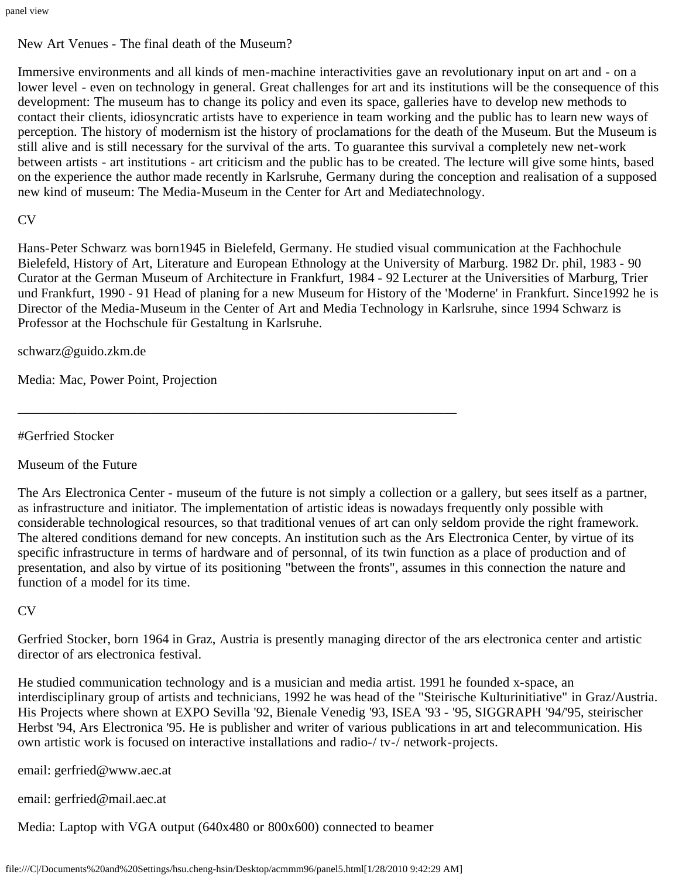New Art Venues - The final death of the Museum?

Immersive environments and all kinds of men-machine interactivities gave an revolutionary input on art and - on a lower level - even on technology in general. Great challenges for art and its institutions will be the consequence of this development: The museum has to change its policy and even its space, galleries have to develop new methods to contact their clients, idiosyncratic artists have to experience in team working and the public has to learn new ways of perception. The history of modernism ist the history of proclamations for the death of the Museum. But the Museum is still alive and is still necessary for the survival of the arts. To guarantee this survival a completely new net-work between artists - art institutions - art criticism and the public has to be created. The lecture will give some hints, based on the experience the author made recently in Karlsruhe, Germany during the conception and realisation of a supposed new kind of museum: The Media-Museum in the Center for Art and Mediatechnology.

CV

Hans-Peter Schwarz was born1945 in Bielefeld, Germany. He studied visual communication at the Fachhochule Bielefeld, History of Art, Literature and European Ethnology at the University of Marburg. 1982 Dr. phil, 1983 - 90 Curator at the German Museum of Architecture in Frankfurt, 1984 - 92 Lecturer at the Universities of Marburg, Trier und Frankfurt, 1990 - 91 Head of planing for a new Museum for History of the 'Moderne' in Frankfurt. Since1992 he is Director of the Media-Museum in the Center of Art and Media Technology in Karlsruhe, since 1994 Schwarz is Professor at the Hochschule für Gestaltung in Karlsruhe.

schwarz@guido.zkm.de

Media: Mac, Power Point, Projection

---

#Gerfried Stocker

Museum of the Future

The Ars Electronica Center - museum of the future is not simply a collection or a gallery, but sees itself as a partner, as infrastructure and initiator. The implementation of artistic ideas is nowadays frequently only possible with considerable technological resources, so that traditional venues of art can only seldom provide the right framework. The altered conditions demand for new concepts. An institution such as the Ars Electronica Center, by virtue of its specific infrastructure in terms of hardware and of personnal, of its twin function as a place of production and of presentation, and also by virtue of its positioning "between the fronts", assumes in this connection the nature and function of a model for its time.

CV

Gerfried Stocker, born 1964 in Graz, Austria is presently managing director of the ars electronica center and artistic director of ars electronica festival.

He studied communication technology and is a musician and media artist. 1991 he founded x-space, an interdisciplinary group of artists and technicians, 1992 he was head of the "Steirische Kulturinitiative" in Graz/Austria. His Projects where shown at EXPO Sevilla '92, Bienale Venedig '93, ISEA '93 - '95, SIGGRAPH '94/'95, steirischer Herbst '94, Ars Electronica '95. He is publisher and writer of various publications in art and telecommunication. His own artistic work is focused on interactive installations and radio-/ tv-/ network-projects.

email: gerfried@www.aec.at

email: gerfried@mail.aec.at

Media: Laptop with VGA output (640x480 or 800x600) connected to beamer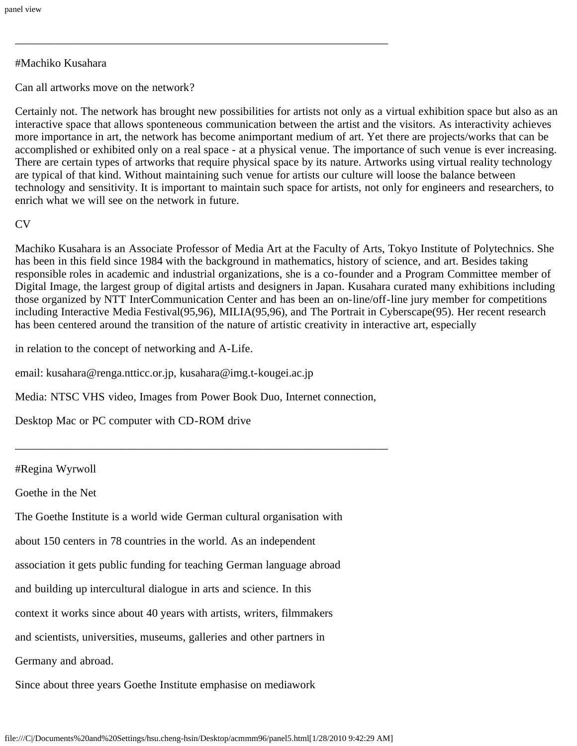---

#Machiko Kusahara

Can all artworks move on the network?

Certainly not. The network has brought new possibilities for artists not only as a virtual exhibition space but also as an interactive space that allows sponteneous communication between the artist and the visitors. As interactivity achieves more importance in art, the network has become animportant medium of art. Yet there are projects/works that can be accomplished or exhibited only on a real space - at a physical venue. The importance of such venue is ever increasing. There are certain types of artworks that require physical space by its nature. Artworks using virtual reality technology are typical of that kind. Without maintaining such venue for artists our culture will loose the balance between technology and sensitivity. It is important to maintain such space for artists, not only for engineers and researchers, to enrich what we will see on the network in future.

CV

Machiko Kusahara is an Associate Professor of Media Art at the Faculty of Arts, Tokyo Institute of Polytechnics. She has been in this field since 1984 with the background in mathematics, history of science, and art. Besides taking responsible roles in academic and industrial organizations, she is a co-founder and a Program Committee member of Digital Image, the largest group of digital artists and designers in Japan. Kusahara curated many exhibitions including those organized by NTT InterCommunication Center and has been an on-line/off-line jury member for competitions including Interactive Media Festival(95,96), MILIA(95,96), and The Portrait in Cyberscape(95). Her recent research has been centered around the transition of the nature of artistic creativity in interactive art, especially

in relation to the concept of networking and A-Life.

email: kusahara@renga.ntticc.or.jp, kusahara@img.t-kougei.ac.jp

Media: NTSC VHS video, Images from Power Book Duo, Internet connection,

Desktop Mac or PC computer with CD-ROM drive

---

#Regina Wyrwoll

Goethe in the Net

The Goethe Institute is a world wide German cultural organisation with

about 150 centers in 78 countries in the world. As an independent

association it gets public funding for teaching German language abroad

and building up intercultural dialogue in arts and science. In this

context it works since about 40 years with artists, writers, filmmakers

and scientists, universities, museums, galleries and other partners in

Germany and abroad.

Since about three years Goethe Institute emphasise on mediawork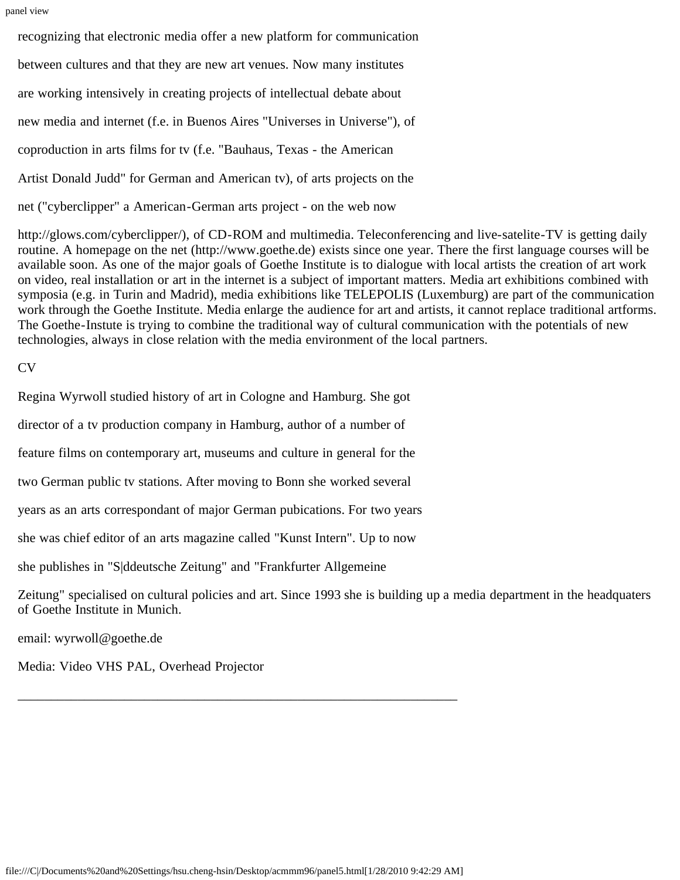recognizing that electronic media offer a new platform for communication between cultures and that they are new art venues. Now many institutes are working intensively in creating projects of intellectual debate about new media and internet (f.e. in Buenos Aires "Universes in Universe"), of coproduction in arts films for tv (f.e. "Bauhaus, Texas - the American Artist Donald Judd" for German and American tv), of arts projects on the net ("cyberclipper" a American-German arts project - on the web now http://glows.com/cyberclipper/), of CD-ROM and multimedia. Teleconferencing and live-satelite-TV is getting daily routine. A homepage on the net (http://www.goethe.de) exists since one year. There the first language courses will be available soon. As one of the major goals of Goethe Institute is to dialogue with local artists the creation of art work on video, real installation or art in the internet is a subject of important matters. Media art exhibitions combined with symposia (e.g. in Turin and Madrid), media exhibitions like TELEPOLIS (Luxemburg) are part of the communication work through the Goethe Institute. Media enlarge the audience for art and artists, it cannot replace traditional artforms. The Goethe-Instute is trying to combine the traditional way of cultural communication with the potentials of new technologies, always in close relation with the media environment of the local partners.

CV

Regina Wyrwoll studied history of art in Cologne and Hamburg. She got director of a tv production company in Hamburg, author of a number of feature films on contemporary art, museums and culture in general for the two German public tv stations. After moving to Bonn she worked several years as an arts correspondant of major German pubications. For two years she was chief editor of an arts magazine called "Kunst Intern". Up to now she publishes in "S|ddeutsche Zeitung" and "Frankfurter Allgemeine Zeitung" specialised on cultural policies and art. Since 1993 she is building up a media department in the headquaters of Goethe Institute in Munich.

email: wyrwoll@goethe.de

Media: Video VHS PAL, Overhead Projector

---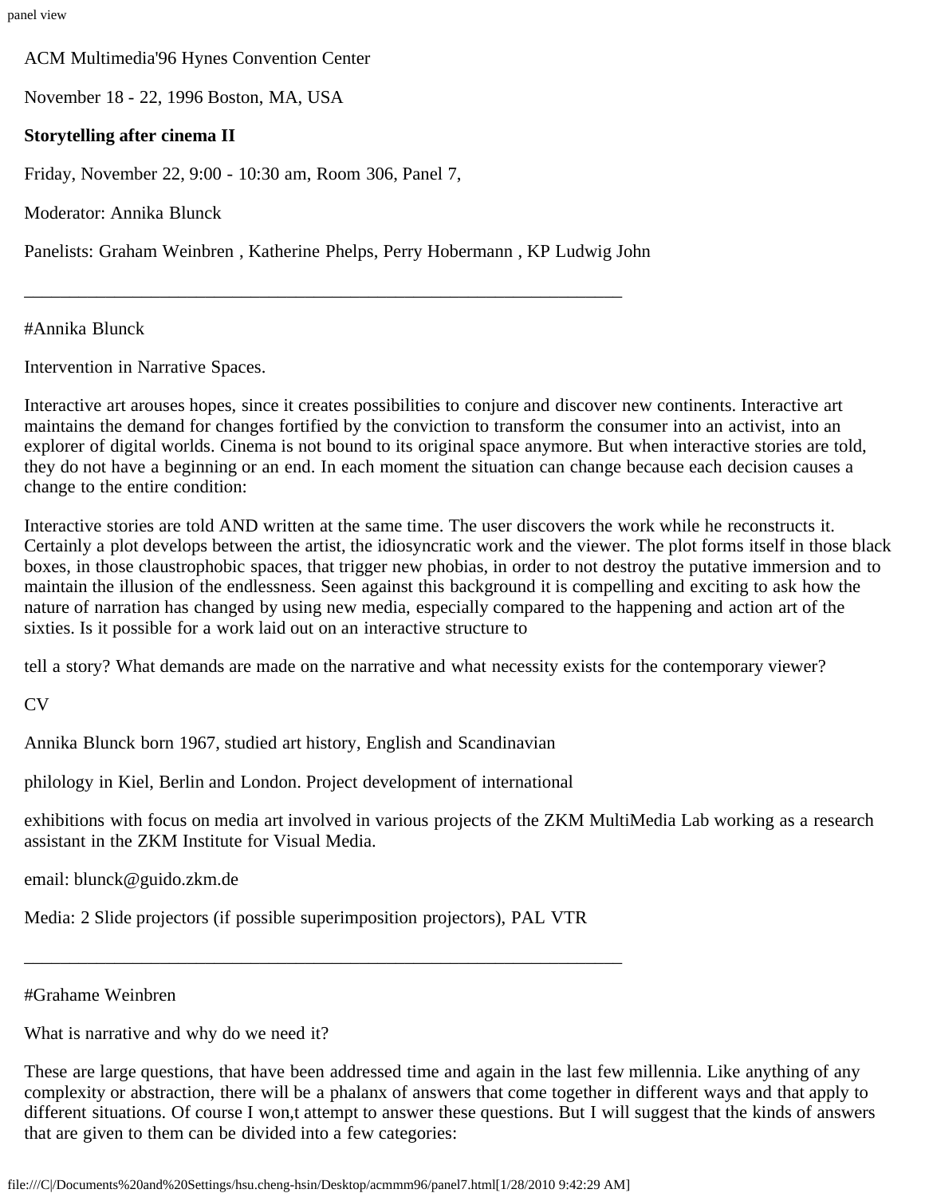ACM Multimedia'96 Hynes Convention Center

November 18 - 22, 1996 Boston, MA, USA

**Storytelling after cinema II**

Friday, November 22, 9:00 - 10:30 am, Room 306, Panel 7,

Moderator: Annika Blunck

Panelists: Graham Weinbren , Katherine Phelps, Perry Hobermann , KP Ludwig John

---

#Annika Blunck

Intervention in Narrative Spaces.

Interactive art arouses hopes, since it creates possibilities to conjure and discover new continents. Interactive art maintains the demand for changes fortified by the conviction to transform the consumer into an activist, into an explorer of digital worlds. Cinema is not bound to its original space anymore. But when interactive stories are told, they do not have a beginning or an end. In each moment the situation can change because each decision causes a change to the entire condition:

Interactive stories are told AND written at the same time. The user discovers the work while he reconstructs it. Certainly a plot develops between the artist, the idiosyncratic work and the viewer. The plot forms itself in those black boxes, in those claustrophobic spaces, that trigger new phobias, in order to not destroy the putative immersion and to maintain the illusion of the endlessness. Seen against this background it is compelling and exciting to ask how the nature of narration has changed by using new media, especially compared to the happening and action art of the sixties. Is it possible for a work laid out on an interactive structure to

tell a story? What demands are made on the narrative and what necessity exists for the contemporary viewer?

CV

Annika Blunck born 1967, studied art history, English and Scandinavian

philology in Kiel, Berlin and London. Project development of international

exhibitions with focus on media art involved in various projects of the ZKM MultiMedia Lab working as a research assistant in the ZKM Institute for Visual Media.

email: blunck@guido.zkm.de

Media: 2 Slide projectors (if possible superimposition projectors), PAL VTR

---

#Grahame Weinbren

What is narrative and why do we need it?

These are large questions, that have been addressed time and again in the last few millennia. Like anything of any complexity or abstraction, there will be a phalanx of answers that come together in different ways and that apply to different situations. Of course I won,t attempt to answer these questions. But I will suggest that the kinds of answers that are given to them can be divided into a few categories: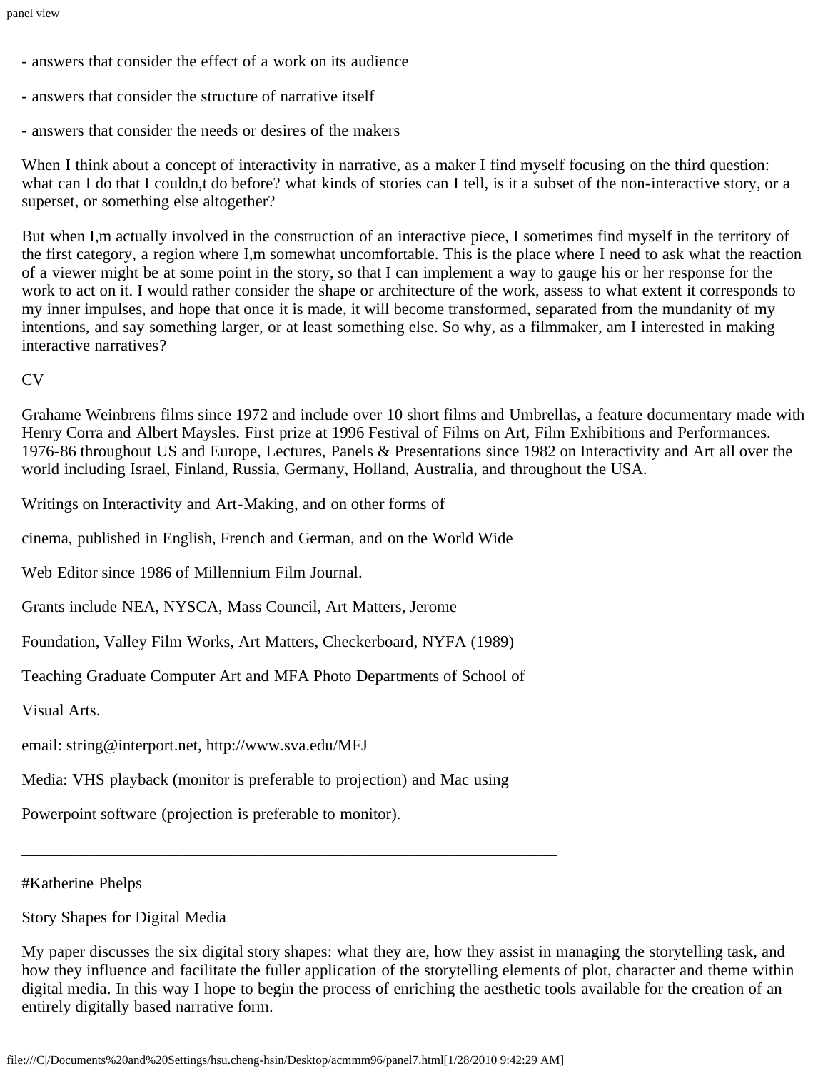- answers that consider the effect of a work on its audience

- answers that consider the structure of narrative itself

- answers that consider the needs or desires of the makers

When I think about a concept of interactivity in narrative, as a maker I find myself focusing on the third question: what can I do that I couldn,t do before? what kinds of stories can I tell, is it a subset of the non-interactive story, or a superset, or something else altogether?

But when I,m actually involved in the construction of an interactive piece, I sometimes find myself in the territory of the first category, a region where I,m somewhat uncomfortable. This is the place where I need to ask what the reaction of a viewer might be at some point in the story, so that I can implement a way to gauge his or her response for the work to act on it. I would rather consider the shape or architecture of the work, assess to what extent it corresponds to my inner impulses, and hope that once it is made, it will become transformed, separated from the mundanity of my intentions, and say something larger, or at least something else. So why, as a filmmaker, am I interested in making interactive narratives?

CV

Grahame Weinbrens films since 1972 and include over 10 short films and Umbrellas, a feature documentary made with Henry Corra and Albert Maysles. First prize at 1996 Festival of Films on Art, Film Exhibitions and Performances. 1976-86 throughout US and Europe, Lectures, Panels & Presentations since 1982 on Interactivity and Art all over the world including Israel, Finland, Russia, Germany, Holland, Australia, and throughout the USA.

Writings on Interactivity and Art-Making, and on other forms of

cinema, published in English, French and German, and on the World Wide

Web Editor since 1986 of Millennium Film Journal.

Grants include NEA, NYSCA, Mass Council, Art Matters, Jerome

Foundation, Valley Film Works, Art Matters, Checkerboard, NYFA (1989)

Teaching Graduate Computer Art and MFA Photo Departments of School of

Visual Arts.

email: string@interport.net, http://www.sva.edu/MFJ

Media: VHS playback (monitor is preferable to projection) and Mac using

Powerpoint software (projection is preferable to monitor).

---

#Katherine Phelps

Story Shapes for Digital Media

My paper discusses the six digital story shapes: what they are, how they assist in managing the storytelling task, and how they influence and facilitate the fuller application of the storytelling elements of plot, character and theme within digital media. In this way I hope to begin the process of enriching the aesthetic tools available for the creation of an entirely digitally based narrative form.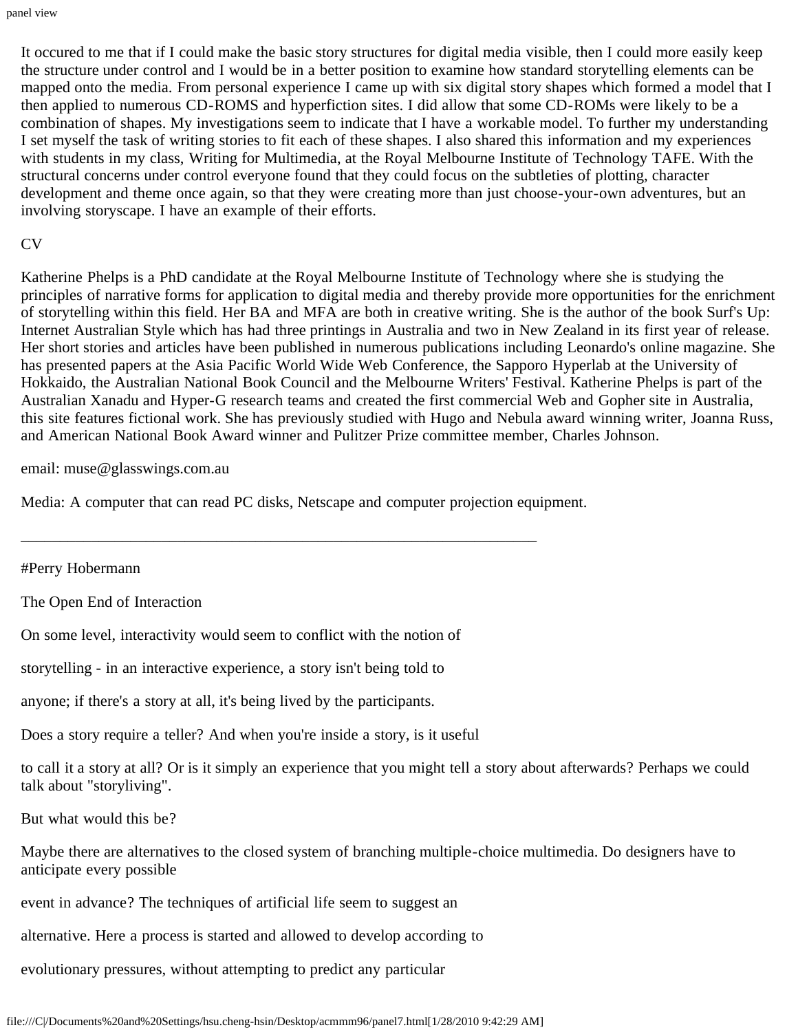It occured to me that if I could make the basic story structures for digital media visible, then I could more easily keep the structure under control and I would be in a better position to examine how standard storytelling elements can be mapped onto the media. From personal experience I came up with six digital story shapes which formed a model that I then applied to numerous CD-ROMS and hyperfiction sites. I did allow that some CD-ROMs were likely to be a combination of shapes. My investigations seem to indicate that I have a workable model. To further my understanding I set myself the task of writing stories to fit each of these shapes. I also shared this information and my experiences with students in my class, Writing for Multimedia, at the Royal Melbourne Institute of Technology TAFE. With the structural concerns under control everyone found that they could focus on the subtleties of plotting, character development and theme once again, so that they were creating more than just choose-your-own adventures, but an involving storyscape. I have an example of their efforts.

CV

Katherine Phelps is a PhD candidate at the Royal Melbourne Institute of Technology where she is studying the principles of narrative forms for application to digital media and thereby provide more opportunities for the enrichment of storytelling within this field. Her BA and MFA are both in creative writing. She is the author of the book Surf's Up: Internet Australian Style which has had three printings in Australia and two in New Zealand in its first year of release. Her short stories and articles have been published in numerous publications including Leonardo's online magazine. She has presented papers at the Asia Pacific World Wide Web Conference, the Sapporo Hyperlab at the University of Hokkaido, the Australian National Book Council and the Melbourne Writers' Festival. Katherine Phelps is part of the Australian Xanadu and Hyper-G research teams and created the first commercial Web and Gopher site in Australia, this site features fictional work. She has previously studied with Hugo and Nebula award winning writer, Joanna Russ, and American National Book Award winner and Pulitzer Prize committee member, Charles Johnson.

email: muse@glasswings.com.au

Media: A computer that can read PC disks, Netscape and computer projection equipment.

---

#Perry Hobermann

The Open End of Interaction

On some level, interactivity would seem to conflict with the notion of

storytelling - in an interactive experience, a story isn't being told to

anyone; if there's a story at all, it's being lived by the participants.

Does a story require a teller? And when you're inside a story, is it useful

to call it a story at all? Or is it simply an experience that you might tell a story about afterwards? Perhaps we could talk about "storyliving".

But what would this be?

Maybe there are alternatives to the closed system of branching multiple-choice multimedia. Do designers have to anticipate every possible

event in advance? The techniques of artificial life seem to suggest an

alternative. Here a process is started and allowed to develop according to

evolutionary pressures, without attempting to predict any particular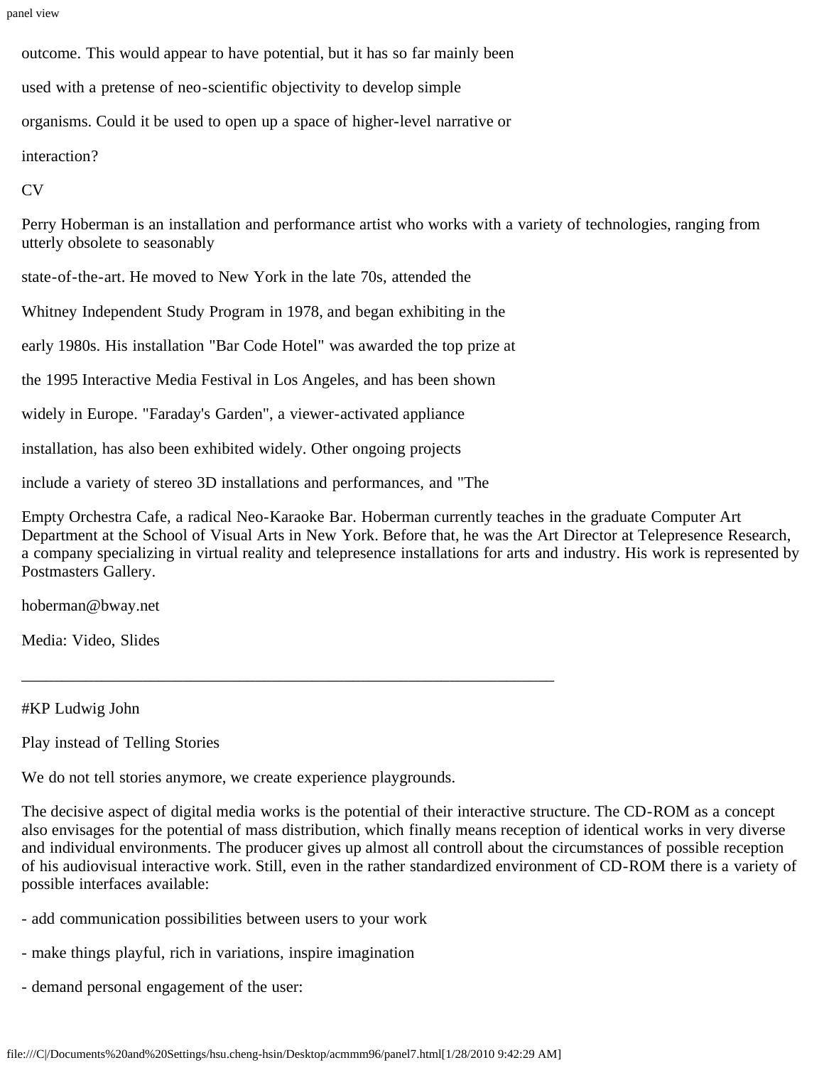outcome. This would appear to have potential, but it has so far mainly been used with a pretense of neo-scientific objectivity to develop simple organisms. Could it be used to open up a space of higher-level narrative or interaction?

CV

Perry Hoberman is an installation and performance artist who works with a variety of technologies, ranging from utterly obsolete to seasonably state-of-the-art. He moved to New York in the late 70s, attended the Whitney Independent Study Program in 1978, and began exhibiting in the early 1980s. His installation "Bar Code Hotel" was awarded the top prize at the 1995 Interactive Media Festival in Los Angeles, and has been shown widely in Europe. "Faraday's Garden", a viewer-activated appliance installation, has also been exhibited widely. Other ongoing projects include a variety of stereo 3D installations and performances, and "The Empty Orchestra Cafe, a radical Neo-Karaoke Bar. Hoberman currently teaches in the graduate Computer Art Department at the School of Visual Arts in New York. Before that, he was the Art Director at Telepresence Research, a company specializing in virtual reality and telepresence installations for arts and industry. His work is represented by Postmasters Gallery.

hoberman@bway.net

Media: Video, Slides

---

#KP Ludwig John

Play instead of Telling Stories

We do not tell stories anymore, we create experience playgrounds.

The decisive aspect of digital media works is the potential of their interactive structure. The CD-ROM as a concept also envisages for the potential of mass distribution, which finally means reception of identical works in very diverse and individual environments. The producer gives up almost all controll about the circumstances of possible reception of his audiovisual interactive work. Still, even in the rather standardized environment of CD-ROM there is a variety of possible interfaces available:

- add communication possibilities between users to your work
- make things playful, rich in variations, inspire imagination
- demand personal engagement of the user: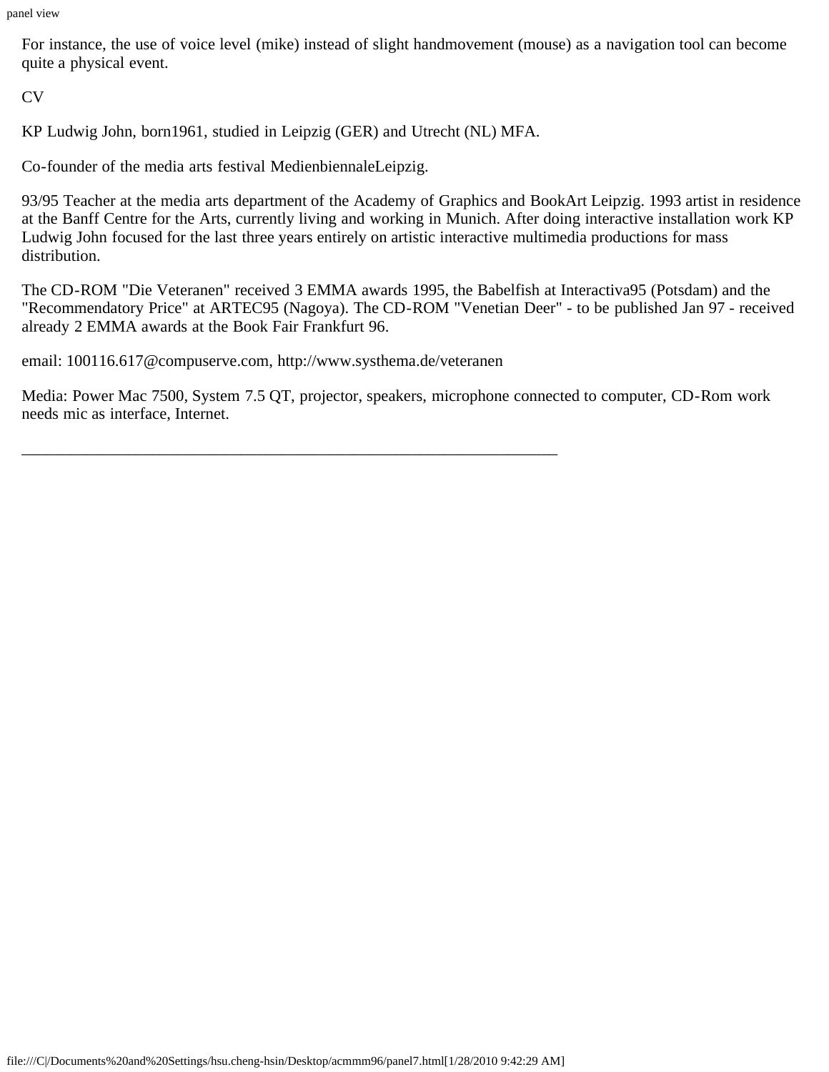For instance, the use of voice level (mike) instead of slight handmovement (mouse) as a navigation tool can become quite a physical event.

CV

KP Ludwig John, born1961, studied in Leipzig (GER) and Utrecht (NL) MFA.

Co-founder of the media arts festival MedienbiennaleLeipzig.

93/95 Teacher at the media arts department of the Academy of Graphics and BookArt Leipzig. 1993 artist in residence at the Banff Centre for the Arts, currently living and working in Munich. After doing interactive installation work KP Ludwig John focused for the last three years entirely on artistic interactive multimedia productions for mass distribution.

The CD-ROM "Die Veteranen" received 3 EMMA awards 1995, the Babelfish at Interactiva95 (Potsdam) and the "Recommendatory Price" at ARTEC95 (Nagoya). The CD-ROM "Venetian Deer" - to be published Jan 97 - received already 2 EMMA awards at the Book Fair Frankfurt 96.

email: 100116.617@compuserve.com, http://www.systhema.de/veteranen

Media: Power Mac 7500, System 7.5 QT, projector, speakers, microphone connected to computer, CD-Rom work needs mic as interface, Internet.

---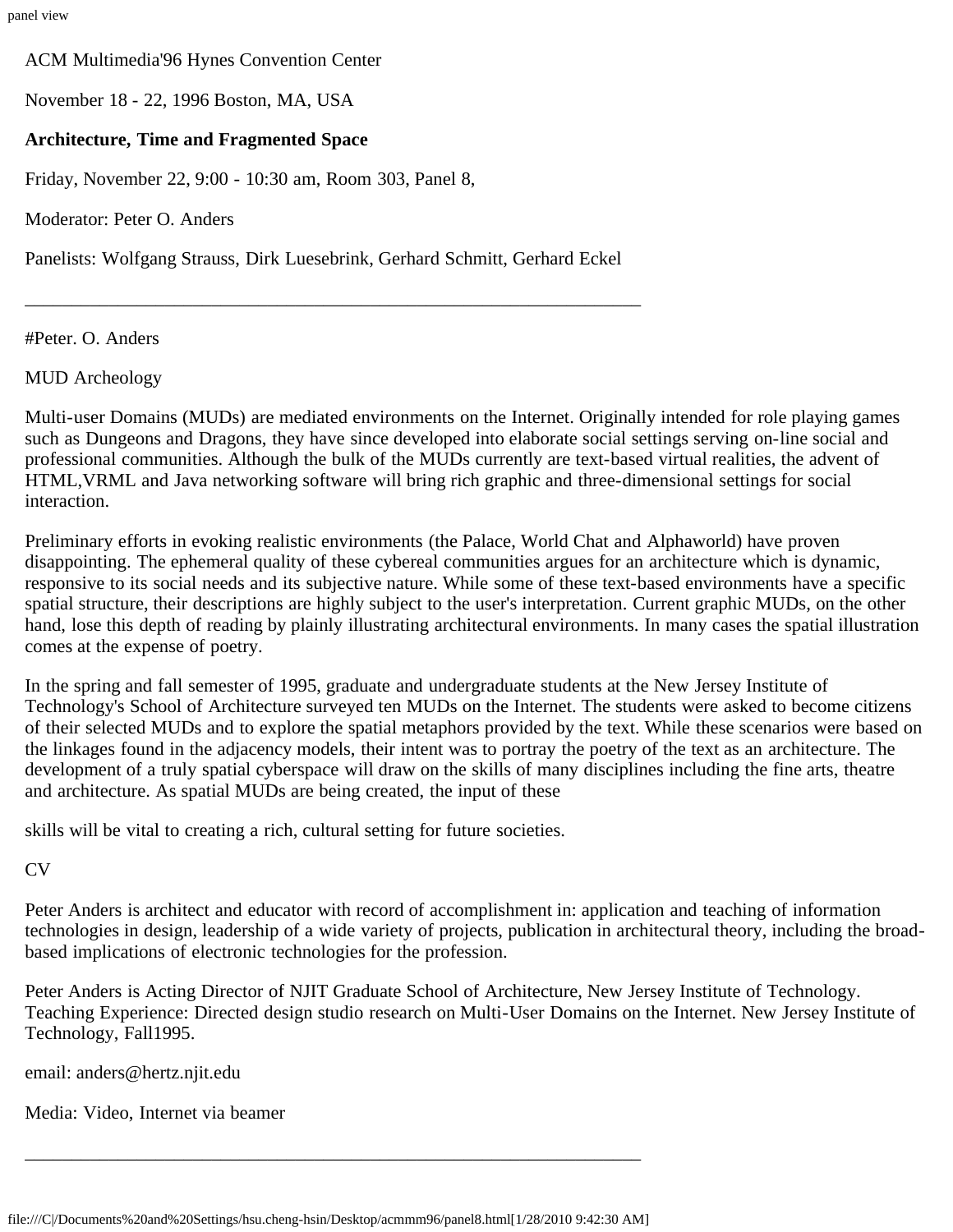ACM Multimedia'96 Hynes Convention Center

November 18 - 22, 1996 Boston, MA, USA

**Architecture, Time and Fragmented Space**

Friday, November 22, 9:00 - 10:30 am, Room 303, Panel 8,

Moderator: Peter O. Anders

Panelists: Wolfgang Strauss, Dirk Luesebrink, Gerhard Schmitt, Gerhard Eckel

---

#Peter. O. Anders

MUD Archeology

Multi-user Domains (MUDs) are mediated environments on the Internet. Originally intended for role playing games such as Dungeons and Dragons, they have since developed into elaborate social settings serving on-line social and professional communities. Although the bulk of the MUDs currently are text-based virtual realities, the advent of HTML,VRML and Java networking software will bring rich graphic and three-dimensional settings for social interaction.

Preliminary efforts in evoking realistic environments (the Palace, World Chat and Alphaworld) have proven disappointing. The ephemeral quality of these cybereal communities argues for an architecture which is dynamic, responsive to its social needs and its subjective nature. While some of these text-based environments have a specific spatial structure, their descriptions are highly subject to the user's interpretation. Current graphic MUDs, on the other hand, lose this depth of reading by plainly illustrating architectural environments. In many cases the spatial illustration comes at the expense of poetry.

In the spring and fall semester of 1995, graduate and undergraduate students at the New Jersey Institute of Technology's School of Architecture surveyed ten MUDs on the Internet. The students were asked to become citizens of their selected MUDs and to explore the spatial metaphors provided by the text. While these scenarios were based on the linkages found in the adjacency models, their intent was to portray the poetry of the text as an architecture. The development of a truly spatial cyberspace will draw on the skills of many disciplines including the fine arts, theatre and architecture. As spatial MUDs are being created, the input of these

skills will be vital to creating a rich, cultural setting for future societies.

CV

Peter Anders is architect and educator with record of accomplishment in: application and teaching of information technologies in design, leadership of a wide variety of projects, publication in architectural theory, including the broad-based implications of electronic technologies for the profession.

Peter Anders is Acting Director of NJIT Graduate School of Architecture, New Jersey Institute of Technology. Teaching Experience: Directed design studio research on Multi-User Domains on the Internet. New Jersey Institute of Technology, Fall1995.

email: anders@hertz.njit.edu

Media: Video, Internet via beamer

---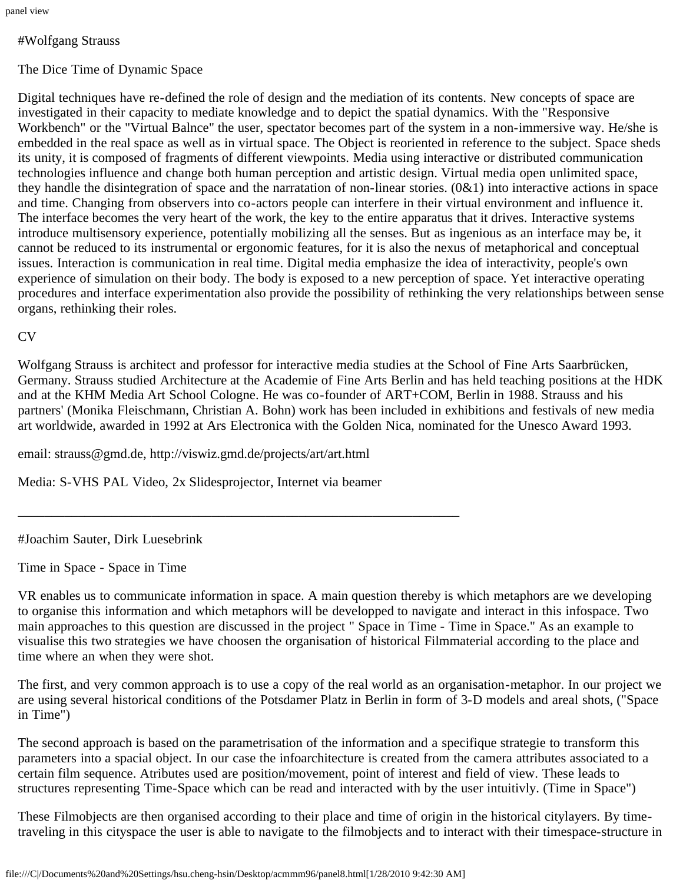#Wolfgang Strauss

The Dice Time of Dynamic Space

Digital techniques have re-defined the role of design and the mediation of its contents. New concepts of space are investigated in their capacity to mediate knowledge and to depict the spatial dynamics. With the "Responsive Workbench" or the "Virtual Balnce" the user, spectator becomes part of the system in a non-immersive way. He/she is embedded in the real space as well as in virtual space. The Object is reoriented in reference to the subject. Space sheds its unity, it is composed of fragments of different viewpoints. Media using interactive or distributed communication technologies influence and change both human perception and artistic design. Virtual media open unlimited space, they handle the disintegration of space and the narratation of non-linear stories. (0&1) into interactive actions in space and time. Changing from observers into co-actors people can interfere in their virtual environment and influence it. The interface becomes the very heart of the work, the key to the entire apparatus that it drives. Interactive systems introduce multisensory experience, potentially mobilizing all the senses. But as ingenious as an interface may be, it cannot be reduced to its instrumental or ergonomic features, for it is also the nexus of metaphorical and conceptual issues. Interaction is communication in real time. Digital media emphasize the idea of interactivity, people's own experience of simulation on their body. The body is exposed to a new perception of space. Yet interactive operating procedures and interface experimentation also provide the possibility of rethinking the very relationships between sense organs, rethinking their roles.

CV

Wolfgang Strauss is architect and professor for interactive media studies at the School of Fine Arts Saarbrücken, Germany. Strauss studied Architecture at the Academie of Fine Arts Berlin and has held teaching positions at the HDK and at the KHM Media Art School Cologne. He was co-founder of ART+COM, Berlin in 1988. Strauss and his partners' (Monika Fleischmann, Christian A. Bohn) work has been included in exhibitions and festivals of new media art worldwide, awarded in 1992 at Ars Electronica with the Golden Nica, nominated for the Unesco Award 1993.

email: strauss@gmd.de, http://viswiz.gmd.de/projects/art/art.html

Media: S-VHS PAL Video, 2x Slidesprojector, Internet via beamer

---

#Joachim Sauter, Dirk Luesebrink

Time in Space - Space in Time

VR enables us to communicate information in space. A main question thereby is which metaphors are we developing to organise this information and which metaphors will be developped to navigate and interact in this infospace. Two main approaches to this question are discussed in the project " Space in Time - Time in Space." As an example to visualise this two strategies we have choosen the organisation of historical Filmmaterial according to the place and time where an when they were shot.

The first, and very common approach is to use a copy of the real world as an organisation-metaphor. In our project we are using several historical conditions of the Potsdamer Platz in Berlin in form of 3-D models and areal shots, ("Space in Time")

The second approach is based on the parametrisation of the information and a specifique strategie to transform this parameters into a spacial object. In our case the infoarchitecture is created from the camera attributes associated to a certain film sequence. Atributes used are position/movement, point of interest and field of view. These leads to structures representing Time-Space which can be read and interacted with by the user intuitivly. (Time in Space")

These Filmobjects are then organised according to their place and time of origin in the historical citylayers. By time-traveling in this cityspace the user is able to navigate to the filmobjects and to interact with their timespace-structure in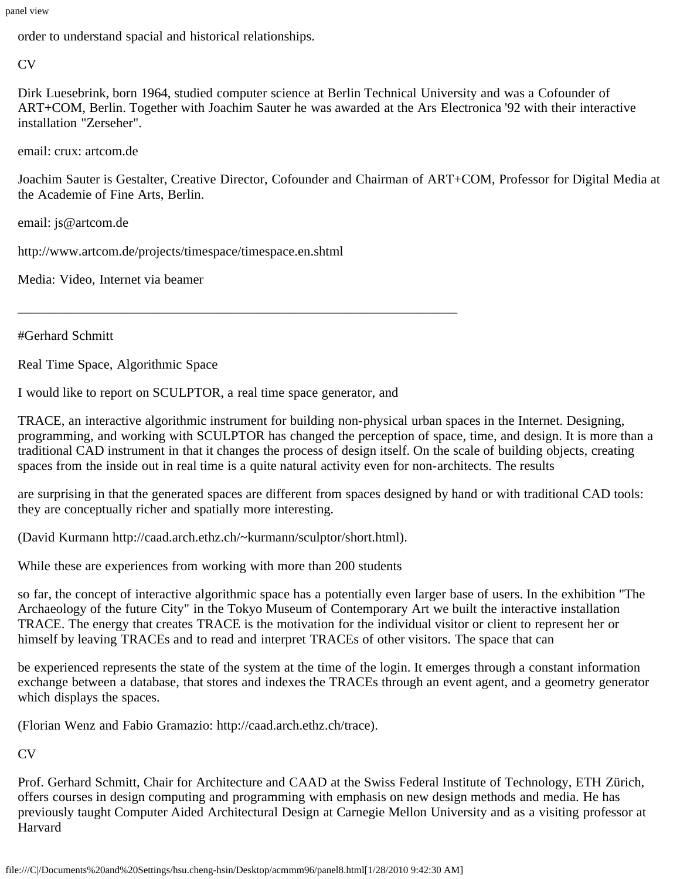order to understand spacial and historical relationships.

CV

Dirk Luesebrink, born 1964, studied computer science at Berlin Technical University and was a Cofounder of ART+COM, Berlin. Together with Joachim Sauter he was awarded at the Ars Electronica '92 with their interactive installation "Zerseher".

email: crux: artcom.de

Joachim Sauter is Gestalter, Creative Director, Cofounder and Chairman of ART+COM, Professor for Digital Media at the Academie of Fine Arts, Berlin.

email: js@artcom.de

http://www.artcom.de/projects/timespace/timespace.en.shtml

Media: Video, Internet via beamer

---

#Gerhard Schmitt

Real Time Space, Algorithmic Space

I would like to report on SCULPTOR, a real time space generator, and

TRACE, an interactive algorithmic instrument for building non-physical urban spaces in the Internet. Designing, programming, and working with SCULPTOR has changed the perception of space, time, and design. It is more than a traditional CAD instrument in that it changes the process of design itself. On the scale of building objects, creating spaces from the inside out in real time is a quite natural activity even for non-architects. The results

are surprising in that the generated spaces are different from spaces designed by hand or with traditional CAD tools: they are conceptually richer and spatially more interesting.

(David Kurmann http://caad.arch.ethz.ch/~kurmann/sculptor/short.html).

While these are experiences from working with more than 200 students

so far, the concept of interactive algorithmic space has a potentially even larger base of users. In the exhibition "The Archaeology of the future City" in the Tokyo Museum of Contemporary Art we built the interactive installation TRACE. The energy that creates TRACE is the motivation for the individual visitor or client to represent her or himself by leaving TRACEs and to read and interpret TRACEs of other visitors. The space that can

be experienced represents the state of the system at the time of the login. It emerges through a constant information exchange between a database, that stores and indexes the TRACEs through an event agent, and a geometry generator which displays the spaces.

(Florian Wenz and Fabio Gramazio: http://caad.arch.ethz.ch/trace).

CV

Prof. Gerhard Schmitt, Chair for Architecture and CAAD at the Swiss Federal Institute of Technology, ETH Zürich, offers courses in design computing and programming with emphasis on new design methods and media. He has previously taught Computer Aided Architectural Design at Carnegie Mellon University and as a visiting professor at Harvard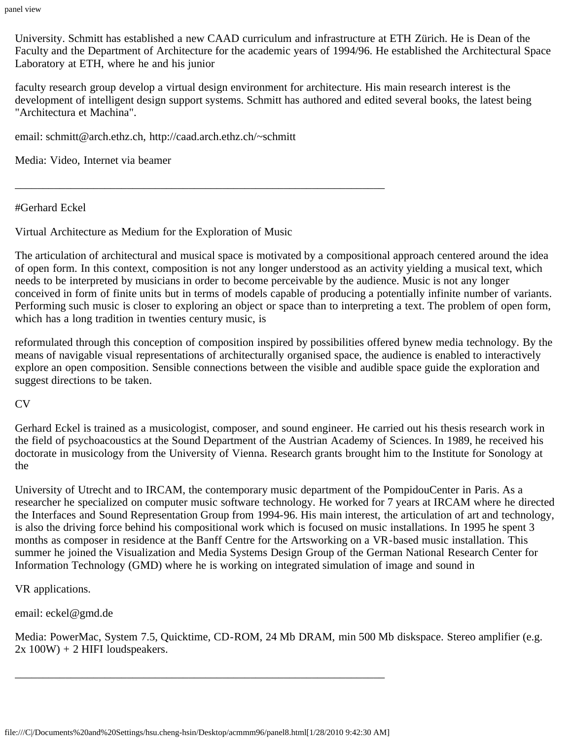University. Schmitt has established a new CAAD curriculum and infrastructure at ETH Zürich. He is Dean of the Faculty and the Department of Architecture for the academic years of 1994/96. He established the Architectural Space Laboratory at ETH, where he and his junior

faculty research group develop a virtual design environment for architecture. His main research interest is the development of intelligent design support systems. Schmitt has authored and edited several books, the latest being "Architectura et Machina".

email: schmitt@arch.ethz.ch, http://caad.arch.ethz.ch/~schmitt

Media: Video, Internet via beamer

---

#Gerhard Eckel

Virtual Architecture as Medium for the Exploration of Music

The articulation of architectural and musical space is motivated by a compositional approach centered around the idea of open form. In this context, composition is not any longer understood as an activity yielding a musical text, which needs to be interpreted by musicians in order to become perceivable by the audience. Music is not any longer conceived in form of finite units but in terms of models capable of producing a potentially infinite number of variants. Performing such music is closer to exploring an object or space than to interpreting a text. The problem of open form, which has a long tradition in twenties century music, is

reformulated through this conception of composition inspired by possibilities offered bynew media technology. By the means of navigable visual representations of architecturally organised space, the audience is enabled to interactively explore an open composition. Sensible connections between the visible and audible space guide the exploration and suggest directions to be taken.

CV

Gerhard Eckel is trained as a musicologist, composer, and sound engineer. He carried out his thesis research work in the field of psychoacoustics at the Sound Department of the Austrian Academy of Sciences. In 1989, he received his doctorate in musicology from the University of Vienna. Research grants brought him to the Institute for Sonology at the

University of Utrecht and to IRCAM, the contemporary music department of the PompidouCenter in Paris. As a researcher he specialized on computer music software technology. He worked for 7 years at IRCAM where he directed the Interfaces and Sound Representation Group from 1994-96. His main interest, the articulation of art and technology, is also the driving force behind his compositional work which is focused on music installations. In 1995 he spent 3 months as composer in residence at the Banff Centre for the Artsworking on a VR-based music installation. This summer he joined the Visualization and Media Systems Design Group of the German National Research Center for Information Technology (GMD) where he is working on integrated simulation of image and sound in

VR applications.

email: eckel@gmd.de

Media: PowerMac, System 7.5, Quicktime, CD-ROM, 24 Mb DRAM, min 500 Mb diskspace. Stereo amplifier (e.g. 2x 100W) + 2 HIFI loudspeakers.

---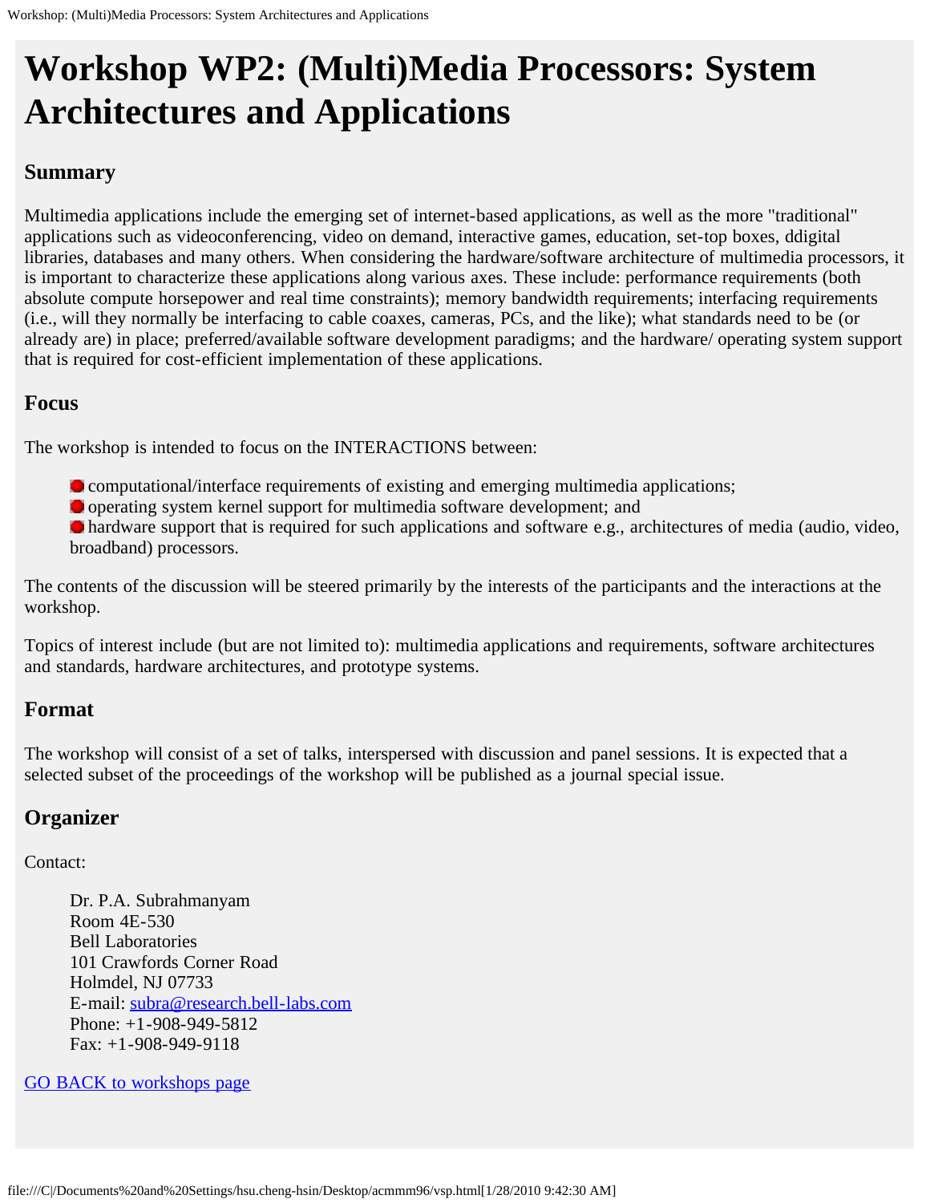# Workshop WP2: (Multi)Media Processors: System Architectures and Applications

## Summary

Multimedia applications include the emerging set of internet-based applications, as well as the more "traditional" applications such as videoconferencing, video on demand, interactive games, education, set-top boxes, ddigital libraries, databases and many others. When considering the hardware/software architecture of multimedia processors, it is important to characterize these applications along various axes. These include: performance requirements (both absolute compute horsepower and real time constraints); memory bandwidth requirements; interfacing requirements (i.e., will they normally be interfacing to cable coaxes, cameras, PCs, and the like); what standards need to be (or already are) in place; preferred/available software development paradigms; and the hardware/ operating system support that is required for cost-efficient implementation of these applications.

## Focus

The workshop is intended to focus on the INTERACTIONS between:

- computational/interface requirements of existing and emerging multimedia applications;
- operating system kernel support for multimedia software development; and
- hardware support that is required for such applications and software e.g., architectures of media (audio, video, broadband) processors.

The contents of the discussion will be steered primarily by the interests of the participants and the interactions at the workshop.

Topics of interest include (but are not limited to): multimedia applications and requirements, software architectures and standards, hardware architectures, and prototype systems.

## Format

The workshop will consist of a set of talks, interspersed with discussion and panel sessions. It is expected that a selected subset of the proceedings of the workshop will be published as a journal special issue.

## Organizer

Contact:

Dr. P.A. Subrahmanyam
Room 4E-530
Bell Laboratories
101 Crawfords Corner Road
Holmdel, NJ 07733
E-mail: subra@research.bell-labs.com
Phone: +1-908-949-5812
Fax: +1-908-949-9118

GO BACK to workshops page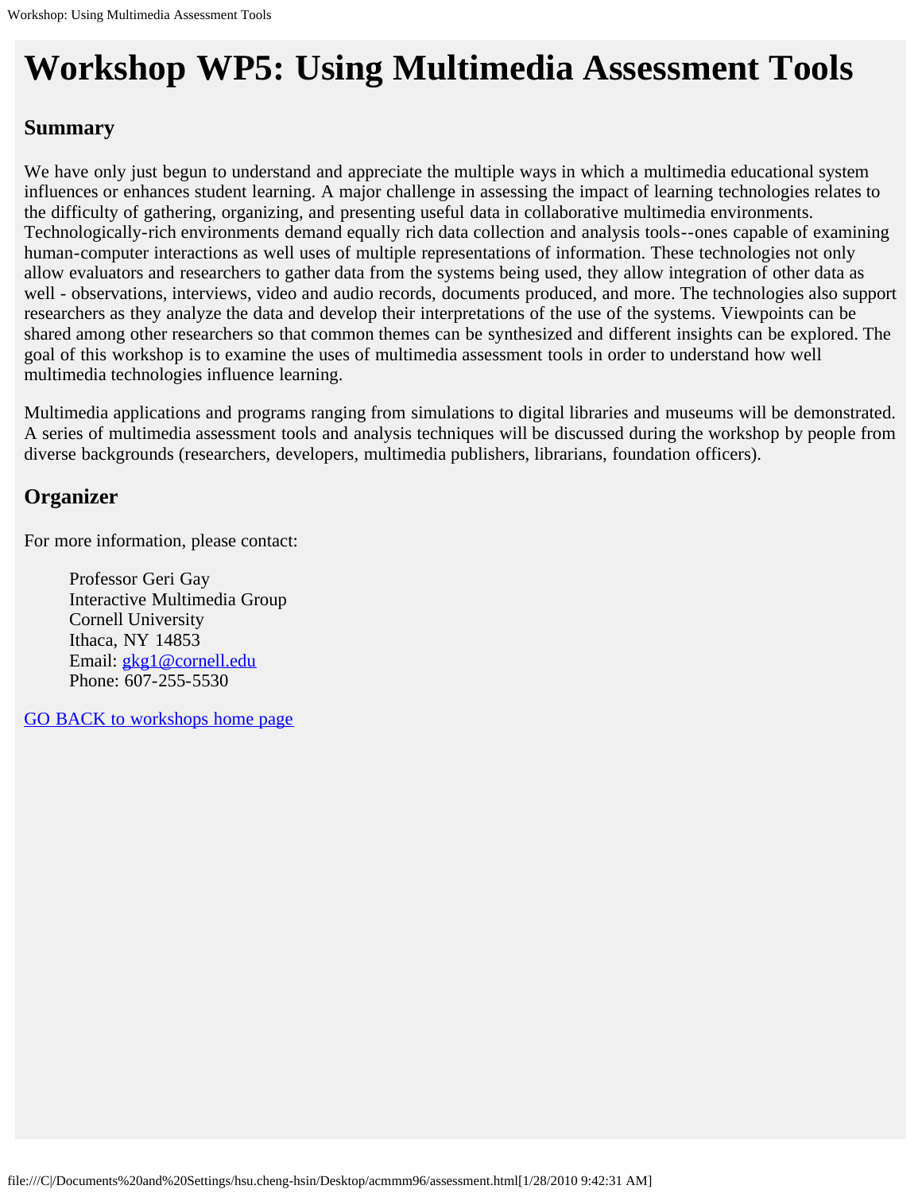# Workshop WP5: Using Multimedia Assessment Tools

## Summary

We have only just begun to understand and appreciate the multiple ways in which a multimedia educational system influences or enhances student learning. A major challenge in assessing the impact of learning technologies relates to the difficulty of gathering, organizing, and presenting useful data in collaborative multimedia environments. Technologically-rich environments demand equally rich data collection and analysis tools--ones capable of examining human-computer interactions as well uses of multiple representations of information. These technologies not only allow evaluators and researchers to gather data from the systems being used, they allow integration of other data as well - observations, interviews, video and audio records, documents produced, and more. The technologies also support researchers as they analyze the data and develop their interpretations of the use of the systems. Viewpoints can be shared among other researchers so that common themes can be synthesized and different insights can be explored. The goal of this workshop is to examine the uses of multimedia assessment tools in order to understand how well multimedia technologies influence learning.

Multimedia applications and programs ranging from simulations to digital libraries and museums will be demonstrated. A series of multimedia assessment tools and analysis techniques will be discussed during the workshop by people from diverse backgrounds (researchers, developers, multimedia publishers, librarians, foundation officers).

## Organizer

For more information, please contact:

> Professor Geri Gay
> Interactive Multimedia Group
> Cornell University
> Ithaca, NY 14853
> Email: gkg1@cornell.edu
> Phone: 607-255-5530

GO BACK to workshops home page